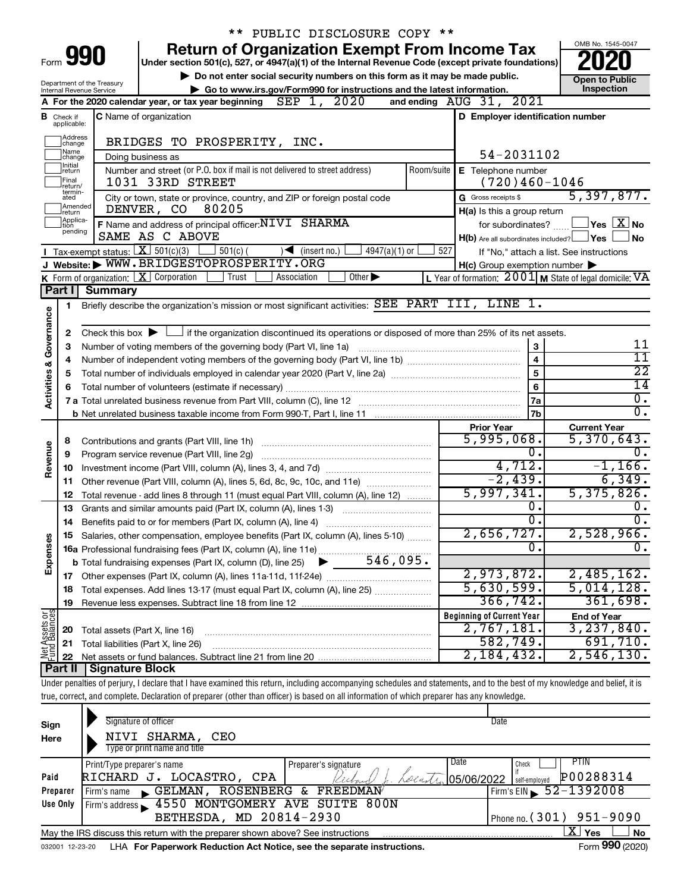\*\* PUBLIC DISCLOSURE COPY \*\*

# Form 990 — Return of Organization Exempt From Income Tax

Under section 501(c), 527, or 4947(a)(1) of the Internal Revenue Code (except private foundations)

▶ Do not enter social security numbers on this form as it may be made public.

▶ Go to www.irs.gov/Form990 for instructions and the latest information.

Department of the Treasury, Internal Revenue Service

OMB No. 1545-0047 — **2020** — Open to Public Inspection

**A** For the 2020 calendar year, or tax year beginning SEP 1, 2020 and ending AUG 31, 2021

**B** Check if applicable: Address change, Name change, Initial return, Final return/terminated, Amended return, Application pending

**C** Name of organization: BRIDGES TO PROSPERITY, INC.

Doing business as

Number and street (or P.O. box if mail is not delivered to street address): 1031 33RD STREET — Room/suite

City or town, state or province, country, and ZIP or foreign postal code: DENVER, CO 80205

**D** Employer identification number: 54-2031102

**E** Telephone number: (720)460-1046

**G** Gross receipts $ 5,397,877.

**F** Name and address of principal officer: NIVI SHARMA, SAME AS C ABOVE

**H(a)** Is this a group return for subordinates? Yes [ ] No [X]

**H(b)** Are all subordinates included? Yes [ ] No [ ] If "No," attach a list. See instructions

**H(c)** Group exemption number ▶

**I** Tax-exempt status: [X] 501(c)(3) [ ] 501(c) ( ) ◀ (insert no.) [ ] 4947(a)(1) or [ ] 527

**J** Website: ▶ WWW.BRIDGESTOPROSPERITY.ORG

**K** Form of organization: [X] Corporation [ ] Trust [ ] Association [ ] Other ▶

**L** Year of formation: 2001 **M** State of legal domicile: VA

## Part I Summary

**Activities & Governance**

1. Briefly describe the organization's mission or most significant activities: SEE PART III, LINE 1.
2. Check this box ▶ [ ] if the organization discontinued its operations or disposed of more than 25% of its net assets.

| | | Line | |
|---|---|---|---|
| 3 | Number of voting members of the governing body (Part VI, line 1a) | 3 | 11 |
| 4 | Number of independent voting members of the governing body (Part VI, line 1b) | 4 | 11 |
| 5 | Total number of individuals employed in calendar year 2020 (Part V, line 2a) | 5 | 22 |
| 6 | Total number of volunteers (estimate if necessary) | 6 | 14 |
| 7a | Total unrelated business revenue from Part VIII, column (C), line 12 | 7a | 0. |
| 7b | Net unrelated business taxable income from Form 990-T, Part I, line 11 | 7b | 0. |

| | | Prior Year | Current Year |
|---|---|---|---|
| **Revenue** | | | |
| 8 | Contributions and grants (Part VIII, line 1h) | 5,995,068. | 5,370,643. |
| 9 | Program service revenue (Part VIII, line 2g) | 0. | 0. |
| 10 | Investment income (Part VIII, column (A), lines 3, 4, and 7d) | 4,712. | -1,166. |
| 11 | Other revenue (Part VIII, column (A), lines 5, 6d, 8c, 9c, 10c, and 11e) | -2,439. | 6,349. |
| 12 | Total revenue - add lines 8 through 11 (must equal Part VIII, column (A), line 12) | 5,997,341. | 5,375,826. |
| **Expenses** | | | |
| 13 | Grants and similar amounts paid (Part IX, column (A), lines 1-3) | 0. | 0. |
| 14 | Benefits paid to or for members (Part IX, column (A), line 4) | 0. | 0. |
| 15 | Salaries, other compensation, employee benefits (Part IX, column (A), lines 5-10) | 2,656,727. | 2,528,966. |
| 16a | Professional fundraising fees (Part IX, column (A), line 11e) | 0. | 0. |
| b | Total fundraising expenses (Part IX, column (D), line 25) ▶ 546,095. | | |
| 17 | Other expenses (Part IX, column (A), lines 11a-11d, 11f-24e) | 2,973,872. | 2,485,162. |
| 18 | Total expenses. Add lines 13-17 (must equal Part IX, column (A), line 25) | 5,630,599. | 5,014,128. |
| 19 | Revenue less expenses. Subtract line 18 from line 12 | 366,742. | 361,698. |

| | **Net Assets or Fund Balances** | Beginning of Current Year | End of Year |
|---|---|---|---|
| 20 | Total assets (Part X, line 16) | 2,767,181. | 3,237,840. |
| 21 | Total liabilities (Part X, line 26) | 582,749. | 691,710. |
| 22 | Net assets or fund balances. Subtract line 21 from line 20 | 2,184,432. | 2,546,130. |

## Part II Signature Block

Under penalties of perjury, I declare that I have examined this return, including accompanying schedules and statements, and to the best of my knowledge and belief, it is true, correct, and complete. Declaration of preparer (other than officer) is based on all information of which preparer has any knowledge.

**Sign Here**

Signature of officer — Date

NIVI SHARMA, CEO

Type or print name and title

**Paid Preparer Use Only**

| Print/Type preparer's name | Preparer's signature | Date | Check if self-employed | PTIN |
|---|---|---|---|---|
| RICHARD J. LOCASTRO, CPA | Richard J. Locastro | 05/06/2022 | [ ] | P00288314 |

Firm's name ▶ GELMAN, ROSENBERG & FREEDMAN — Firm's EIN ▶ 52-1392008

Firm's address ▶ 4550 MONTGOMERY AVE SUITE 800N, BETHESDA, MD 20814-2930 — Phone no. (301) 951-9090

May the IRS discuss this return with the preparer shown above? See instructions [X] Yes [ ] No

032001 12-23-20 LHA For Paperwork Reduction Act Notice, see the separate instructions. Form 990 (2020)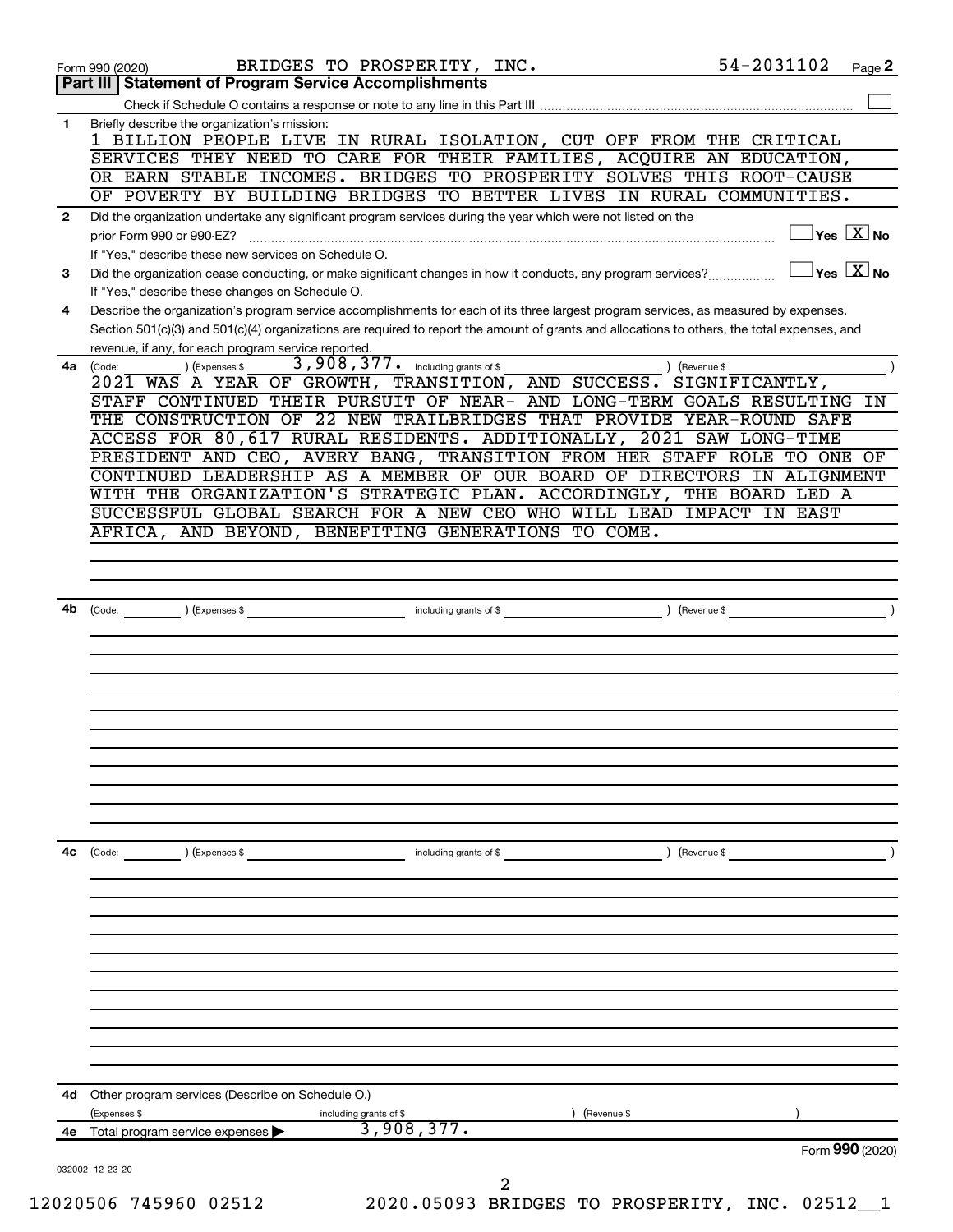Form 990 (2020) BRIDGES TO PROSPERITY, INC. 54-2031102 Page **2**

## Part III | Statement of Program Service Accomplishments

Check if Schedule O contains a response or note to any line in this Part III ☐

**1** Briefly describe the organization's mission:

1 BILLION PEOPLE LIVE IN RURAL ISOLATION, CUT OFF FROM THE CRITICAL SERVICES THEY NEED TO CARE FOR THEIR FAMILIES, ACQUIRE AN EDUCATION, OR EARN STABLE INCOMES. BRIDGES TO PROSPERITY SOLVES THIS ROOT-CAUSE OF POVERTY BY BUILDING BRIDGES TO BETTER LIVES IN RURAL COMMUNITIES.

**2** Did the organization undertake any significant program services during the year which were not listed on the prior Form 990 or 990-EZ? ☐ Yes ☒ No

If "Yes," describe these new services on Schedule O.

**3** Did the organization cease conducting, or make significant changes in how it conducts, any program services? ☐ Yes ☒ No

If "Yes," describe these changes on Schedule O.

**4** Describe the organization's program service accomplishments for each of its three largest program services, as measured by expenses. Section 501(c)(3) and 501(c)(4) organizations are required to report the amount of grants and allocations to others, the total expenses, and revenue, if any, for each program service reported.

**4a** (Code: ) (Expenses $ 3,908,377. including grants of $ ) (Revenue $ )

2021 WAS A YEAR OF GROWTH, TRANSITION, AND SUCCESS. SIGNIFICANTLY, STAFF CONTINUED THEIR PURSUIT OF NEAR- AND LONG-TERM GOALS RESULTING IN THE CONSTRUCTION OF 22 NEW TRAILBRIDGES THAT PROVIDE YEAR-ROUND SAFE ACCESS FOR 80,617 RURAL RESIDENTS. ADDITIONALLY, 2021 SAW LONG-TIME PRESIDENT AND CEO, AVERY BANG, TRANSITION FROM HER STAFF ROLE TO ONE OF CONTINUED LEADERSHIP AS A MEMBER OF OUR BOARD OF DIRECTORS IN ALIGNMENT WITH THE ORGANIZATION'S STRATEGIC PLAN. ACCORDINGLY, THE BOARD LED A SUCCESSFUL GLOBAL SEARCH FOR A NEW CEO WHO WILL LEAD IMPACT IN EAST AFRICA, AND BEYOND, BENEFITING GENERATIONS TO COME.

**4b** (Code: ) (Expenses $ including grants of $ ) (Revenue $ )

**4c** (Code: ) (Expenses $ including grants of $ ) (Revenue $ )

**4d** Other program services (Describe on Schedule O.)

(Expenses $ including grants of $ ) (Revenue $ )

**4e** Total program service expenses ▶ 3,908,377.

Form **990** (2020)

032002 12-23-20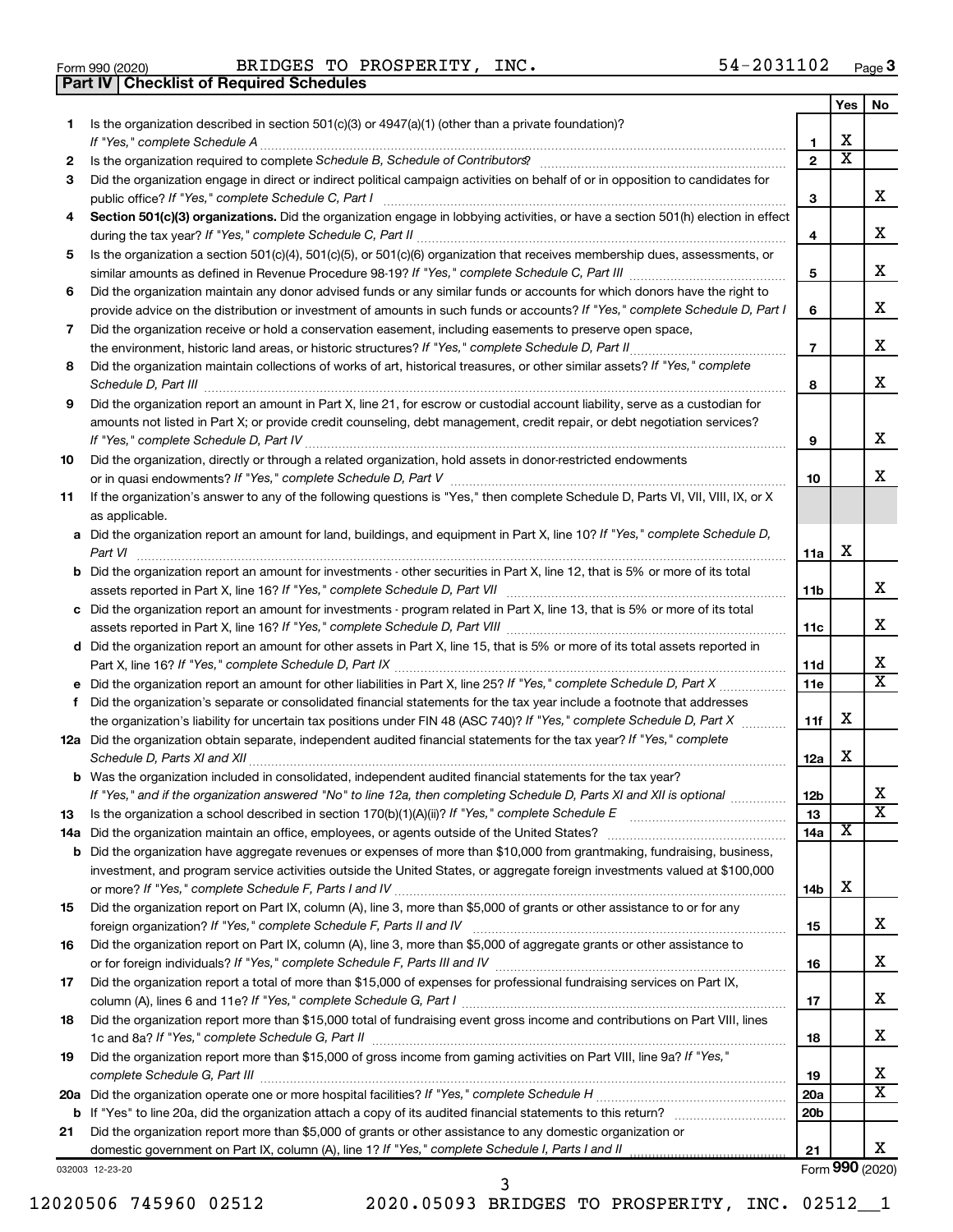Form 990 (2020) BRIDGES TO PROSPERITY, INC. 54-2031102 Page 3

**Part IV | Checklist of Required Schedules**

| | | | Yes | No |
|---|---|---|---|---|
| 1 | Is the organization described in section 501(c)(3) or 4947(a)(1) (other than a private foundation)? *If "Yes," complete Schedule A* | 1 | X | |
| 2 | Is the organization required to complete *Schedule B, Schedule of Contributors*? | 2 | X | |
| 3 | Did the organization engage in direct or indirect political campaign activities on behalf of or in opposition to candidates for public office? *If "Yes," complete Schedule C, Part I* | 3 | | X |
| 4 | **Section 501(c)(3) organizations.** Did the organization engage in lobbying activities, or have a section 501(h) election in effect during the tax year? *If "Yes," complete Schedule C, Part II* | 4 | | X |
| 5 | Is the organization a section 501(c)(4), 501(c)(5), or 501(c)(6) organization that receives membership dues, assessments, or similar amounts as defined in Revenue Procedure 98-19? *If "Yes," complete Schedule C, Part III* | 5 | | X |
| 6 | Did the organization maintain any donor advised funds or any similar funds or accounts for which donors have the right to provide advice on the distribution or investment of amounts in such funds or accounts? *If "Yes," complete Schedule D, Part I* | 6 | | X |
| 7 | Did the organization receive or hold a conservation easement, including easements to preserve open space, the environment, historic land areas, or historic structures? *If "Yes," complete Schedule D, Part II* | 7 | | X |
| 8 | Did the organization maintain collections of works of art, historical treasures, or other similar assets? *If "Yes," complete Schedule D, Part III* | 8 | | X |
| 9 | Did the organization report an amount in Part X, line 21, for escrow or custodial account liability, serve as a custodian for amounts not listed in Part X; or provide credit counseling, debt management, credit repair, or debt negotiation services? *If "Yes," complete Schedule D, Part IV* | 9 | | X |
| 10 | Did the organization, directly or through a related organization, hold assets in donor-restricted endowments or in quasi endowments? *If "Yes," complete Schedule D, Part V* | 10 | | X |
| 11 | If the organization's answer to any of the following questions is "Yes," then complete Schedule D, Parts VI, VII, VIII, IX, or X as applicable. | | | |
| a | Did the organization report an amount for land, buildings, and equipment in Part X, line 10? *If "Yes," complete Schedule D, Part VI* | 11a | X | |
| b | Did the organization report an amount for investments - other securities in Part X, line 12, that is 5% or more of its total assets reported in Part X, line 16? *If "Yes," complete Schedule D, Part VII* | 11b | | X |
| c | Did the organization report an amount for investments - program related in Part X, line 13, that is 5% or more of its total assets reported in Part X, line 16? *If "Yes," complete Schedule D, Part VIII* | 11c | | X |
| d | Did the organization report an amount for other assets in Part X, line 15, that is 5% or more of its total assets reported in Part X, line 16? *If "Yes," complete Schedule D, Part IX* | 11d | | X |
| e | Did the organization report an amount for other liabilities in Part X, line 25? *If "Yes," complete Schedule D, Part X* | 11e | | X |
| f | Did the organization's separate or consolidated financial statements for the tax year include a footnote that addresses the organization's liability for uncertain tax positions under FIN 48 (ASC 740)? *If "Yes," complete Schedule D, Part X* | 11f | X | |
| 12a | Did the organization obtain separate, independent audited financial statements for the tax year? *If "Yes," complete Schedule D, Parts XI and XII* | 12a | X | |
| b | Was the organization included in consolidated, independent audited financial statements for the tax year? *If "Yes," and if the organization answered "No" to line 12a, then completing Schedule D, Parts XI and XII is optional* | 12b | | X |
| 13 | Is the organization a school described in section 170(b)(1)(A)(ii)? *If "Yes," complete Schedule E* | 13 | | X |
| 14a | Did the organization maintain an office, employees, or agents outside of the United States? | 14a | X | |
| b | Did the organization have aggregate revenues or expenses of more than $10,000 from grantmaking, fundraising, business, investment, and program service activities outside the United States, or aggregate foreign investments valued at $100,000 or more? *If "Yes," complete Schedule F, Parts I and IV* | 14b | X | |
| 15 | Did the organization report on Part IX, column (A), line 3, more than $5,000 of grants or other assistance to or for any foreign organization? *If "Yes," complete Schedule F, Parts II and IV* | 15 | | X |
| 16 | Did the organization report on Part IX, column (A), line 3, more than $5,000 of aggregate grants or other assistance to or for foreign individuals? *If "Yes," complete Schedule F, Parts III and IV* | 16 | | X |
| 17 | Did the organization report a total of more than $15,000 of expenses for professional fundraising services on Part IX, column (A), lines 6 and 11e? *If "Yes," complete Schedule G, Part I* | 17 | | X |
| 18 | Did the organization report more than $15,000 total of fundraising event gross income and contributions on Part VIII, lines 1c and 8a? *If "Yes," complete Schedule G, Part II* | 18 | | X |
| 19 | Did the organization report more than $15,000 of gross income from gaming activities on Part VIII, line 9a? *If "Yes," complete Schedule G, Part III* | 19 | | X |
| 20a | Did the organization operate one or more hospital facilities? *If "Yes," complete Schedule H* | 20a | | X |
| b | If "Yes" to line 20a, did the organization attach a copy of its audited financial statements to this return? | 20b | | |
| 21 | Did the organization report more than $5,000 of grants or other assistance to any domestic organization or domestic government on Part IX, column (A), line 1? *If "Yes," complete Schedule I, Parts I and II* | 21 | | X |

032003 12-23-20 Form **990** (2020)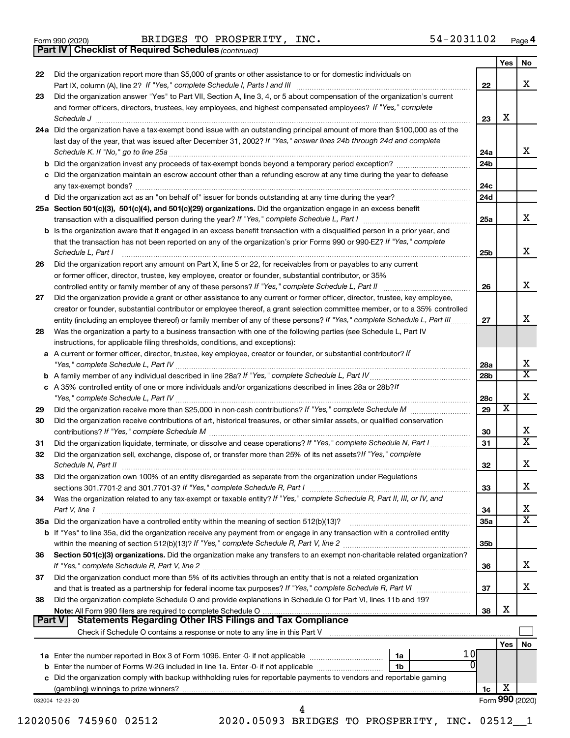Form 990 (2020) BRIDGES TO PROSPERITY, INC. 54-2031102 Page 4

**Part IV | Checklist of Required Schedules** *(continued)*

| | | | Yes | No |
|---|---|---|---|---|
| 22 | Did the organization report more than $5,000 of grants or other assistance to or for domestic individuals on Part IX, column (A), line 2? *If "Yes," complete Schedule I, Parts I and III* | 22 | | X |
| 23 | Did the organization answer "Yes" to Part VII, Section A, line 3, 4, or 5 about compensation of the organization's current and former officers, directors, trustees, key employees, and highest compensated employees? *If "Yes," complete Schedule J* | 23 | X | |
| 24a | Did the organization have a tax-exempt bond issue with an outstanding principal amount of more than $100,000 as of the last day of the year, that was issued after December 31, 2002? *If "Yes," answer lines 24b through 24d and complete Schedule K. If "No," go to line 25a* | 24a | | X |
| b | Did the organization invest any proceeds of tax-exempt bonds beyond a temporary period exception? | 24b | | |
| c | Did the organization maintain an escrow account other than a refunding escrow at any time during the year to defease any tax-exempt bonds? | 24c | | |
| d | Did the organization act as an "on behalf of" issuer for bonds outstanding at any time during the year? | 24d | | |
| 25a | **Section 501(c)(3), 501(c)(4), and 501(c)(29) organizations.** Did the organization engage in an excess benefit transaction with a disqualified person during the year? *If "Yes," complete Schedule L, Part I* | 25a | | X |
| b | Is the organization aware that it engaged in an excess benefit transaction with a disqualified person in a prior year, and that the transaction has not been reported on any of the organization's prior Forms 990 or 990-EZ? *If "Yes," complete Schedule L, Part I* | 25b | | X |
| 26 | Did the organization report any amount on Part X, line 5 or 22, for receivables from or payables to any current or former officer, director, trustee, key employee, creator or founder, substantial contributor, or 35% controlled entity or family member of any of these persons? *If "Yes," complete Schedule L, Part II* | 26 | | X |
| 27 | Did the organization provide a grant or other assistance to any current or former officer, director, trustee, key employee, creator or founder, substantial contributor or employee thereof, a grant selection committee member, or to a 35% controlled entity (including an employee thereof) or family member of any of these persons? *If "Yes," complete Schedule L, Part III* | 27 | | X |
| 28 | Was the organization a party to a business transaction with one of the following parties (see Schedule L, Part IV instructions, for applicable filing thresholds, conditions, and exceptions): | | | |
| a | A current or former officer, director, trustee, key employee, creator or founder, or substantial contributor? *If "Yes," complete Schedule L, Part IV* | 28a | | X |
| b | A family member of any individual described in line 28a? *If "Yes," complete Schedule L, Part IV* | 28b | | X |
| c | A 35% controlled entity of one or more individuals and/or organizations described in lines 28a or 28b? *If "Yes," complete Schedule L, Part IV* | 28c | | X |
| 29 | Did the organization receive more than $25,000 in non-cash contributions? *If "Yes," complete Schedule M* | 29 | X | |
| 30 | Did the organization receive contributions of art, historical treasures, or other similar assets, or qualified conservation contributions? *If "Yes," complete Schedule M* | 30 | | X |
| 31 | Did the organization liquidate, terminate, or dissolve and cease operations? *If "Yes," complete Schedule N, Part I* | 31 | | X |
| 32 | Did the organization sell, exchange, dispose of, or transfer more than 25% of its net assets? *If "Yes," complete Schedule N, Part II* | 32 | | X |
| 33 | Did the organization own 100% of an entity disregarded as separate from the organization under Regulations sections 301.7701-2 and 301.7701-3? *If "Yes," complete Schedule R, Part I* | 33 | | X |
| 34 | Was the organization related to any tax-exempt or taxable entity? *If "Yes," complete Schedule R, Part II, III, or IV, and Part V, line 1* | 34 | | X |
| 35a | Did the organization have a controlled entity within the meaning of section 512(b)(13)? | 35a | | X |
| b | If "Yes" to line 35a, did the organization receive any payment from or engage in any transaction with a controlled entity within the meaning of section 512(b)(13)? *If "Yes," complete Schedule R, Part V, line 2* | 35b | | |
| 36 | **Section 501(c)(3) organizations.** Did the organization make any transfers to an exempt non-charitable related organization? *If "Yes," complete Schedule R, Part V, line 2* | 36 | | X |
| 37 | Did the organization conduct more than 5% of its activities through an entity that is not a related organization and that is treated as a partnership for federal income tax purposes? *If "Yes," complete Schedule R, Part VI* | 37 | | X |
| 38 | Did the organization complete Schedule O and provide explanations in Schedule O for Part VI, lines 11b and 19? **Note:** All Form 990 filers are required to complete Schedule O | 38 | X | |

**Part V | Statements Regarding Other IRS Filings and Tax Compliance**

Check if Schedule O contains a response or note to any line in this Part V ☐

| | | | | | Yes | No |
|---|---|---|---|---|---|---|
| 1a | Enter the number reported in Box 3 of Form 1096. Enter -0- if not applicable | 1a | 10 | | | |
| b | Enter the number of Forms W-2G included in line 1a. Enter -0- if not applicable | 1b | 0 | | | |
| c | Did the organization comply with backup withholding rules for reportable payments to vendors and reportable gaming (gambling) winnings to prize winners? | | | 1c | X | |

032004 12-23-20 Form **990** (2020)

12020506 745960 02512 2020.05093 BRIDGES TO PROSPERITY, INC. 02512__1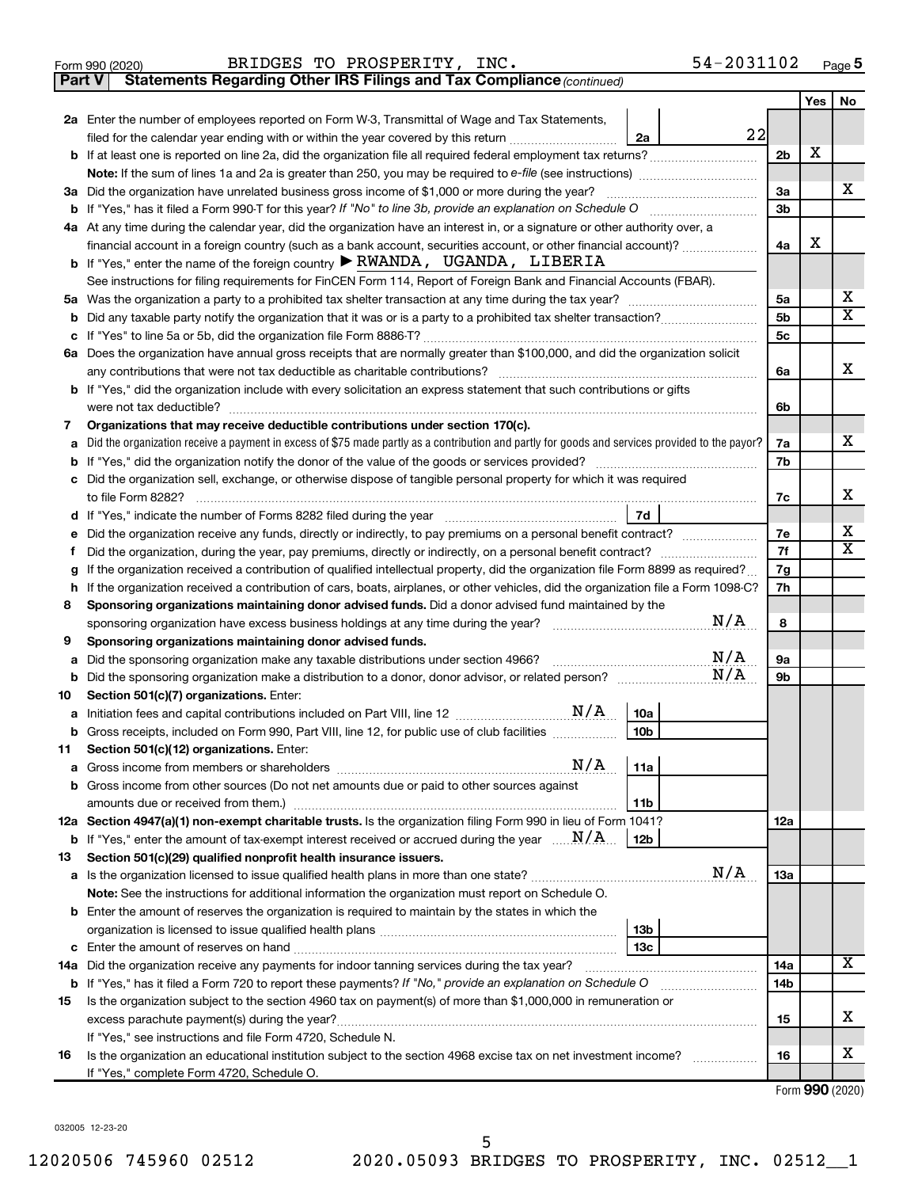Form 990 (2020) BRIDGES TO PROSPERITY, INC. 54-2031102 Page 5

**Part V Statements Regarding Other IRS Filings and Tax Compliance** *(continued)*

| | | | | Yes | No |
|---|---|---|---|---|---|
| **2a** | Enter the number of employees reported on Form W-3, Transmittal of Wage and Tax Statements, filed for the calendar year ending with or within the year covered by this return | 2a | 22 | | |
| **b** | If at least one is reported on line 2a, did the organization file all required federal employment tax returns? | | 2b | X | |
| | **Note:** If the sum of lines 1a and 2a is greater than 250, you may be required to *e-file* (see instructions) | | | | |
| **3a** | Did the organization have unrelated business gross income of $1,000 or more during the year? | | 3a | | X |
| **b** | If "Yes," has it filed a Form 990-T for this year? *If "No" to line 3b, provide an explanation on Schedule O* | | 3b | | |
| **4a** | At any time during the calendar year, did the organization have an interest in, or a signature or other authority over, a financial account in a foreign country (such as a bank account, securities account, or other financial account)? | | 4a | X | |
| **b** | If "Yes," enter the name of the foreign country ▶ RWANDA, UGANDA, LIBERIA | | | | |
| | See instructions for filing requirements for FinCEN Form 114, Report of Foreign Bank and Financial Accounts (FBAR). | | | | |
| **5a** | Was the organization a party to a prohibited tax shelter transaction at any time during the tax year? | | 5a | | X |
| **b** | Did any taxable party notify the organization that it was or is a party to a prohibited tax shelter transaction? | | 5b | | X |
| **c** | If "Yes" to line 5a or 5b, did the organization file Form 8886-T? | | 5c | | |
| **6a** | Does the organization have annual gross receipts that are normally greater than $100,000, and did the organization solicit any contributions that were not tax deductible as charitable contributions? | | 6a | | X |
| **b** | If "Yes," did the organization include with every solicitation an express statement that such contributions or gifts were not tax deductible? | | 6b | | |
| **7** | **Organizations that may receive deductible contributions under section 170(c).** | | | | |
| **a** | Did the organization receive a payment in excess of $75 made partly as a contribution and partly for goods and services provided to the payor? | | 7a | | X |
| **b** | If "Yes," did the organization notify the donor of the value of the goods or services provided? | | 7b | | |
| **c** | Did the organization sell, exchange, or otherwise dispose of tangible personal property for which it was required to file Form 8282? | | 7c | | X |
| **d** | If "Yes," indicate the number of Forms 8282 filed during the year | 7d | | | |
| **e** | Did the organization receive any funds, directly or indirectly, to pay premiums on a personal benefit contract? | | 7e | | X |
| **f** | Did the organization, during the year, pay premiums, directly or indirectly, on a personal benefit contract? | | 7f | | X |
| **g** | If the organization received a contribution of qualified intellectual property, did the organization file Form 8899 as required? | | 7g | | |
| **h** | If the organization received a contribution of cars, boats, airplanes, or other vehicles, did the organization file a Form 1098-C? | | 7h | | |
| **8** | **Sponsoring organizations maintaining donor advised funds.** Did a donor advised fund maintained by the sponsoring organization have excess business holdings at any time during the year? N/A | | 8 | | |
| **9** | **Sponsoring organizations maintaining donor advised funds.** | | | | |
| **a** | Did the sponsoring organization make any taxable distributions under section 4966? N/A | | 9a | | |
| **b** | Did the sponsoring organization make a distribution to a donor, donor advisor, or related person? N/A | | 9b | | |
| **10** | **Section 501(c)(7) organizations.** Enter: | | | | |
| **a** | Initiation fees and capital contributions included on Part VIII, line 12 N/A | 10a | | | |
| **b** | Gross receipts, included on Form 990, Part VIII, line 12, for public use of club facilities | 10b | | | |
| **11** | **Section 501(c)(12) organizations.** Enter: | | | | |
| **a** | Gross income from members or shareholders N/A | 11a | | | |
| **b** | Gross income from other sources (Do not net amounts due or paid to other sources against amounts due or received from them.) | 11b | | | |
| **12a** | **Section 4947(a)(1) non-exempt charitable trusts.** Is the organization filing Form 990 in lieu of Form 1041? | | 12a | | |
| **b** | If "Yes," enter the amount of tax-exempt interest received or accrued during the year N/A | 12b | | | |
| **13** | **Section 501(c)(29) qualified nonprofit health insurance issuers.** | | | | |
| **a** | Is the organization licensed to issue qualified health plans in more than one state? N/A | | 13a | | |
| | **Note:** See the instructions for additional information the organization must report on Schedule O. | | | | |
| **b** | Enter the amount of reserves the organization is required to maintain by the states in which the organization is licensed to issue qualified health plans | 13b | | | |
| **c** | Enter the amount of reserves on hand | 13c | | | |
| **14a** | Did the organization receive any payments for indoor tanning services during the tax year? | | 14a | | X |
| **b** | If "Yes," has it filed a Form 720 to report these payments? *If "No," provide an explanation on Schedule O* | | 14b | | |
| **15** | Is the organization subject to the section 4960 tax on payment(s) of more than $1,000,000 in remuneration or excess parachute payment(s) during the year? | | 15 | | X |
| | If "Yes," see instructions and file Form 4720, Schedule N. | | | | |
| **16** | Is the organization an educational institution subject to the section 4968 excise tax on net investment income? | | 16 | | X |
| | If "Yes," complete Form 4720, Schedule O. | | | | |

Form **990** (2020)

032005 12-23-20

12020506 745960 02512 2020.05093 BRIDGES TO PROSPERITY, INC. 02512__1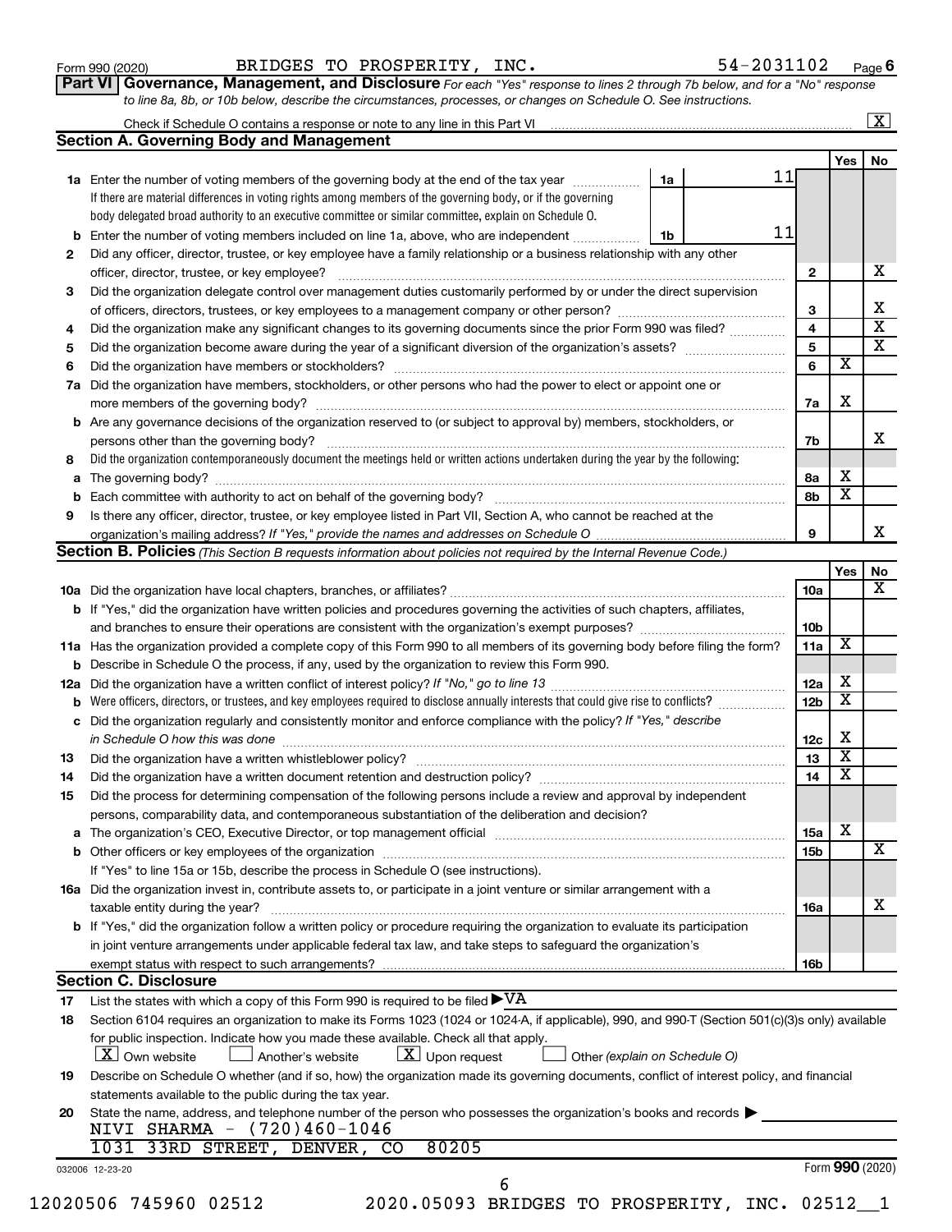Form 990 (2020) BRIDGES TO PROSPERITY, INC. 54-2031102 Page 6

**Part VI Governance, Management, and Disclosure** *For each "Yes" response to lines 2 through 7b below, and for a "No" response to line 8a, 8b, or 10b below, describe the circumstances, processes, or changes on Schedule O. See instructions.*

Check if Schedule O contains a response or note to any line in this Part VI .......... [X]

### Section A. Governing Body and Management

| | | | | Yes | No |
|---|---|---|---|---|---|
| **1a** | Enter the number of voting members of the governing body at the end of the tax year (1a) | 11 | | | |
| | If there are material differences in voting rights among members of the governing body, or if the governing body delegated broad authority to an executive committee or similar committee, explain on Schedule O. | | | | |
| **b** | Enter the number of voting members included on line 1a, above, who are independent (1b) | 11 | | | |
| **2** | Did any officer, director, trustee, or key employee have a family relationship or a business relationship with any other officer, director, trustee, or key employee? | | 2 | | X |
| **3** | Did the organization delegate control over management duties customarily performed by or under the direct supervision of officers, directors, trustees, or key employees to a management company or other person? | | 3 | | X |
| **4** | Did the organization make any significant changes to its governing documents since the prior Form 990 was filed? | | 4 | | X |
| **5** | Did the organization become aware during the year of a significant diversion of the organization's assets? | | 5 | | X |
| **6** | Did the organization have members or stockholders? | | 6 | X | |
| **7a** | Did the organization have members, stockholders, or other persons who had the power to elect or appoint one or more members of the governing body? | | 7a | X | |
| **b** | Are any governance decisions of the organization reserved to (or subject to approval by) members, stockholders, or persons other than the governing body? | | 7b | | X |
| **8** | Did the organization contemporaneously document the meetings held or written actions undertaken during the year by the following: | | | | |
| **a** | The governing body? | | 8a | X | |
| **b** | Each committee with authority to act on behalf of the governing body? | | 8b | X | |
| **9** | Is there any officer, director, trustee, or key employee listed in Part VII, Section A, who cannot be reached at the organization's mailing address? *If "Yes," provide the names and addresses on Schedule O* | | 9 | | X |

### Section B. Policies *(This Section B requests information about policies not required by the Internal Revenue Code.)*

| | | | Yes | No |
|---|---|---|---|---|
| **10a** | Did the organization have local chapters, branches, or affiliates? | 10a | | X |
| **b** | If "Yes," did the organization have written policies and procedures governing the activities of such chapters, affiliates, and branches to ensure their operations are consistent with the organization's exempt purposes? | 10b | | |
| **11a** | Has the organization provided a complete copy of this Form 990 to all members of its governing body before filing the form? | 11a | X | |
| **b** | Describe in Schedule O the process, if any, used by the organization to review this Form 990. | | | |
| **12a** | Did the organization have a written conflict of interest policy? *If "No," go to line 13* | 12a | X | |
| **b** | Were officers, directors, or trustees, and key employees required to disclose annually interests that could give rise to conflicts? | 12b | X | |
| **c** | Did the organization regularly and consistently monitor and enforce compliance with the policy? *If "Yes," describe in Schedule O how this was done* | 12c | X | |
| **13** | Did the organization have a written whistleblower policy? | 13 | X | |
| **14** | Did the organization have a written document retention and destruction policy? | 14 | X | |
| **15** | Did the process for determining compensation of the following persons include a review and approval by independent persons, comparability data, and contemporaneous substantiation of the deliberation and decision? | | | |
| **a** | The organization's CEO, Executive Director, or top management official | 15a | X | |
| **b** | Other officers or key employees of the organization | 15b | | X |
| | If "Yes" to line 15a or 15b, describe the process in Schedule O (see instructions). | | | |
| **16a** | Did the organization invest in, contribute assets to, or participate in a joint venture or similar arrangement with a taxable entity during the year? | 16a | | X |
| **b** | If "Yes," did the organization follow a written policy or procedure requiring the organization to evaluate its participation in joint venture arrangements under applicable federal tax law, and take steps to safeguard the organization's exempt status with respect to such arrangements? | 16b | | |

### Section C. Disclosure

**17** List the states with which a copy of this Form 990 is required to be filed ▶ VA

**18** Section 6104 requires an organization to make its Forms 1023 (1024 or 1024-A, if applicable), 990, and 990-T (Section 501(c)(3)s only) available for public inspection. Indicate how you made these available. Check all that apply.

[X] Own website [ ] Another's website [X] Upon request [ ] Other *(explain on Schedule O)*

**19** Describe on Schedule O whether (and if so, how) the organization made its governing documents, conflict of interest policy, and financial statements available to the public during the tax year.

**20** State the name, address, and telephone number of the person who possesses the organization's books and records ▶

NIVI SHARMA - (720)460-1046
1031 33RD STREET, DENVER, CO 80205

032006 12-23-20 Form **990** (2020)

12020506 745960 02512 2020.05093 BRIDGES TO PROSPERITY, INC. 02512__1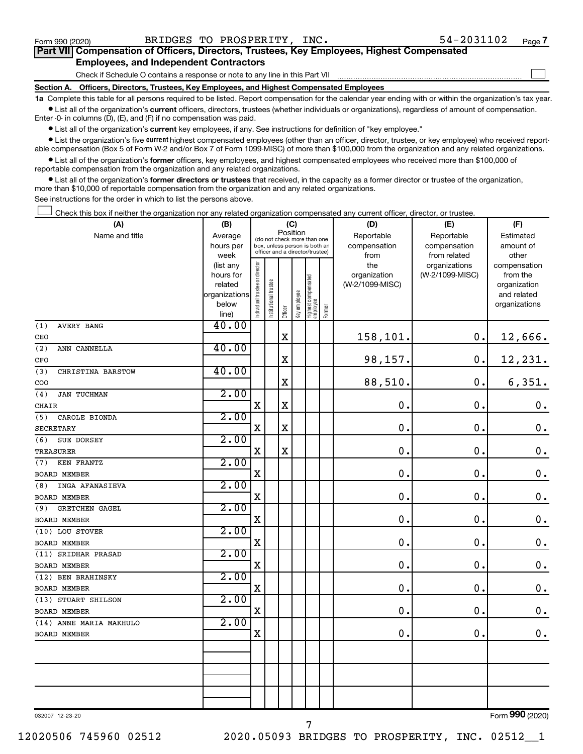Form 990 (2020) BRIDGES TO PROSPERITY, INC. 54-2031102 Page 7

## Part VII Compensation of Officers, Directors, Trustees, Key Employees, Highest Compensated Employees, and Independent Contractors

Check if Schedule O contains a response or note to any line in this Part VII ☐

### Section A. Officers, Directors, Trustees, Key Employees, and Highest Compensated Employees

**1a** Complete this table for all persons required to be listed. Report compensation for the calendar year ending with or within the organization's tax year.

- List all of the organization's **current** officers, directors, trustees (whether individuals or organizations), regardless of amount of compensation. Enter -0- in columns (D), (E), and (F) if no compensation was paid.
- List all of the organization's **current** key employees, if any. See instructions for definition of "key employee."
- List the organization's five **current** highest compensated employees (other than an officer, director, trustee, or key employee) who received reportable compensation (Box 5 of Form W-2 and/or Box 7 of Form 1099-MISC) of more than $100,000 from the organization and any related organizations.
- List all of the organization's **former** officers, key employees, and highest compensated employees who received more than $100,000 of reportable compensation from the organization and any related organizations.
- List all of the organization's **former directors or trustees** that received, in the capacity as a former director or trustee of the organization, more than $10,000 of reportable compensation from the organization and any related organizations.

See instructions for the order in which to list the persons above.

☐ Check this box if neither the organization nor any related organization compensated any current officer, director, or trustee.

| (A) Name and title | (B) Average hours per week (list any hours for related organizations below line) | (C) Position: Individual trustee or director | Institutional trustee | Officer | Key employee | Highest compensated employee | Former | (D) Reportable compensation from the organization (W-2/1099-MISC) | (E) Reportable compensation from related organizations (W-2/1099-MISC) | (F) Estimated amount of other compensation from the organization and related organizations |
|---|---|---|---|---|---|---|---|---|---|---|
| (1) AVERY BANG<br>CEO | 40.00 | | | X | | | | 158,101. | 0. | 12,666. |
| (2) ANN CANNELLA<br>CFO | 40.00 | | | X | | | | 98,157. | 0. | 12,231. |
| (3) CHRISTINA BARSTOW<br>COO | 40.00 | | | X | | | | 88,510. | 0. | 6,351. |
| (4) JAN TUCHMAN<br>CHAIR | 2.00 | X | | X | | | | 0. | 0. | 0. |
| (5) CAROLE BIONDA<br>SECRETARY | 2.00 | X | | X | | | | 0. | 0. | 0. |
| (6) SUE DORSEY<br>TREASURER | 2.00 | X | | X | | | | 0. | 0. | 0. |
| (7) KEN FRANTZ<br>BOARD MEMBER | 2.00 | X | | | | | | 0. | 0. | 0. |
| (8) INGA AFANASIEVA<br>BOARD MEMBER | 2.00 | X | | | | | | 0. | 0. | 0. |
| (9) GRETCHEN GAGEL<br>BOARD MEMBER | 2.00 | X | | | | | | 0. | 0. | 0. |
| (10) LOU STOVER<br>BOARD MEMBER | 2.00 | X | | | | | | 0. | 0. | 0. |
| (11) SRIDHAR PRASAD<br>BOARD MEMBER | 2.00 | X | | | | | | 0. | 0. | 0. |
| (12) BEN BRAHINSKY<br>BOARD MEMBER | 2.00 | X | | | | | | 0. | 0. | 0. |
| (13) STUART SHILSON<br>BOARD MEMBER | 2.00 | X | | | | | | 0. | 0. | 0. |
| (14) ANNE MARIA MAKHULO<br>BOARD MEMBER | 2.00 | X | | | | | | 0. | 0. | 0. |
| | | | | | | | | | | |
| | | | | | | | | | | |
| | | | | | | | | | | |

032007 12-23-20 Form 990 (2020)

12020506 745960 02512 2020.05093 BRIDGES TO PROSPERITY, INC. 02512__1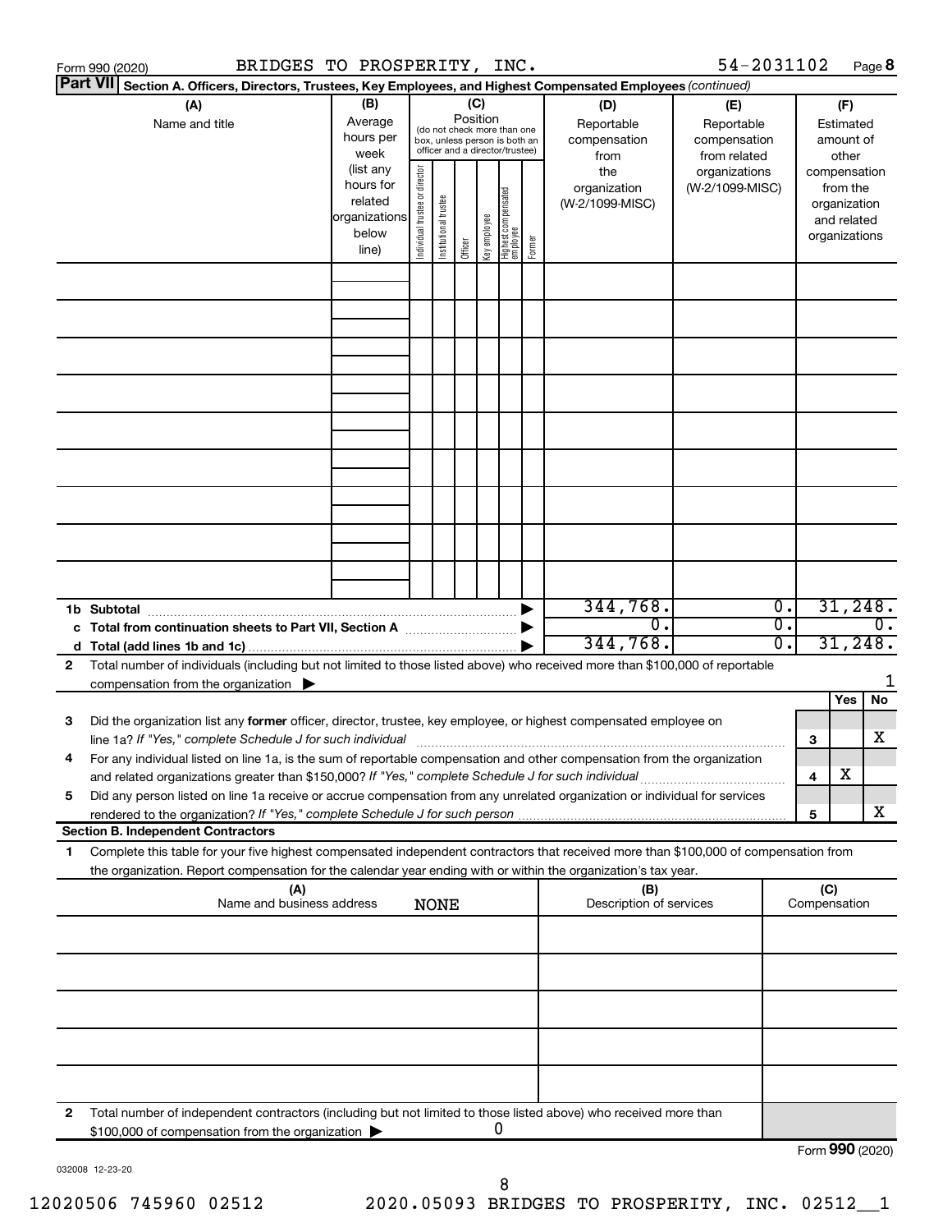Form 990 (2020) BRIDGES TO PROSPERITY, INC. 54-2031102 Page 8

**Part VII Section A. Officers, Directors, Trustees, Key Employees, and Highest Compensated Employees** *(continued)*

| (A) Name and title | (B) Average hours per week (list any hours for related organizations below line) | (C) Position (do not check more than one box, unless person is both an officer and a director/trustee): Individual trustee or director | Institutional trustee | Officer | Key employee | Highest compensated employee | Former | (D) Reportable compensation from the organization (W-2/1099-MISC) | (E) Reportable compensation from related organizations (W-2/1099-MISC) | (F) Estimated amount of other compensation from the organization and related organizations |
|---|---|---|---|---|---|---|---|---|---|---|
| | | | | | | | | | | |
| | | | | | | | | | | |
| | | | | | | | | | | |
| | | | | | | | | | | |
| | | | | | | | | | | |
| | | | | | | | | | | |
| | | | | | | | | | | |
| | | | | | | | | | | |
| | | | | | | | | | | |
| **1b Subtotal** | | | | | | | ▶ | 344,768. | 0. | 31,248. |
| **c Total from continuation sheets to Part VII, Section A** | | | | | | | ▶ | 0. | 0. | 0. |
| **d Total (add lines 1b and 1c)** | | | | | | | ▶ | 344,768. | 0. | 31,248. |

**2** Total number of individuals (including but not limited to those listed above) who received more than $100,000 of reportable compensation from the organization ▶ 1

| | | | Yes | No |
|---|---|---|---|---|
| **3** | Did the organization list any **former** officer, director, trustee, key employee, or highest compensated employee on line 1a? *If "Yes," complete Schedule J for such individual* | 3 | | X |
| **4** | For any individual listed on line 1a, is the sum of reportable compensation and other compensation from the organization and related organizations greater than $150,000? *If "Yes," complete Schedule J for such individual* | 4 | X | |
| **5** | Did any person listed on line 1a receive or accrue compensation from any unrelated organization or individual for services rendered to the organization? *If "Yes," complete Schedule J for such person* | 5 | | X |

**Section B. Independent Contractors**

**1** Complete this table for your five highest compensated independent contractors that received more than $100,000 of compensation from the organization. Report compensation for the calendar year ending with or within the organization's tax year.

| (A) Name and business address | (B) Description of services | (C) Compensation |
|---|---|---|
| NONE | | |
| | | |
| | | |
| | | |
| | | |

**2** Total number of independent contractors (including but not limited to those listed above) who received more than $100,000 of compensation from the organization ▶ 0

Form **990** (2020)

032008 12-23-20

12020506 745960 02512 2020.05093 BRIDGES TO PROSPERITY, INC. 02512__1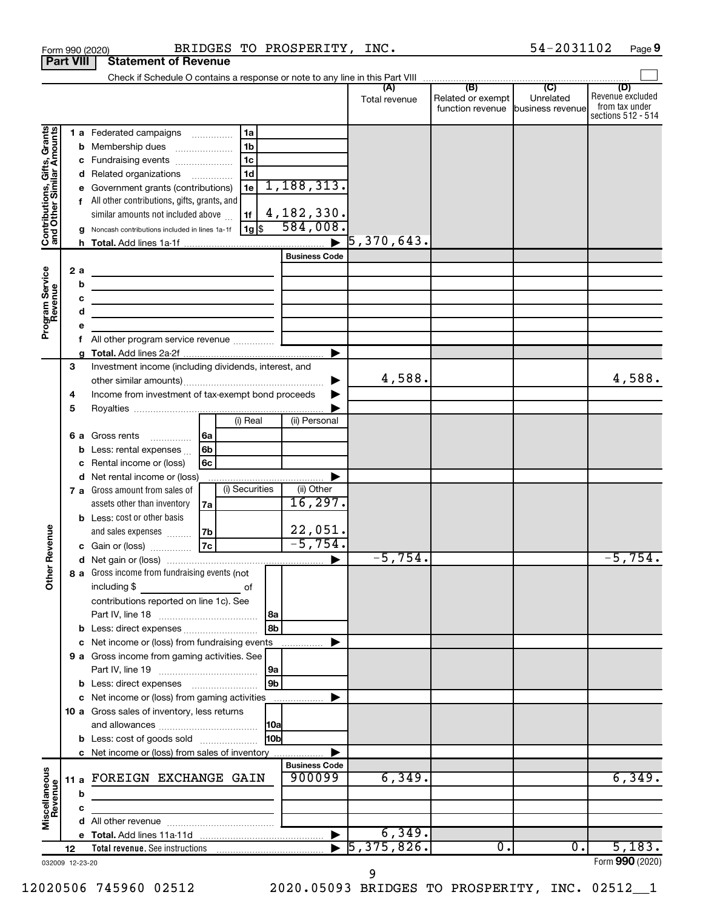Form 990 (2020) BRIDGES TO PROSPERITY, INC. 54-2031102 Page 9

**Part VIII Statement of Revenue**

Check if Schedule O contains a response or note to any line in this Part VIII

| | | | | (A) Total revenue | (B) Related or exempt function revenue | (C) Unrelated business revenue | (D) Revenue excluded from tax under sections 512 - 514 |
|---|---|---|---|---|---|---|---|
| **Contributions, Gifts, Grants and Other Similar Amounts** | 1 a Federated campaigns | 1a | | | | | |
| | b Membership dues | 1b | | | | | |
| | c Fundraising events | 1c | | | | | |
| | d Related organizations | 1d | | | | | |
| | e Government grants (contributions) | 1e | 1,188,313. | | | | |
| | f All other contributions, gifts, grants, and similar amounts not included above | 1f | 4,182,330. | | | | |
| | g Noncash contributions included in lines 1a-1f | 1g | $ 584,008. | | | | |
| | h **Total.** Add lines 1a-1f | | | 5,370,643. | | | |
| **Program Service Revenue** | | | **Business Code** | | | | |
| | 2 a | | | | | | |
| | b | | | | | | |
| | c | | | | | | |
| | d | | | | | | |
| | e | | | | | | |
| | f All other program service revenue | | | | | | |
| | g **Total.** Add lines 2a-2f | | | | | | |
| **Other Revenue** | 3 Investment income (including dividends, interest, and other similar amounts) | | | 4,588. | | | 4,588. |
| | 4 Income from investment of tax-exempt bond proceeds | | | | | | |
| | 5 Royalties | | | | | | |
| | | (i) Real | (ii) Personal | | | | |
| | 6 a Gross rents (6a) | | | | | | |
| | b Less: rental expenses (6b) | | | | | | |
| | c Rental income or (loss) (6c) | | | | | | |
| | d Net rental income or (loss) | | | | | | |
| | | (i) Securities | (ii) Other | | | | |
| | 7 a Gross amount from sales of assets other than inventory (7a) | | 16,297. | | | | |
| | b Less: cost or other basis and sales expenses (7b) | | 22,051. | | | | |
| | c Gain or (loss) (7c) | | -5,754. | | | | |
| | d Net gain or (loss) | | | -5,754. | | | -5,754. |
| | 8 a Gross income from fundraising events (not including $ of contributions reported on line 1c). See Part IV, line 18 | 8a | | | | | |
| | b Less: direct expenses | 8b | | | | | |
| | c Net income or (loss) from fundraising events | | | | | | |
| | 9 a Gross income from gaming activities. See Part IV, line 19 | 9a | | | | | |
| | b Less: direct expenses | 9b | | | | | |
| | c Net income or (loss) from gaming activities | | | | | | |
| | 10 a Gross sales of inventory, less returns and allowances | 10a | | | | | |
| | b Less: cost of goods sold | 10b | | | | | |
| | c Net income or (loss) from sales of inventory | | | | | | |
| **Miscellaneous Revenue** | | | **Business Code** | | | | |
| | 11 a FOREIGN EXCHANGE GAIN | | 900099 | 6,349. | | | 6,349. |
| | b | | | | | | |
| | c | | | | | | |
| | d All other revenue | | | | | | |
| | e **Total.** Add lines 11a-11d | | | 6,349. | | | |
| | 12 **Total revenue.** See instructions | | | 5,375,826. | 0. | 0. | 5,183. |

032009 12-23-20

Form **990** (2020)

12020506 745960 02512 2020.05093 BRIDGES TO PROSPERITY, INC. 02512__1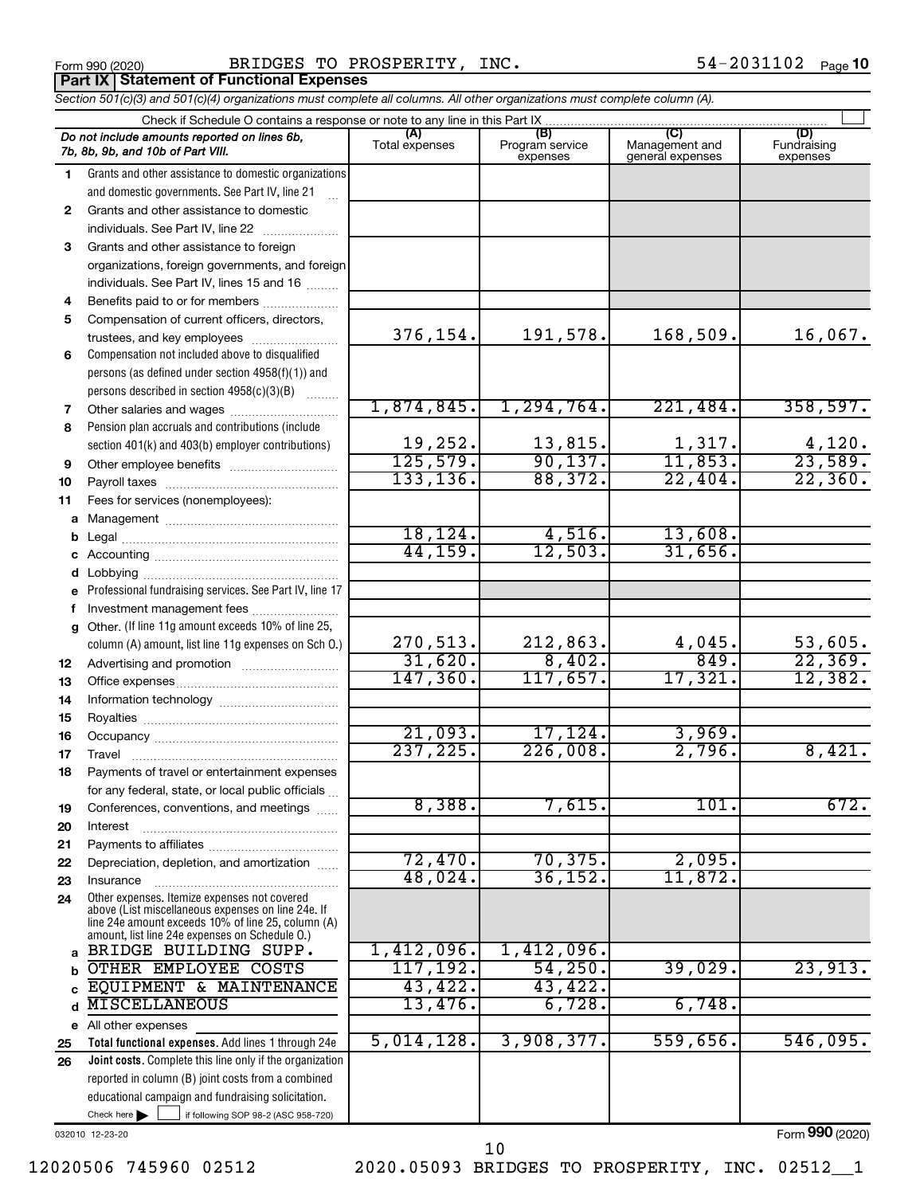Form 990 (2020) BRIDGES TO PROSPERITY, INC. 54-2031102 Page 10

**Part IX | Statement of Functional Expenses**

*Section 501(c)(3) and 501(c)(4) organizations must complete all columns. All other organizations must complete column (A).*

Check if Schedule O contains a response or note to any line in this Part IX

| *Do not include amounts reported on lines 6b, 7b, 8b, 9b, and 10b of Part VIII.* | (A) Total expenses | (B) Program service expenses | (C) Management and general expenses | (D) Fundraising expenses |
|---|---|---|---|---|
| **1** Grants and other assistance to domestic organizations and domestic governments. See Part IV, line 21 | | | | |
| **2** Grants and other assistance to domestic individuals. See Part IV, line 22 | | | | |
| **3** Grants and other assistance to foreign organizations, foreign governments, and foreign individuals. See Part IV, lines 15 and 16 | | | | |
| **4** Benefits paid to or for members | | | | |
| **5** Compensation of current officers, directors, trustees, and key employees | 376,154. | 191,578. | 168,509. | 16,067. |
| **6** Compensation not included above to disqualified persons (as defined under section 4958(f)(1)) and persons described in section 4958(c)(3)(B) | | | | |
| **7** Other salaries and wages | 1,874,845. | 1,294,764. | 221,484. | 358,597. |
| **8** Pension plan accruals and contributions (include section 401(k) and 403(b) employer contributions) | 19,252. | 13,815. | 1,317. | 4,120. |
| **9** Other employee benefits | 125,579. | 90,137. | 11,853. | 23,589. |
| **10** Payroll taxes | 133,136. | 88,372. | 22,404. | 22,360. |
| **11** Fees for services (nonemployees): | | | | |
| **a** Management | | | | |
| **b** Legal | 18,124. | 4,516. | 13,608. | |
| **c** Accounting | 44,159. | 12,503. | 31,656. | |
| **d** Lobbying | | | | |
| **e** Professional fundraising services. See Part IV, line 17 | | | | |
| **f** Investment management fees | | | | |
| **g** Other. (If line 11g amount exceeds 10% of line 25, column (A) amount, list line 11g expenses on Sch O.) | 270,513. | 212,863. | 4,045. | 53,605. |
| **12** Advertising and promotion | 31,620. | 8,402. | 849. | 22,369. |
| **13** Office expenses | 147,360. | 117,657. | 17,321. | 12,382. |
| **14** Information technology | | | | |
| **15** Royalties | | | | |
| **16** Occupancy | 21,093. | 17,124. | 3,969. | |
| **17** Travel | 237,225. | 226,008. | 2,796. | 8,421. |
| **18** Payments of travel or entertainment expenses for any federal, state, or local public officials | | | | |
| **19** Conferences, conventions, and meetings | 8,388. | 7,615. | 101. | 672. |
| **20** Interest | | | | |
| **21** Payments to affiliates | | | | |
| **22** Depreciation, depletion, and amortization | 72,470. | 70,375. | 2,095. | |
| **23** Insurance | 48,024. | 36,152. | 11,872. | |
| **24** Other expenses. Itemize expenses not covered above (List miscellaneous expenses on line 24e. If line 24e amount exceeds 10% of line 25, column (A) amount, list line 24e expenses on Schedule O.) | | | | |
| **a** BRIDGE BUILDING SUPP. | 1,412,096. | 1,412,096. | | |
| **b** OTHER EMPLOYEE COSTS | 117,192. | 54,250. | 39,029. | 23,913. |
| **c** EQUIPMENT & MAINTENANCE | 43,422. | 43,422. | | |
| **d** MISCELLANEOUS | 13,476. | 6,728. | 6,748. | |
| **e** All other expenses | | | | |
| **25** **Total functional expenses.** Add lines 1 through 24e | 5,014,128. | 3,908,377. | 559,656. | 546,095. |
| **26** **Joint costs.** Complete this line only if the organization reported in column (B) joint costs from a combined educational campaign and fundraising solicitation. Check here ☐ if following SOP 98-2 (ASC 958-720) | | | | |

032010 12-23-20

Form **990** (2020)

12020506 745960 02512 2020.05093 BRIDGES TO PROSPERITY, INC. 02512__1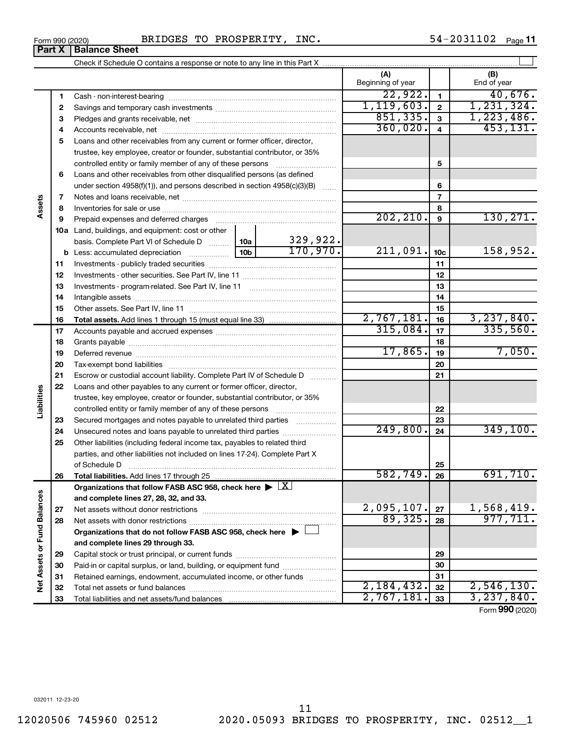Form 990 (2020) BRIDGES TO PROSPERITY, INC. 54-2031102

## Part X Balance Sheet

Check if Schedule O contains a response or note to any line in this Part X

| | | | | (A) Beginning of year | | (B) End of year |
|---|---|---|---|---|---|---|
| **Assets** | 1 | Cash - non-interest-bearing | | 22,922. | 1 | 40,676. |
| | 2 | Savings and temporary cash investments | | 1,119,603. | 2 | 1,231,324. |
| | 3 | Pledges and grants receivable, net | | 851,335. | 3 | 1,223,486. |
| | 4 | Accounts receivable, net | | 360,020. | 4 | 453,131. |
| | 5 | Loans and other receivables from any current or former officer, director, trustee, key employee, creator or founder, substantial contributor, or 35% controlled entity or family member of any of these persons | | | 5 | |
| | 6 | Loans and other receivables from other disqualified persons (as defined under section 4958(f)(1)), and persons described in section 4958(c)(3)(B) | | | 6 | |
| | 7 | Notes and loans receivable, net | | | 7 | |
| | 8 | Inventories for sale or use | | | 8 | |
| | 9 | Prepaid expenses and deferred charges | | 202,210. | 9 | 130,271. |
| | 10a | Land, buildings, and equipment: cost or other basis. Complete Part VI of Schedule D | 10a 329,922. | | | |
| | b | Less: accumulated depreciation | 10b 170,970. | 211,091. | 10c | 158,952. |
| | 11 | Investments - publicly traded securities | | | 11 | |
| | 12 | Investments - other securities. See Part IV, line 11 | | | 12 | |
| | 13 | Investments - program-related. See Part IV, line 11 | | | 13 | |
| | 14 | Intangible assets | | | 14 | |
| | 15 | Other assets. See Part IV, line 11 | | | 15 | |
| | 16 | **Total assets.** Add lines 1 through 15 (must equal line 33) | | 2,767,181. | 16 | 3,237,840. |
| **Liabilities** | 17 | Accounts payable and accrued expenses | | 315,084. | 17 | 335,560. |
| | 18 | Grants payable | | | 18 | |
| | 19 | Deferred revenue | | 17,865. | 19 | 7,050. |
| | 20 | Tax-exempt bond liabilities | | | 20 | |
| | 21 | Escrow or custodial account liability. Complete Part IV of Schedule D | | | 21 | |
| | 22 | Loans and other payables to any current or former officer, director, trustee, key employee, creator or founder, substantial contributor, or 35% controlled entity or family member of any of these persons | | | 22 | |
| | 23 | Secured mortgages and notes payable to unrelated third parties | | | 23 | |
| | 24 | Unsecured notes and loans payable to unrelated third parties | | 249,800. | 24 | 349,100. |
| | 25 | Other liabilities (including federal income tax, payables to related third parties, and other liabilities not included on lines 17-24). Complete Part X of Schedule D | | | 25 | |
| | 26 | **Total liabilities.** Add lines 17 through 25 | | 582,749. | 26 | 691,710. |
| **Net Assets or Fund Balances** | | **Organizations that follow FASB ASC 958, check here ▶ [X] and complete lines 27, 28, 32, and 33.** | | | | |
| | 27 | Net assets without donor restrictions | | 2,095,107. | 27 | 1,568,419. |
| | 28 | Net assets with donor restrictions | | 89,325. | 28 | 977,711. |
| | | **Organizations that do not follow FASB ASC 958, check here ▶ [ ] and complete lines 29 through 33.** | | | | |
| | 29 | Capital stock or trust principal, or current funds | | | 29 | |
| | 30 | Paid-in or capital surplus, or land, building, or equipment fund | | | 30 | |
| | 31 | Retained earnings, endowment, accumulated income, or other funds | | | 31 | |
| | 32 | Total net assets or fund balances | | 2,184,432. | 32 | 2,546,130. |
| | 33 | Total liabilities and net assets/fund balances | | 2,767,181. | 33 | 3,237,840. |

Form **990** (2020)

032011 12-23-20

12020506 745960 02512 2020.05093 BRIDGES TO PROSPERITY, INC. 02512__1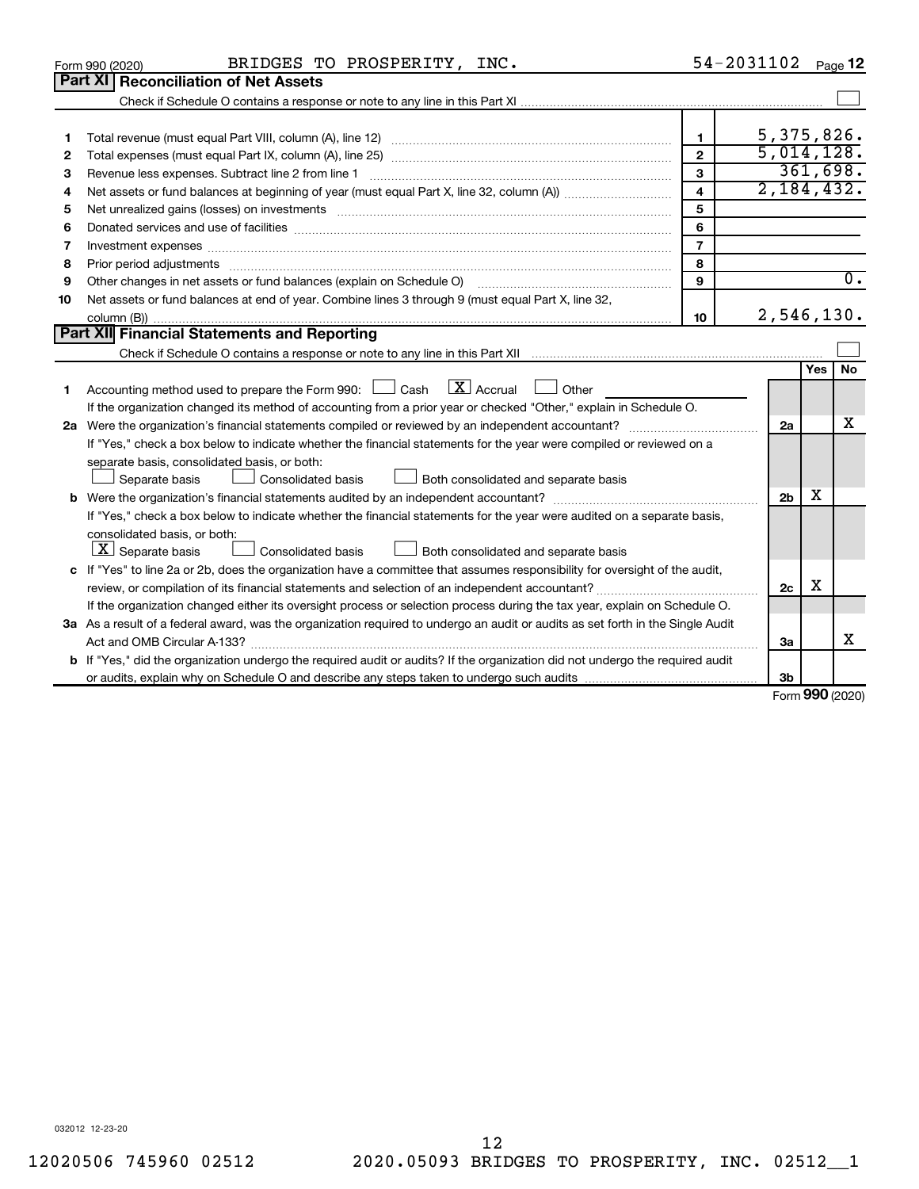Form 990 (2020) BRIDGES TO PROSPERITY, INC. 54-2031102 Page 12

## Part XI Reconciliation of Net Assets

Check if Schedule O contains a response or note to any line in this Part XI ☐

| | | | |
|---|---|---|---|
| 1 | Total revenue (must equal Part VIII, column (A), line 12) | 1 | 5,375,826. |
| 2 | Total expenses (must equal Part IX, column (A), line 25) | 2 | 5,014,128. |
| 3 | Revenue less expenses. Subtract line 2 from line 1 | 3 | 361,698. |
| 4 | Net assets or fund balances at beginning of year (must equal Part X, line 32, column (A)) | 4 | 2,184,432. |
| 5 | Net unrealized gains (losses) on investments | 5 | |
| 6 | Donated services and use of facilities | 6 | |
| 7 | Investment expenses | 7 | |
| 8 | Prior period adjustments | 8 | |
| 9 | Other changes in net assets or fund balances (explain on Schedule O) | 9 | 0. |
| 10 | Net assets or fund balances at end of year. Combine lines 3 through 9 (must equal Part X, line 32, column (B)) | 10 | 2,546,130. |

## Part XII Financial Statements and Reporting

Check if Schedule O contains a response or note to any line in this Part XII ☐

| | | | Yes | No |
|---|---|---|---|---|
| 1 | Accounting method used to prepare the Form 990: ☐ Cash ☒ Accrual ☐ Other<br>If the organization changed its method of accounting from a prior year or checked "Other," explain in Schedule O. | | | |
| 2a | Were the organization's financial statements compiled or reviewed by an independent accountant?<br>If "Yes," check a box below to indicate whether the financial statements for the year were compiled or reviewed on a separate basis, consolidated basis, or both:<br>☐ Separate basis ☐ Consolidated basis ☐ Both consolidated and separate basis | 2a | | X |
| b | Were the organization's financial statements audited by an independent accountant?<br>If "Yes," check a box below to indicate whether the financial statements for the year were audited on a separate basis, consolidated basis, or both:<br>☒ Separate basis ☐ Consolidated basis ☐ Both consolidated and separate basis | 2b | X | |
| c | If "Yes" to line 2a or 2b, does the organization have a committee that assumes responsibility for oversight of the audit, review, or compilation of its financial statements and selection of an independent accountant?<br>If the organization changed either its oversight process or selection process during the tax year, explain on Schedule O. | 2c | X | |
| 3a | As a result of a federal award, was the organization required to undergo an audit or audits as set forth in the Single Audit Act and OMB Circular A-133? | 3a | | X |
| b | If "Yes," did the organization undergo the required audit or audits? If the organization did not undergo the required audit or audits, explain why on Schedule O and describe any steps taken to undergo such audits | 3b | | |

Form 990 (2020)

032012 12-23-20

12020506 745960 02512 2020.05093 BRIDGES TO PROSPERITY, INC. 02512__1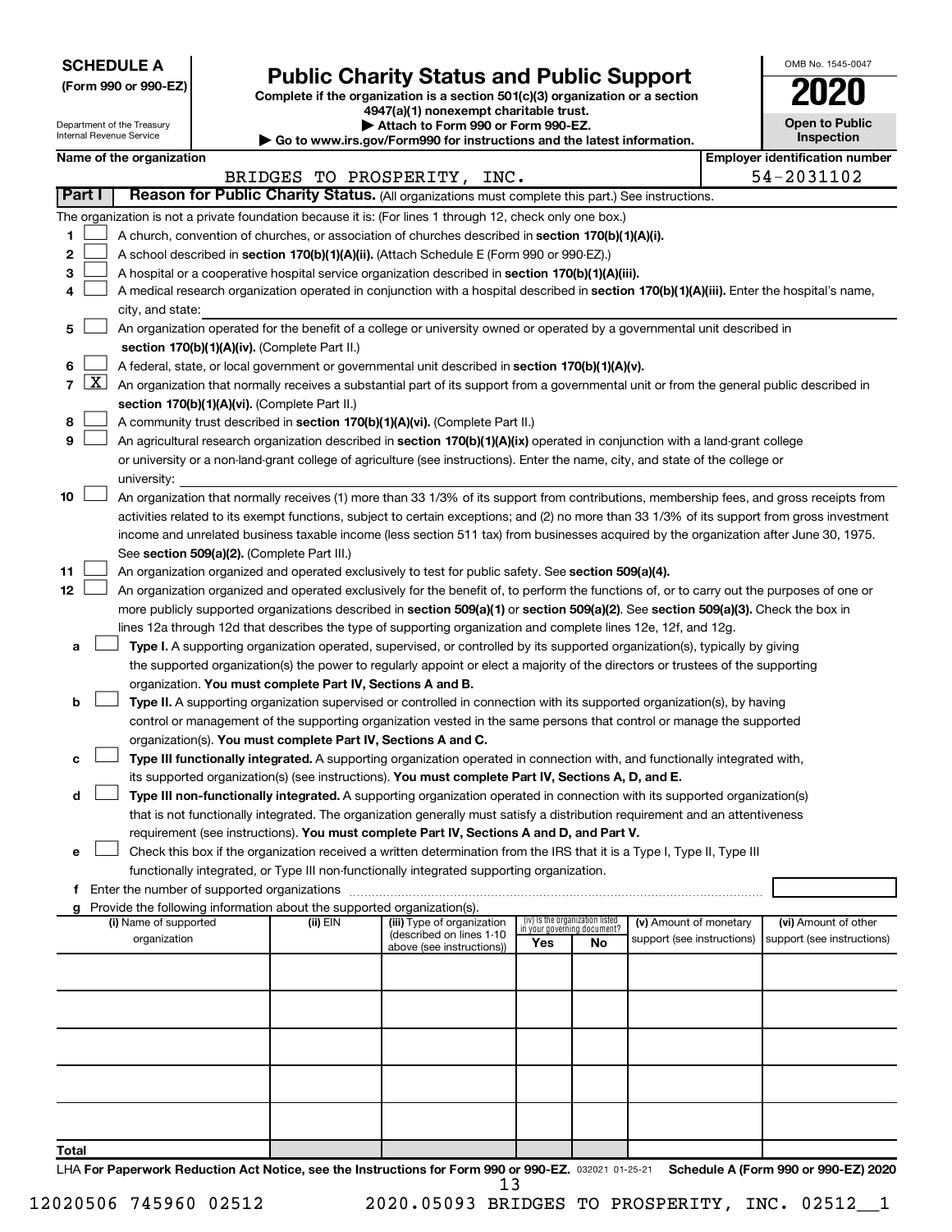**SCHEDULE A**
**(Form 990 or 990-EZ)**

Department of the Treasury
Internal Revenue Service

# Public Charity Status and Public Support

**Complete if the organization is a section 501(c)(3) organization or a section 4947(a)(1) nonexempt charitable trust.**
**▶ Attach to Form 990 or Form 990-EZ.**
**▶ Go to www.irs.gov/Form990 for instructions and the latest information.**

OMB No. 1545-0047

**2020**

**Open to Public Inspection**

**Name of the organization:** BRIDGES TO PROSPERITY, INC.

**Employer identification number:** 54-2031102

## Part I — Reason for Public Charity Status. (All organizations must complete this part.) See instructions.

The organization is not a private foundation because it is: (For lines 1 through 12, check only one box.)

1. [ ] A church, convention of churches, or association of churches described in **section 170(b)(1)(A)(i).**
2. [ ] A school described in **section 170(b)(1)(A)(ii).** (Attach Schedule E (Form 990 or 990-EZ).)
3. [ ] A hospital or a cooperative hospital service organization described in **section 170(b)(1)(A)(iii).**
4. [ ] A medical research organization operated in conjunction with a hospital described in **section 170(b)(1)(A)(iii).** Enter the hospital's name, city, and state:
5. [ ] An organization operated for the benefit of a college or university owned or operated by a governmental unit described in **section 170(b)(1)(A)(iv).** (Complete Part II.)
6. [ ] A federal, state, or local government or governmental unit described in **section 170(b)(1)(A)(v).**
7. [X] An organization that normally receives a substantial part of its support from a governmental unit or from the general public described in **section 170(b)(1)(A)(vi).** (Complete Part II.)
8. [ ] A community trust described in **section 170(b)(1)(A)(vi).** (Complete Part II.)
9. [ ] An agricultural research organization described in **section 170(b)(1)(A)(ix)** operated in conjunction with a land-grant college or university or a non-land-grant college of agriculture (see instructions). Enter the name, city, and state of the college or university:
10. [ ] An organization that normally receives (1) more than 33 1/3% of its support from contributions, membership fees, and gross receipts from activities related to its exempt functions, subject to certain exceptions; and (2) no more than 33 1/3% of its support from gross investment income and unrelated business taxable income (less section 511 tax) from businesses acquired by the organization after June 30, 1975. See **section 509(a)(2).** (Complete Part III.)
11. [ ] An organization organized and operated exclusively to test for public safety. See **section 509(a)(4).**
12. [ ] An organization organized and operated exclusively for the benefit of, to perform the functions of, or to carry out the purposes of one or more publicly supported organizations described in **section 509(a)(1)** or **section 509(a)(2)**. See **section 509(a)(3).** Check the box in lines 12a through 12d that describes the type of supporting organization and complete lines 12e, 12f, and 12g.
   - **a** [ ] **Type I.** A supporting organization operated, supervised, or controlled by its supported organization(s), typically by giving the supported organization(s) the power to regularly appoint or elect a majority of the directors or trustees of the supporting organization. **You must complete Part IV, Sections A and B.**
   - **b** [ ] **Type II.** A supporting organization supervised or controlled in connection with its supported organization(s), by having control or management of the supporting organization vested in the same persons that control or manage the supported organization(s). **You must complete Part IV, Sections A and C.**
   - **c** [ ] **Type III functionally integrated.** A supporting organization operated in connection with, and functionally integrated with, its supported organization(s) (see instructions). **You must complete Part IV, Sections A, D, and E.**
   - **d** [ ] **Type III non-functionally integrated.** A supporting organization operated in connection with its supported organization(s) that is not functionally integrated. The organization generally must satisfy a distribution requirement and an attentiveness requirement (see instructions). **You must complete Part IV, Sections A and D, and Part V.**
   - **e** [ ] Check this box if the organization received a written determination from the IRS that it is a Type I, Type II, Type III functionally integrated, or Type III non-functionally integrated supporting organization.
   - **f** Enter the number of supported organizations
   - **g** Provide the following information about the supported organization(s).

| (i) Name of supported organization | (ii) EIN | (iii) Type of organization (described on lines 1-10 above (see instructions)) | (iv) Is the organization listed in your governing document? Yes | No | (v) Amount of monetary support (see instructions) | (vi) Amount of other support (see instructions) |
|---|---|---|---|---|---|---|
| | | | | | | |
| | | | | | | |
| | | | | | | |
| | | | | | | |
| | | | | | | |
| **Total** | | | | | | |

LHA **For Paperwork Reduction Act Notice, see the Instructions for Form 990 or 990-EZ.** 032021 01-25-21 **Schedule A (Form 990 or 990-EZ) 2020**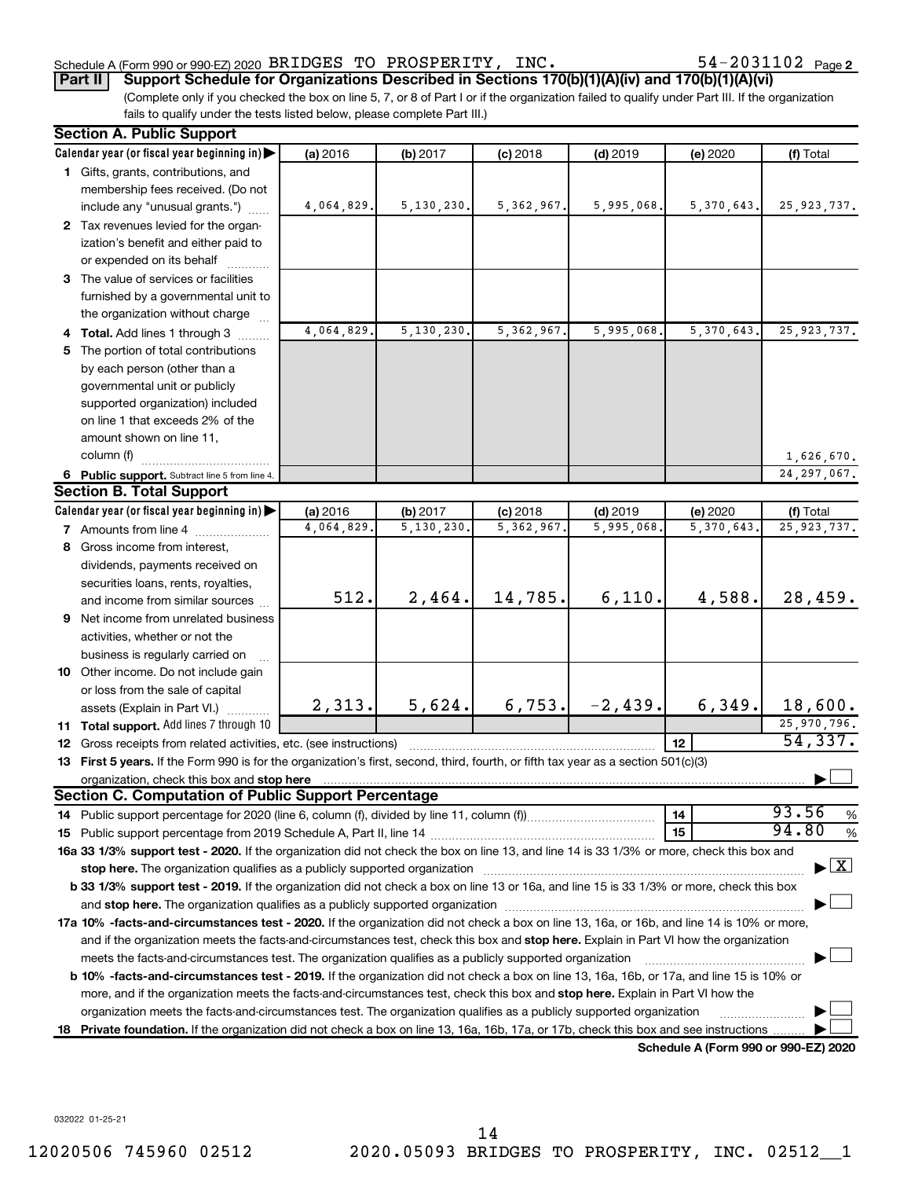Schedule A (Form 990 or 990-EZ) 2020 BRIDGES TO PROSPERITY, INC. 54-2031102 Page 2

**Part II Support Schedule for Organizations Described in Sections 170(b)(1)(A)(iv) and 170(b)(1)(A)(vi)**

(Complete only if you checked the box on line 5, 7, or 8 of Part I or if the organization failed to qualify under Part III. If the organization fails to qualify under the tests listed below, please complete Part III.)

**Section A. Public Support**

| Calendar year (or fiscal year beginning in) | (a) 2016 | (b) 2017 | (c) 2018 | (d) 2019 | (e) 2020 | (f) Total |
|---|---|---|---|---|---|---|
| 1 Gifts, grants, contributions, and membership fees received. (Do not include any "unusual grants.") | 4,064,829. | 5,130,230. | 5,362,967. | 5,995,068. | 5,370,643. | 25,923,737. |
| 2 Tax revenues levied for the organization's benefit and either paid to or expended on its behalf | | | | | | |
| 3 The value of services or facilities furnished by a governmental unit to the organization without charge | | | | | | |
| 4 **Total.** Add lines 1 through 3 | 4,064,829. | 5,130,230. | 5,362,967. | 5,995,068. | 5,370,643. | 25,923,737. |
| 5 The portion of total contributions by each person (other than a governmental unit or publicly supported organization) included on line 1 that exceeds 2% of the amount shown on line 11, column (f) | | | | | | 1,626,670. |
| 6 **Public support.** Subtract line 5 from line 4. | | | | | | 24,297,067. |

**Section B. Total Support**

| Calendar year (or fiscal year beginning in) | (a) 2016 | (b) 2017 | (c) 2018 | (d) 2019 | (e) 2020 | (f) Total |
|---|---|---|---|---|---|---|
| 7 Amounts from line 4 | 4,064,829. | 5,130,230. | 5,362,967. | 5,995,068. | 5,370,643. | 25,923,737. |
| 8 Gross income from interest, dividends, payments received on securities loans, rents, royalties, and income from similar sources | 512. | 2,464. | 14,785. | 6,110. | 4,588. | 28,459. |
| 9 Net income from unrelated business activities, whether or not the business is regularly carried on | | | | | | |
| 10 Other income. Do not include gain or loss from the sale of capital assets (Explain in Part VI.) | 2,313. | 5,624. | 6,753. | -2,439. | 6,349. | 18,600. |
| 11 **Total support.** Add lines 7 through 10 | | | | | | 25,970,796. |

12 Gross receipts from related activities, etc. (see instructions) | 12 | 54,337.

13 **First 5 years.** If the Form 990 is for the organization's first, second, third, fourth, or fifth tax year as a section 501(c)(3) organization, check this box and **stop here** ☐

**Section C. Computation of Public Support Percentage**

14 Public support percentage for 2020 (line 6, column (f), divided by line 11, column (f)) | 14 | 93.56 %

15 Public support percentage from 2019 Schedule A, Part II, line 14 | 15 | 94.80 %

**16a 33 1/3% support test - 2020.** If the organization did not check the box on line 13, and line 14 is 33 1/3% or more, check this box and **stop here.** The organization qualifies as a publicly supported organization ☒

**b 33 1/3% support test - 2019.** If the organization did not check a box on line 13 or 16a, and line 15 is 33 1/3% or more, check this box and **stop here.** The organization qualifies as a publicly supported organization ☐

**17a 10% -facts-and-circumstances test - 2020.** If the organization did not check a box on line 13, 16a, or 16b, and line 14 is 10% or more, and if the organization meets the facts-and-circumstances test, check this box and **stop here.** Explain in Part VI how the organization meets the facts-and-circumstances test. The organization qualifies as a publicly supported organization ☐

**b 10% -facts-and-circumstances test - 2019.** If the organization did not check a box on line 13, 16a, 16b, or 17a, and line 15 is 10% or more, and if the organization meets the facts-and-circumstances test, check this box and **stop here.** Explain in Part VI how the organization meets the facts-and-circumstances test. The organization qualifies as a publicly supported organization ☐

**18 Private foundation.** If the organization did not check a box on line 13, 16a, 16b, 17a, or 17b, check this box and see instructions ☐

**Schedule A (Form 990 or 990-EZ) 2020**

032022 01-25-21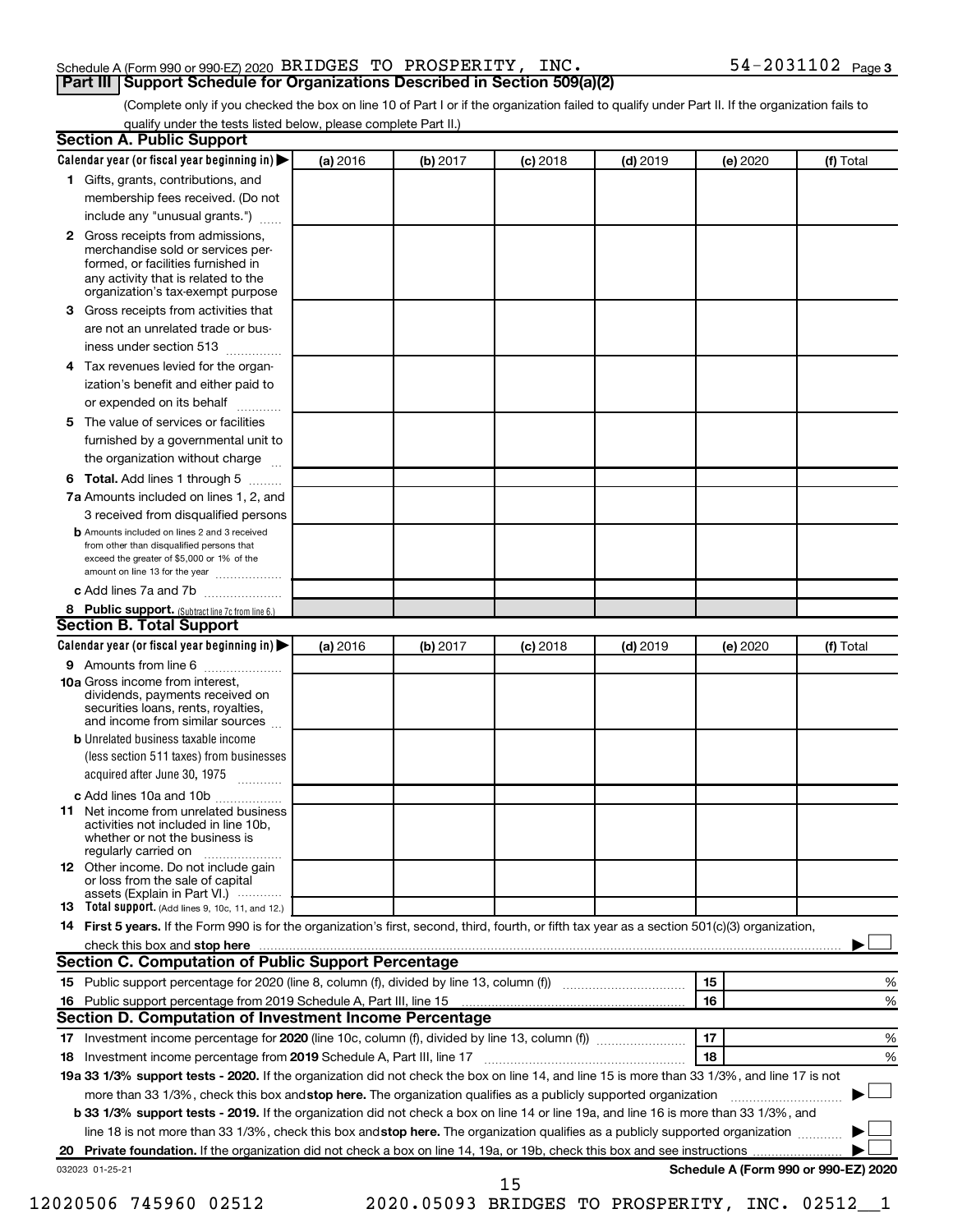Schedule A (Form 990 or 990-EZ) 2020 BRIDGES TO PROSPERITY, INC. 54-2031102 Page 3

## Part III Support Schedule for Organizations Described in Section 509(a)(2)

(Complete only if you checked the box on line 10 of Part I or if the organization failed to qualify under Part II. If the organization fails to qualify under the tests listed below, please complete Part II.)

### Section A. Public Support

| Calendar year (or fiscal year beginning in) ▶ | (a) 2016 | (b) 2017 | (c) 2018 | (d) 2019 | (e) 2020 | (f) Total |
|---|---|---|---|---|---|---|
| 1 Gifts, grants, contributions, and membership fees received. (Do not include any "unusual grants.") | | | | | | |
| 2 Gross receipts from admissions, merchandise sold or services performed, or facilities furnished in any activity that is related to the organization's tax-exempt purpose | | | | | | |
| 3 Gross receipts from activities that are not an unrelated trade or business under section 513 | | | | | | |
| 4 Tax revenues levied for the organization's benefit and either paid to or expended on its behalf | | | | | | |
| 5 The value of services or facilities furnished by a governmental unit to the organization without charge | | | | | | |
| 6 Total. Add lines 1 through 5 | | | | | | |
| 7a Amounts included on lines 1, 2, and 3 received from disqualified persons | | | | | | |
| b Amounts included on lines 2 and 3 received from other than disqualified persons that exceed the greater of $5,000 or 1% of the amount on line 13 for the year | | | | | | |
| c Add lines 7a and 7b | | | | | | |
| 8 Public support. (Subtract line 7c from line 6.) | | | | | | |

### Section B. Total Support

| Calendar year (or fiscal year beginning in) ▶ | (a) 2016 | (b) 2017 | (c) 2018 | (d) 2019 | (e) 2020 | (f) Total |
|---|---|---|---|---|---|---|
| 9 Amounts from line 6 | | | | | | |
| 10a Gross income from interest, dividends, payments received on securities loans, rents, royalties, and income from similar sources | | | | | | |
| b Unrelated business taxable income (less section 511 taxes) from businesses acquired after June 30, 1975 | | | | | | |
| c Add lines 10a and 10b | | | | | | |
| 11 Net income from unrelated business activities not included in line 10b, whether or not the business is regularly carried on | | | | | | |
| 12 Other income. Do not include gain or loss from the sale of capital assets (Explain in Part VI.) | | | | | | |
| 13 Total support. (Add lines 9, 10c, 11, and 12.) | | | | | | |

14 **First 5 years.** If the Form 990 is for the organization's first, second, third, fourth, or fifth tax year as a section 501(c)(3) organization, check this box and **stop here** ▶ ☐

### Section C. Computation of Public Support Percentage

| | | | |
|---|---|---|---|
| 15 | Public support percentage for 2020 (line 8, column (f), divided by line 13, column (f)) | 15 | % |
| 16 | Public support percentage from 2019 Schedule A, Part III, line 15 | 16 | % |

### Section D. Computation of Investment Income Percentage

| | | | |
|---|---|---|---|
| 17 | Investment income percentage for **2020** (line 10c, column (f), divided by line 13, column (f)) | 17 | % |
| 18 | Investment income percentage from **2019** Schedule A, Part III, line 17 | 18 | % |

**19a 33 1/3% support tests - 2020.** If the organization did not check the box on line 14, and line 15 is more than 33 1/3%, and line 17 is not more than 33 1/3%, check this box and **stop here.** The organization qualifies as a publicly supported organization ▶ ☐

**b 33 1/3% support tests - 2019.** If the organization did not check a box on line 14 or line 19a, and line 16 is more than 33 1/3%, and line 18 is not more than 33 1/3%, check this box and **stop here.** The organization qualifies as a publicly supported organization ▶ ☐

**20 Private foundation.** If the organization did not check a box on line 14, 19a, or 19b, check this box and see instructions ▶ ☐

032023 01-25-21 **Schedule A (Form 990 or 990-EZ) 2020**

12020506 745960 02512 2020.05093 BRIDGES TO PROSPERITY, INC. 02512__1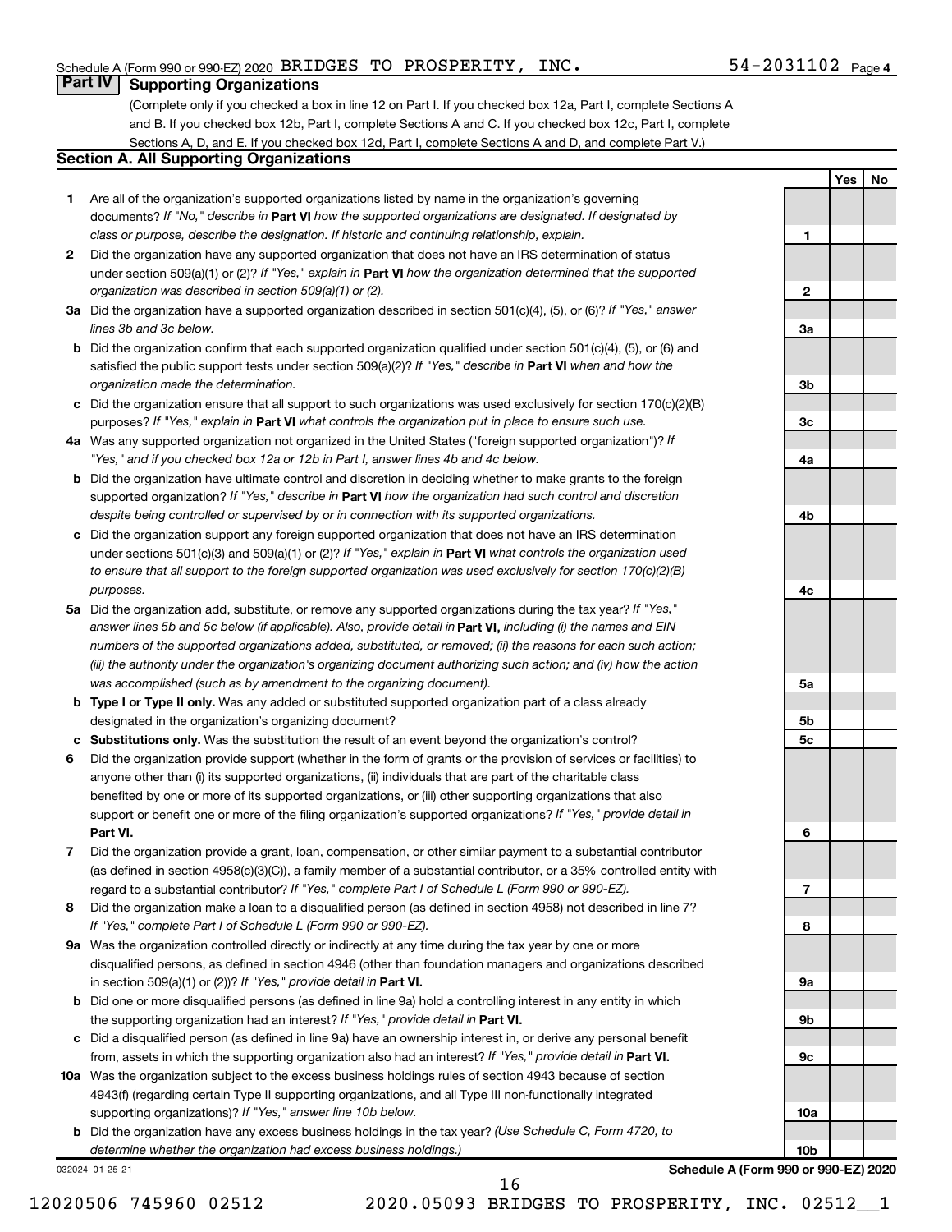Schedule A (Form 990 or 990-EZ) 2020 BRIDGES TO PROSPERITY, INC. 54-2031102 Page 4

## Part IV Supporting Organizations

(Complete only if you checked a box in line 12 on Part I. If you checked box 12a, Part I, complete Sections A and B. If you checked box 12b, Part I, complete Sections A and C. If you checked box 12c, Part I, complete Sections A, D, and E. If you checked box 12d, Part I, complete Sections A and D, and complete Part V.)

### Section A. All Supporting Organizations

| | | | Yes | No |
|---|---|---|---|---|
| **1** | Are all of the organization's supported organizations listed by name in the organization's governing documents? *If "No," describe in* **Part VI** *how the supported organizations are designated. If designated by class or purpose, describe the designation. If historic and continuing relationship, explain.* | 1 | | |
| **2** | Did the organization have any supported organization that does not have an IRS determination of status under section 509(a)(1) or (2)? *If "Yes," explain in* **Part VI** *how the organization determined that the supported organization was described in section 509(a)(1) or (2).* | 2 | | |
| **3a** | Did the organization have a supported organization described in section 501(c)(4), (5), or (6)? *If "Yes," answer lines 3b and 3c below.* | 3a | | |
| **b** | Did the organization confirm that each supported organization qualified under section 501(c)(4), (5), or (6) and satisfied the public support tests under section 509(a)(2)? *If "Yes," describe in* **Part VI** *when and how the organization made the determination.* | 3b | | |
| **c** | Did the organization ensure that all support to such organizations was used exclusively for section 170(c)(2)(B) purposes? *If "Yes," explain in* **Part VI** *what controls the organization put in place to ensure such use.* | 3c | | |
| **4a** | Was any supported organization not organized in the United States ("foreign supported organization")? *If "Yes," and if you checked box 12a or 12b in Part I, answer lines 4b and 4c below.* | 4a | | |
| **b** | Did the organization have ultimate control and discretion in deciding whether to make grants to the foreign supported organization? *If "Yes," describe in* **Part VI** *how the organization had such control and discretion despite being controlled or supervised by or in connection with its supported organizations.* | 4b | | |
| **c** | Did the organization support any foreign supported organization that does not have an IRS determination under sections 501(c)(3) and 509(a)(1) or (2)? *If "Yes," explain in* **Part VI** *what controls the organization used to ensure that all support to the foreign supported organization was used exclusively for section 170(c)(2)(B) purposes.* | 4c | | |
| **5a** | Did the organization add, substitute, or remove any supported organizations during the tax year? *If "Yes," answer lines 5b and 5c below (if applicable). Also, provide detail in* **Part VI,** *including (i) the names and EIN numbers of the supported organizations added, substituted, or removed; (ii) the reasons for each such action; (iii) the authority under the organization's organizing document authorizing such action; and (iv) how the action was accomplished (such as by amendment to the organizing document).* | 5a | | |
| **b** | **Type I or Type II only.** Was any added or substituted supported organization part of a class already designated in the organization's organizing document? | 5b | | |
| **c** | **Substitutions only.** Was the substitution the result of an event beyond the organization's control? | 5c | | |
| **6** | Did the organization provide support (whether in the form of grants or the provision of services or facilities) to anyone other than (i) its supported organizations, (ii) individuals that are part of the charitable class benefited by one or more of its supported organizations, or (iii) other supporting organizations that also support or benefit one or more of the filing organization's supported organizations? *If "Yes," provide detail in* **Part VI.** | 6 | | |
| **7** | Did the organization provide a grant, loan, compensation, or other similar payment to a substantial contributor (as defined in section 4958(c)(3)(C)), a family member of a substantial contributor, or a 35% controlled entity with regard to a substantial contributor? *If "Yes," complete Part I of Schedule L (Form 990 or 990-EZ).* | 7 | | |
| **8** | Did the organization make a loan to a disqualified person (as defined in section 4958) not described in line 7? *If "Yes," complete Part I of Schedule L (Form 990 or 990-EZ).* | 8 | | |
| **9a** | Was the organization controlled directly or indirectly at any time during the tax year by one or more disqualified persons, as defined in section 4946 (other than foundation managers and organizations described in section 509(a)(1) or (2))? *If "Yes," provide detail in* **Part VI.** | 9a | | |
| **b** | Did one or more disqualified persons (as defined in line 9a) hold a controlling interest in any entity in which the supporting organization had an interest? *If "Yes," provide detail in* **Part VI.** | 9b | | |
| **c** | Did a disqualified person (as defined in line 9a) have an ownership interest in, or derive any personal benefit from, assets in which the supporting organization also had an interest? *If "Yes," provide detail in* **Part VI.** | 9c | | |
| **10a** | Was the organization subject to the excess business holdings rules of section 4943 because of section 4943(f) (regarding certain Type II supporting organizations, and all Type III non-functionally integrated supporting organizations)? *If "Yes," answer line 10b below.* | 10a | | |
| **b** | Did the organization have any excess business holdings in the tax year? *(Use Schedule C, Form 4720, to determine whether the organization had excess business holdings.)* | 10b | | |

032024 01-25-21

**Schedule A (Form 990 or 990-EZ) 2020**

12020506 745960 02512 2020.05093 BRIDGES TO PROSPERITY, INC. 02512__1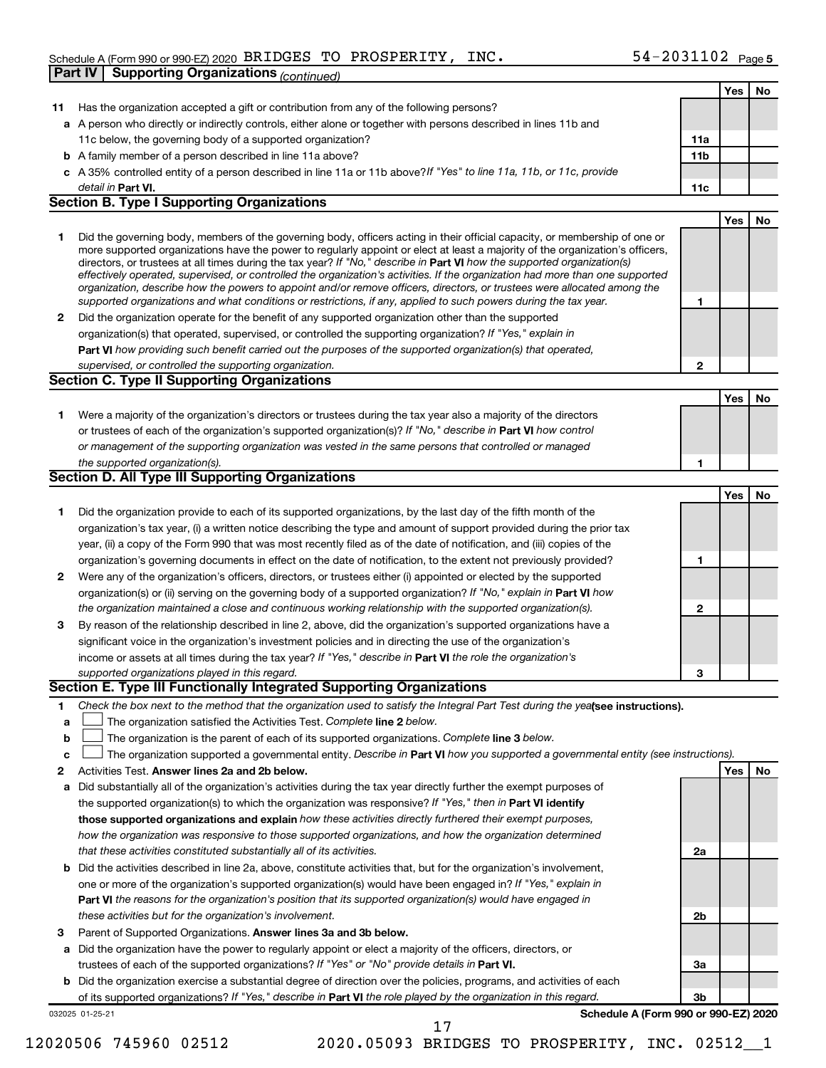Schedule A (Form 990 or 990-EZ) 2020 BRIDGES TO PROSPERITY, INC. 54-2031102 Page 5

## Part IV Supporting Organizations *(continued)*

| | | | Yes | No |
|---|---|---|---|---|
| **11** | Has the organization accepted a gift or contribution from any of the following persons? | | | |
| **a** | A person who directly or indirectly controls, either alone or together with persons described in lines 11b and 11c below, the governing body of a supported organization? | **11a** | | |
| **b** | A family member of a person described in line 11a above? | **11b** | | |
| **c** | A 35% controlled entity of a person described in line 11a or 11b above? *If "Yes" to line 11a, 11b, or 11c, provide detail in* **Part VI.** | **11c** | | |

### Section B. Type I Supporting Organizations

| | | | Yes | No |
|---|---|---|---|---|
| **1** | Did the governing body, members of the governing body, officers acting in their official capacity, or membership of one or more supported organizations have the power to regularly appoint or elect at least a majority of the organization's officers, directors, or trustees at all times during the tax year? *If "No," describe in* **Part VI** *how the supported organization(s) effectively operated, supervised, or controlled the organization's activities. If the organization had more than one supported organization, describe how the powers to appoint and/or remove officers, directors, or trustees were allocated among the supported organizations and what conditions or restrictions, if any, applied to such powers during the tax year.* | **1** | | |
| **2** | Did the organization operate for the benefit of any supported organization other than the supported organization(s) that operated, supervised, or controlled the supporting organization? *If "Yes," explain in* **Part VI** *how providing such benefit carried out the purposes of the supported organization(s) that operated, supervised, or controlled the supporting organization.* | **2** | | |

### Section C. Type II Supporting Organizations

| | | | Yes | No |
|---|---|---|---|---|
| **1** | Were a majority of the organization's directors or trustees during the tax year also a majority of the directors or trustees of each of the organization's supported organization(s)? *If "No," describe in* **Part VI** *how control or management of the supporting organization was vested in the same persons that controlled or managed the supported organization(s).* | **1** | | |

### Section D. All Type III Supporting Organizations

| | | | Yes | No |
|---|---|---|---|---|
| **1** | Did the organization provide to each of its supported organizations, by the last day of the fifth month of the organization's tax year, (i) a written notice describing the type and amount of support provided during the prior tax year, (ii) a copy of the Form 990 that was most recently filed as of the date of notification, and (iii) copies of the organization's governing documents in effect on the date of notification, to the extent not previously provided? | **1** | | |
| **2** | Were any of the organization's officers, directors, or trustees either (i) appointed or elected by the supported organization(s) or (ii) serving on the governing body of a supported organization? *If "No," explain in* **Part VI** *how the organization maintained a close and continuous working relationship with the supported organization(s).* | **2** | | |
| **3** | By reason of the relationship described in line 2, above, did the organization's supported organizations have a significant voice in the organization's investment policies and in directing the use of the organization's income or assets at all times during the tax year? *If "Yes," describe in* **Part VI** *the role the organization's supported organizations played in this regard.* | **3** | | |

### Section E. Type III Functionally Integrated Supporting Organizations

**1** *Check the box next to the method that the organization used to satisfy the Integral Part Test during the year* **(see instructions).**

- **a** ☐ The organization satisfied the Activities Test. *Complete* **line 2** *below.*
- **b** ☐ The organization is the parent of each of its supported organizations. *Complete* **line 3** *below.*
- **c** ☐ The organization supported a governmental entity. *Describe in* **Part VI** *how you supported a governmental entity (see instructions).*

| | | | Yes | No |
|---|---|---|---|---|
| **2** | Activities Test. **Answer lines 2a and 2b below.** | | | |
| **a** | Did substantially all of the organization's activities during the tax year directly further the exempt purposes of the supported organization(s) to which the organization was responsive? *If "Yes," then in* **Part VI identify those supported organizations and explain** *how these activities directly furthered their exempt purposes, how the organization was responsive to those supported organizations, and how the organization determined that these activities constituted substantially all of its activities.* | **2a** | | |
| **b** | Did the activities described in line 2a, above, constitute activities that, but for the organization's involvement, one or more of the organization's supported organization(s) would have been engaged in? *If "Yes," explain in* **Part VI** *the reasons for the organization's position that its supported organization(s) would have engaged in these activities but for the organization's involvement.* | **2b** | | |
| **3** | Parent of Supported Organizations. **Answer lines 3a and 3b below.** | | | |
| **a** | Did the organization have the power to regularly appoint or elect a majority of the officers, directors, or trustees of each of the supported organizations? *If "Yes" or "No" provide details in* **Part VI.** | **3a** | | |
| **b** | Did the organization exercise a substantial degree of direction over the policies, programs, and activities of each of its supported organizations? *If "Yes," describe in* **Part VI** *the role played by the organization in this regard.* | **3b** | | |

032025 01-25-21 **Schedule A (Form 990 or 990-EZ) 2020**

12020506 745960 02512 2020.05093 BRIDGES TO PROSPERITY, INC. 02512__1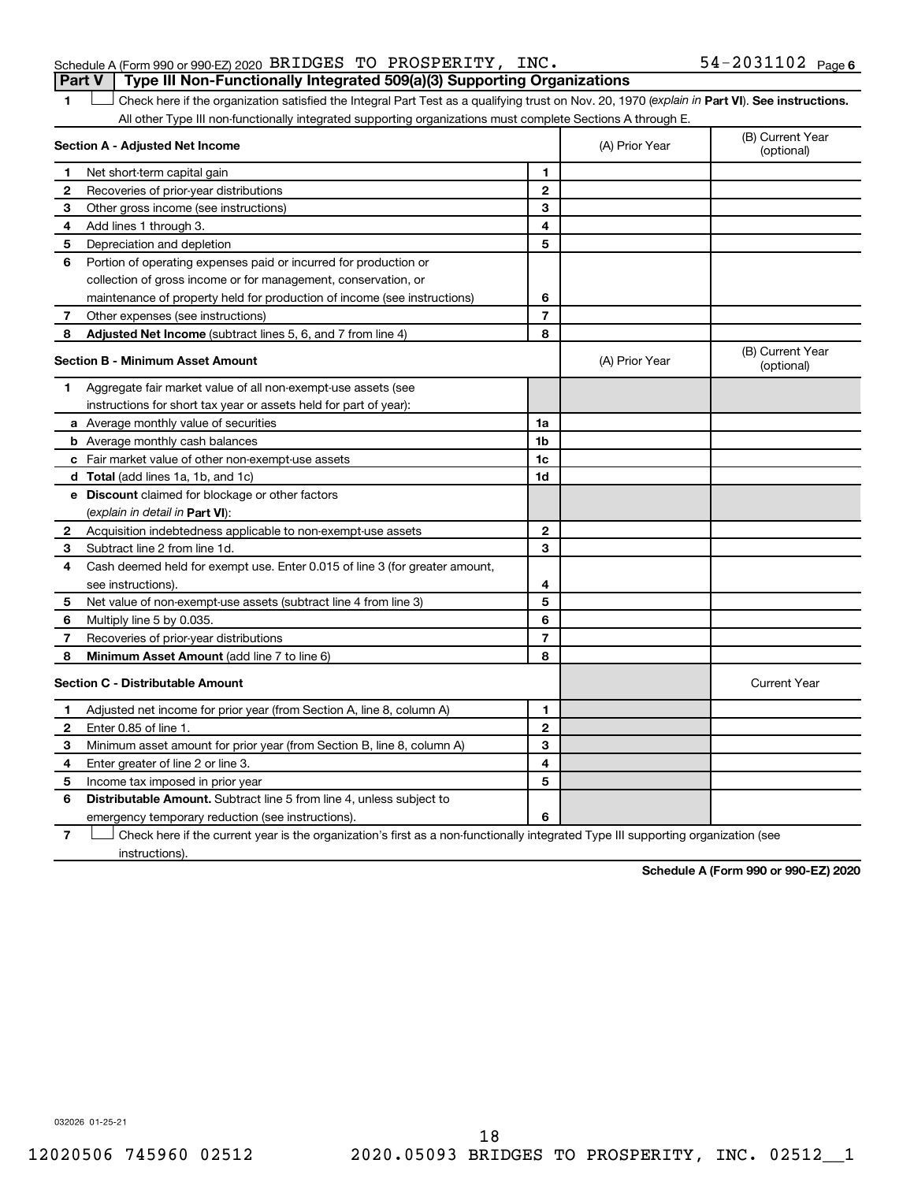Schedule A (Form 990 or 990-EZ) 2020 BRIDGES TO PROSPERITY, INC. 54-2031102 Page 6

**Part V | Type III Non-Functionally Integrated 509(a)(3) Supporting Organizations**

1 ☐ Check here if the organization satisfied the Integral Part Test as a qualifying trust on Nov. 20, 1970 (*explain in* **Part VI**). **See instructions.** All other Type III non-functionally integrated supporting organizations must complete Sections A through E.

| **Section A - Adjusted Net Income** | | | (A) Prior Year | (B) Current Year (optional) |
|---|---|---|---|---|
| 1 | Net short-term capital gain | 1 | | |
| 2 | Recoveries of prior-year distributions | 2 | | |
| 3 | Other gross income (see instructions) | 3 | | |
| 4 | Add lines 1 through 3. | 4 | | |
| 5 | Depreciation and depletion | 5 | | |
| 6 | Portion of operating expenses paid or incurred for production or collection of gross income or for management, conservation, or maintenance of property held for production of income (see instructions) | 6 | | |
| 7 | Other expenses (see instructions) | 7 | | |
| 8 | **Adjusted Net Income** (subtract lines 5, 6, and 7 from line 4) | 8 | | |

| **Section B - Minimum Asset Amount** | | | (A) Prior Year | (B) Current Year (optional) |
|---|---|---|---|---|
| 1 | Aggregate fair market value of all non-exempt-use assets (see instructions for short tax year or assets held for part of year): | | | |
| a | Average monthly value of securities | 1a | | |
| b | Average monthly cash balances | 1b | | |
| c | Fair market value of other non-exempt-use assets | 1c | | |
| d | **Total** (add lines 1a, 1b, and 1c) | 1d | | |
| e | **Discount** claimed for blockage or other factors (*explain in detail in* **Part VI**): | | | |
| 2 | Acquisition indebtedness applicable to non-exempt-use assets | 2 | | |
| 3 | Subtract line 2 from line 1d. | 3 | | |
| 4 | Cash deemed held for exempt use. Enter 0.015 of line 3 (for greater amount, see instructions). | 4 | | |
| 5 | Net value of non-exempt-use assets (subtract line 4 from line 3) | 5 | | |
| 6 | Multiply line 5 by 0.035. | 6 | | |
| 7 | Recoveries of prior-year distributions | 7 | | |
| 8 | **Minimum Asset Amount** (add line 7 to line 6) | 8 | | |

| **Section C - Distributable Amount** | | | | Current Year |
|---|---|---|---|---|
| 1 | Adjusted net income for prior year (from Section A, line 8, column A) | 1 | | |
| 2 | Enter 0.85 of line 1. | 2 | | |
| 3 | Minimum asset amount for prior year (from Section B, line 8, column A) | 3 | | |
| 4 | Enter greater of line 2 or line 3. | 4 | | |
| 5 | Income tax imposed in prior year | 5 | | |
| 6 | **Distributable Amount.** Subtract line 5 from line 4, unless subject to emergency temporary reduction (see instructions). | 6 | | |

7 ☐ Check here if the current year is the organization's first as a non-functionally integrated Type III supporting organization (see instructions).

**Schedule A (Form 990 or 990-EZ) 2020**

032026 01-25-21

12020506 745960 02512 2020.05093 BRIDGES TO PROSPERITY, INC. 02512__1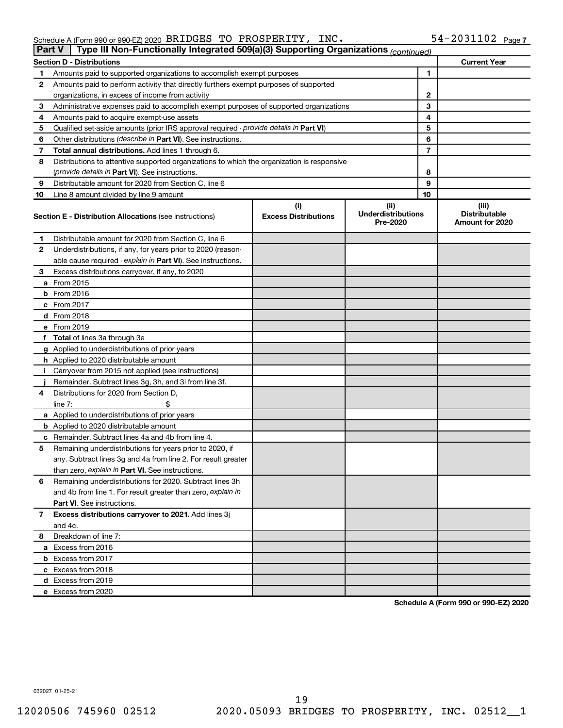Schedule A (Form 990 or 990-EZ) 2020 BRIDGES TO PROSPERITY, INC. 54-2031102 Page 7

**Part V | Type III Non-Functionally Integrated 509(a)(3) Supporting Organizations** *(continued)*

| Section D - Distributions | | | Current Year |
|---|---|---|---|
| 1 | Amounts paid to supported organizations to accomplish exempt purposes | 1 | |
| 2 | Amounts paid to perform activity that directly furthers exempt purposes of supported organizations, in excess of income from activity | 2 | |
| 3 | Administrative expenses paid to accomplish exempt purposes of supported organizations | 3 | |
| 4 | Amounts paid to acquire exempt-use assets | 4 | |
| 5 | Qualified set-aside amounts (prior IRS approval required - *provide details in* **Part VI**) | 5 | |
| 6 | Other distributions (*describe in* **Part VI**). See instructions. | 6 | |
| 7 | **Total annual distributions.** Add lines 1 through 6. | 7 | |
| 8 | Distributions to attentive supported organizations to which the organization is responsive (*provide details in* **Part VI**). See instructions. | 8 | |
| 9 | Distributable amount for 2020 from Section C, line 6 | 9 | |
| 10 | Line 8 amount divided by line 9 amount | 10 | |

| | Section E - Distribution Allocations (see instructions) | (i) Excess Distributions | (ii) Underdistributions Pre-2020 | (iii) Distributable Amount for 2020 |
|---|---|---|---|---|
| 1 | Distributable amount for 2020 from Section C, line 6 | | | |
| 2 | Underdistributions, if any, for years prior to 2020 (reasonable cause required - *explain in* **Part VI**). See instructions. | | | |
| 3 | Excess distributions carryover, if any, to 2020 | | | |
| a | From 2015 | | | |
| b | From 2016 | | | |
| c | From 2017 | | | |
| d | From 2018 | | | |
| e | From 2019 | | | |
| f | **Total** of lines 3a through 3e | | | |
| g | Applied to underdistributions of prior years | | | |
| h | Applied to 2020 distributable amount | | | |
| i | Carryover from 2015 not applied (see instructions) | | | |
| j | Remainder. Subtract lines 3g, 3h, and 3i from line 3f. | | | |
| 4 | Distributions for 2020 from Section D, line 7: $ | | | |
| a | Applied to underdistributions of prior years | | | |
| b | Applied to 2020 distributable amount | | | |
| c | Remainder. Subtract lines 4a and 4b from line 4. | | | |
| 5 | Remaining underdistributions for years prior to 2020, if any. Subtract lines 3g and 4a from line 2. For result greater than zero, *explain in* **Part VI.** See instructions. | | | |
| 6 | Remaining underdistributions for 2020. Subtract lines 3h and 4b from line 1. For result greater than zero, *explain in* **Part VI**. See instructions. | | | |
| 7 | **Excess distributions carryover to 2021.** Add lines 3j and 4c. | | | |
| 8 | Breakdown of line 7: | | | |
| a | Excess from 2016 | | | |
| b | Excess from 2017 | | | |
| c | Excess from 2018 | | | |
| d | Excess from 2019 | | | |
| e | Excess from 2020 | | | |

**Schedule A (Form 990 or 990-EZ) 2020**

032027 01-25-21

12020506 745960 02512 2020.05093 BRIDGES TO PROSPERITY, INC. 02512__1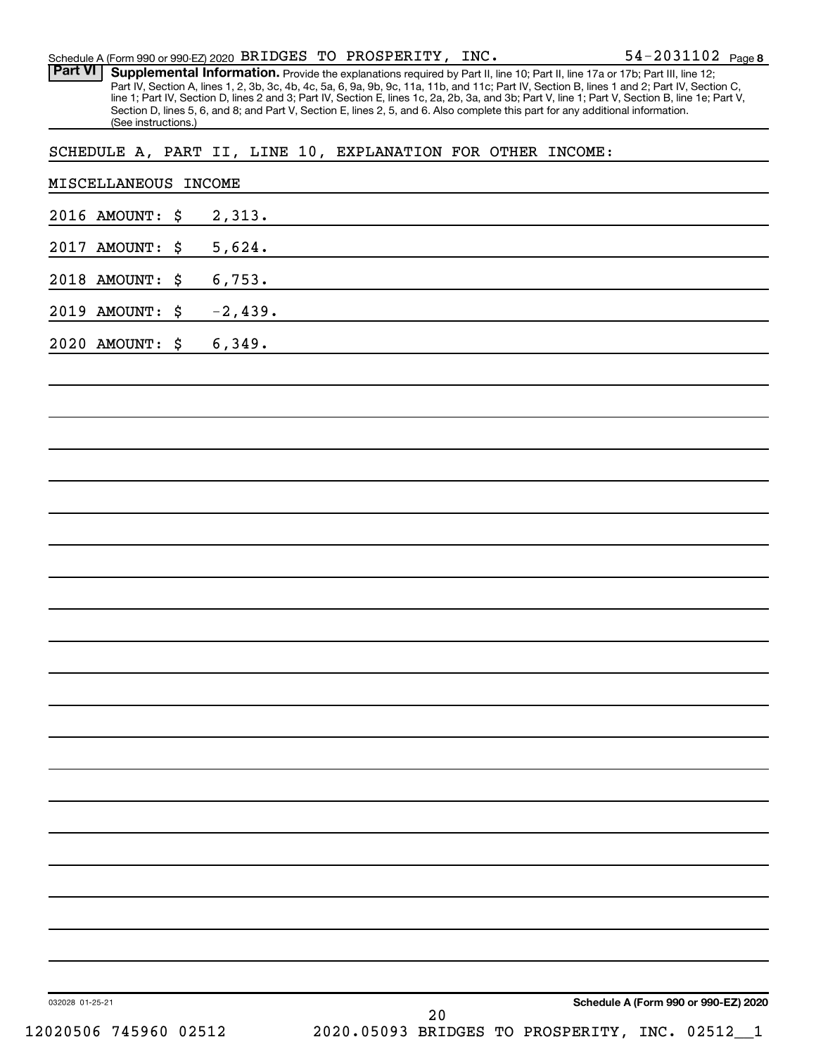Schedule A (Form 990 or 990-EZ) 2020 BRIDGES TO PROSPERITY, INC. 54-2031102 Page 8

**Part VI** **Supplemental Information.** Provide the explanations required by Part II, line 10; Part II, line 17a or 17b; Part III, line 12; Part IV, Section A, lines 1, 2, 3b, 3c, 4b, 4c, 5a, 6, 9a, 9b, 9c, 11a, 11b, and 11c; Part IV, Section B, lines 1 and 2; Part IV, Section C, line 1; Part IV, Section D, lines 2 and 3; Part IV, Section E, lines 1c, 2a, 2b, 3a, and 3b; Part V, line 1; Part V, Section B, line 1e; Part V, Section D, lines 5, 6, and 8; and Part V, Section E, lines 2, 5, and 6. Also complete this part for any additional information. (See instructions.)

SCHEDULE A, PART II, LINE 10, EXPLANATION FOR OTHER INCOME:

MISCELLANEOUS INCOME

2016 AMOUNT: $ 2,313.

2017 AMOUNT: $ 5,624.

2018 AMOUNT: $ 6,753.

2019 AMOUNT: $ -2,439.

2020 AMOUNT: $ 6,349.

Schedule A (Form 990 or 990-EZ) 2020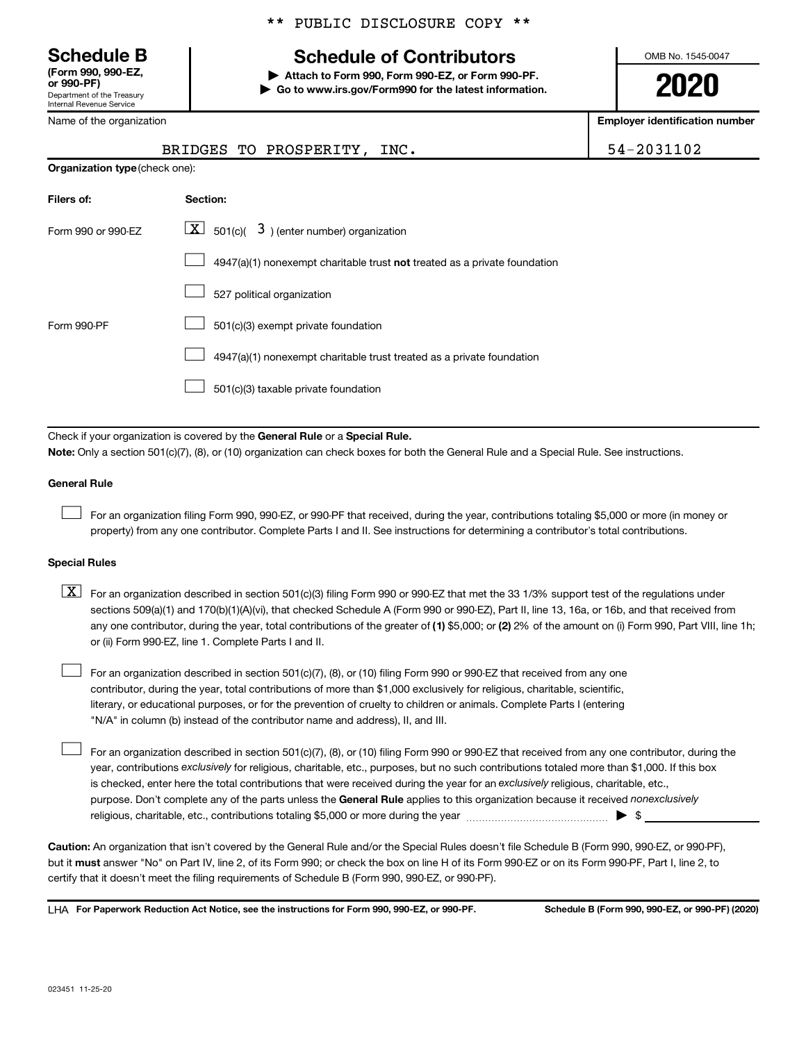** PUBLIC DISCLOSURE COPY **

# Schedule B

**(Form 990, 990-EZ, or 990-PF)**
Department of the Treasury
Internal Revenue Service

## Schedule of Contributors

▶ **Attach to Form 990, Form 990-EZ, or Form 990-PF.**
▶ **Go to www.irs.gov/Form990 for the latest information.**

OMB No. 1545-0047

**2020**

| Name of the organization | Employer identification number |
|---|---|
| BRIDGES TO PROSPERITY, INC. | 54-2031102 |

**Organization type** (check one):

| Filers of: | Section: |
|---|---|
| Form 990 or 990-EZ | [X] 501(c)( 3 ) (enter number) organization |
| | [ ] 4947(a)(1) nonexempt charitable trust **not** treated as a private foundation |
| | [ ] 527 political organization |
| Form 990-PF | [ ] 501(c)(3) exempt private foundation |
| | [ ] 4947(a)(1) nonexempt charitable trust treated as a private foundation |
| | [ ] 501(c)(3) taxable private foundation |

Check if your organization is covered by the **General Rule** or a **Special Rule.**

**Note:** Only a section 501(c)(7), (8), or (10) organization can check boxes for both the General Rule and a Special Rule. See instructions.

### General Rule

[ ] For an organization filing Form 990, 990-EZ, or 990-PF that received, during the year, contributions totaling $5,000 or more (in money or property) from any one contributor. Complete Parts I and II. See instructions for determining a contributor's total contributions.

### Special Rules

[X] For an organization described in section 501(c)(3) filing Form 990 or 990-EZ that met the 33 1/3% support test of the regulations under sections 509(a)(1) and 170(b)(1)(A)(vi), that checked Schedule A (Form 990 or 990-EZ), Part II, line 13, 16a, or 16b, and that received from any one contributor, during the year, total contributions of the greater of **(1)** $5,000; or **(2)** 2% of the amount on (i) Form 990, Part VIII, line 1h; or (ii) Form 990-EZ, line 1. Complete Parts I and II.

[ ] For an organization described in section 501(c)(7), (8), or (10) filing Form 990 or 990-EZ that received from any one contributor, during the year, total contributions of more than $1,000 exclusively for religious, charitable, scientific, literary, or educational purposes, or for the prevention of cruelty to children or animals. Complete Parts I (entering "N/A" in column (b) instead of the contributor name and address), II, and III.

[ ] For an organization described in section 501(c)(7), (8), or (10) filing Form 990 or 990-EZ that received from any one contributor, during the year, contributions *exclusively* for religious, charitable, etc., purposes, but no such contributions totaled more than $1,000. If this box is checked, enter here the total contributions that were received during the year for an *exclusively* religious, charitable, etc., purpose. Don't complete any of the parts unless the **General Rule** applies to this organization because it received *nonexclusively* religious, charitable, etc., contributions totaling $5,000 or more during the year ▶ $

**Caution:** An organization that isn't covered by the General Rule and/or the Special Rules doesn't file Schedule B (Form 990, 990-EZ, or 990-PF), but it **must** answer "No" on Part IV, line 2, of its Form 990; or check the box on line H of its Form 990-EZ or on its Form 990-PF, Part I, line 2, to certify that it doesn't meet the filing requirements of Schedule B (Form 990, 990-EZ, or 990-PF).

LHA **For Paperwork Reduction Act Notice, see the instructions for Form 990, 990-EZ, or 990-PF.** **Schedule B (Form 990, 990-EZ, or 990-PF) (2020)**

023451 11-25-20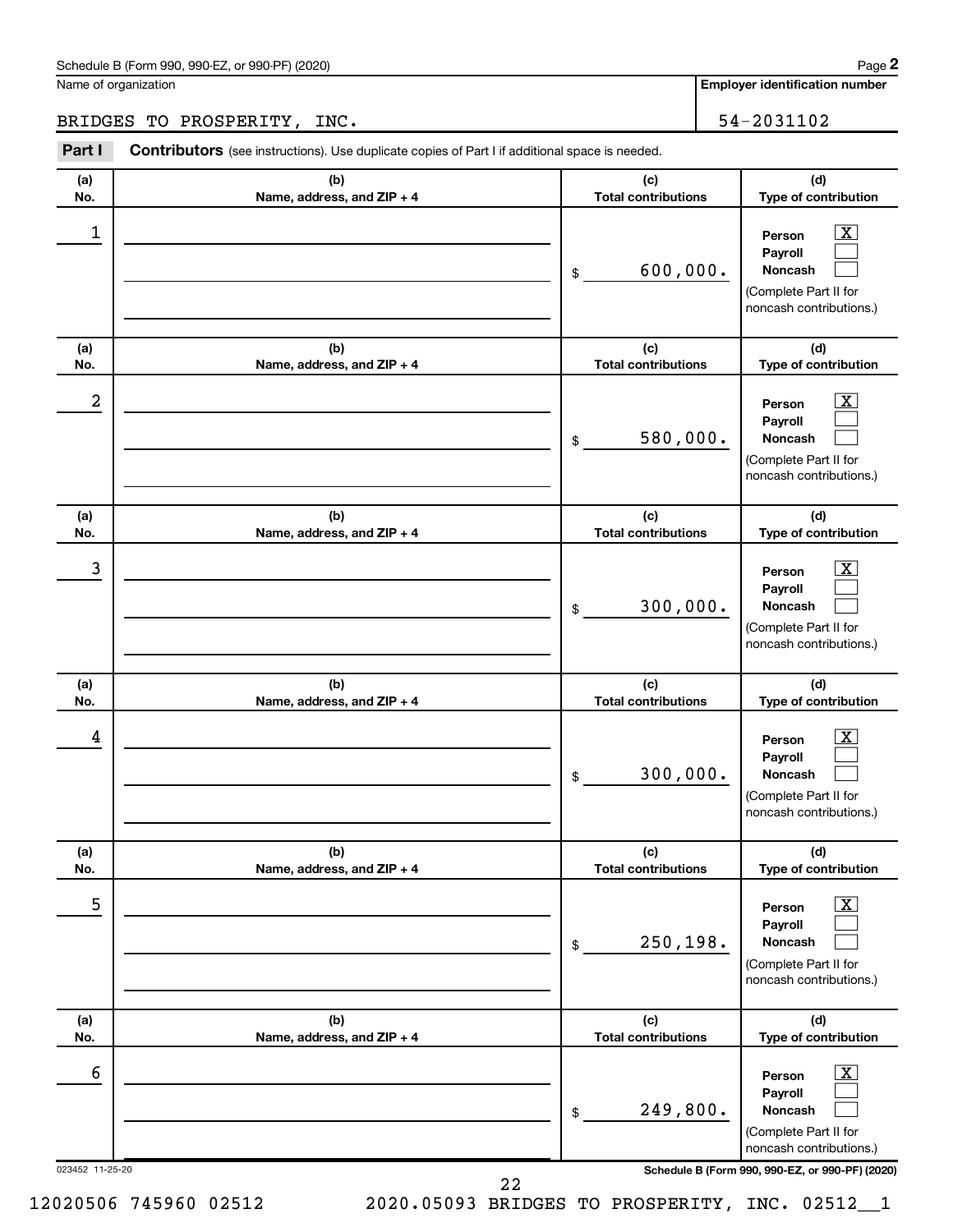Schedule B (Form 990, 990-EZ, or 990-PF) (2020)

Name of organization: BRIDGES TO PROSPERITY, INC.

Employer identification number: 54-2031102

**Part I** **Contributors** (see instructions). Use duplicate copies of Part I if additional space is needed.

| (a) No. | (b) Name, address, and ZIP + 4 | (c) Total contributions | (d) Type of contribution |
|---|---|---|---|
| 1 | | $ 600,000. | Person [X] Payroll [ ] Noncash [ ] (Complete Part II for noncash contributions.) |
| 2 | | $ 580,000. | Person [X] Payroll [ ] Noncash [ ] (Complete Part II for noncash contributions.) |
| 3 | | $ 300,000. | Person [X] Payroll [ ] Noncash [ ] (Complete Part II for noncash contributions.) |
| 4 | | $ 300,000. | Person [X] Payroll [ ] Noncash [ ] (Complete Part II for noncash contributions.) |
| 5 | | $ 250,198. | Person [X] Payroll [ ] Noncash [ ] (Complete Part II for noncash contributions.) |
| 6 | | $ 249,800. | Person [X] Payroll [ ] Noncash [ ] (Complete Part II for noncash contributions.) |

023452 11-25-20

Schedule B (Form 990, 990-EZ, or 990-PF) (2020)

12020506 745960 02512 2020.05093 BRIDGES TO PROSPERITY, INC. 02512__1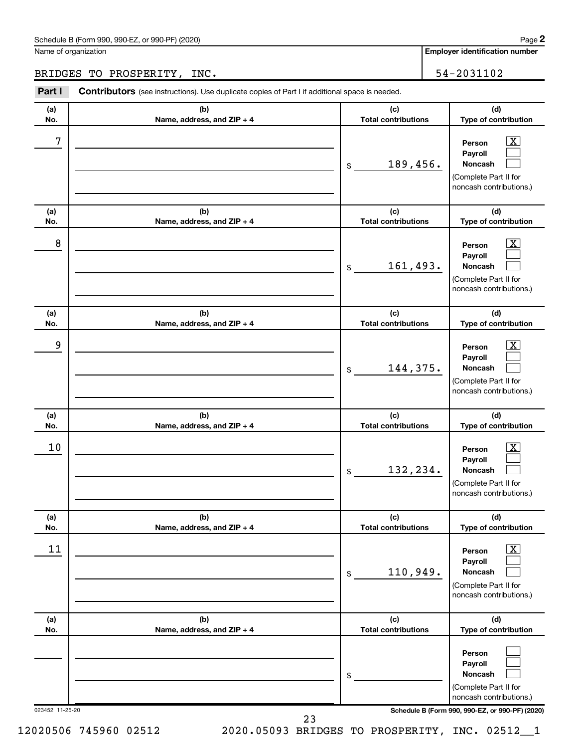Schedule B (Form 990, 990-EZ, or 990-PF) (2020) Page **2**

Name of organization: BRIDGES TO PROSPERITY, INC.

**Employer identification number:** 54-2031102

**Part I** **Contributors** (see instructions). Use duplicate copies of Part I if additional space is needed.

| (a) No. | (b) Name, address, and ZIP + 4 | (c) Total contributions | (d) Type of contribution |
|---|---|---|---|
| 7 | | $ 189,456. | Person [X] Payroll [ ] Noncash [ ] (Complete Part II for noncash contributions.) |
| 8 | | $ 161,493. | Person [X] Payroll [ ] Noncash [ ] (Complete Part II for noncash contributions.) |
| 9 | | $ 144,375. | Person [X] Payroll [ ] Noncash [ ] (Complete Part II for noncash contributions.) |
| 10 | | $ 132,234. | Person [X] Payroll [ ] Noncash [ ] (Complete Part II for noncash contributions.) |
| 11 | | $ 110,949. | Person [X] Payroll [ ] Noncash [ ] (Complete Part II for noncash contributions.) |
| | | $ | Person [ ] Payroll [ ] Noncash [ ] (Complete Part II for noncash contributions.) |

023452 11-25-20 **Schedule B (Form 990, 990-EZ, or 990-PF) (2020)**

12020506 745960 02512 2020.05093 BRIDGES TO PROSPERITY, INC. 02512__1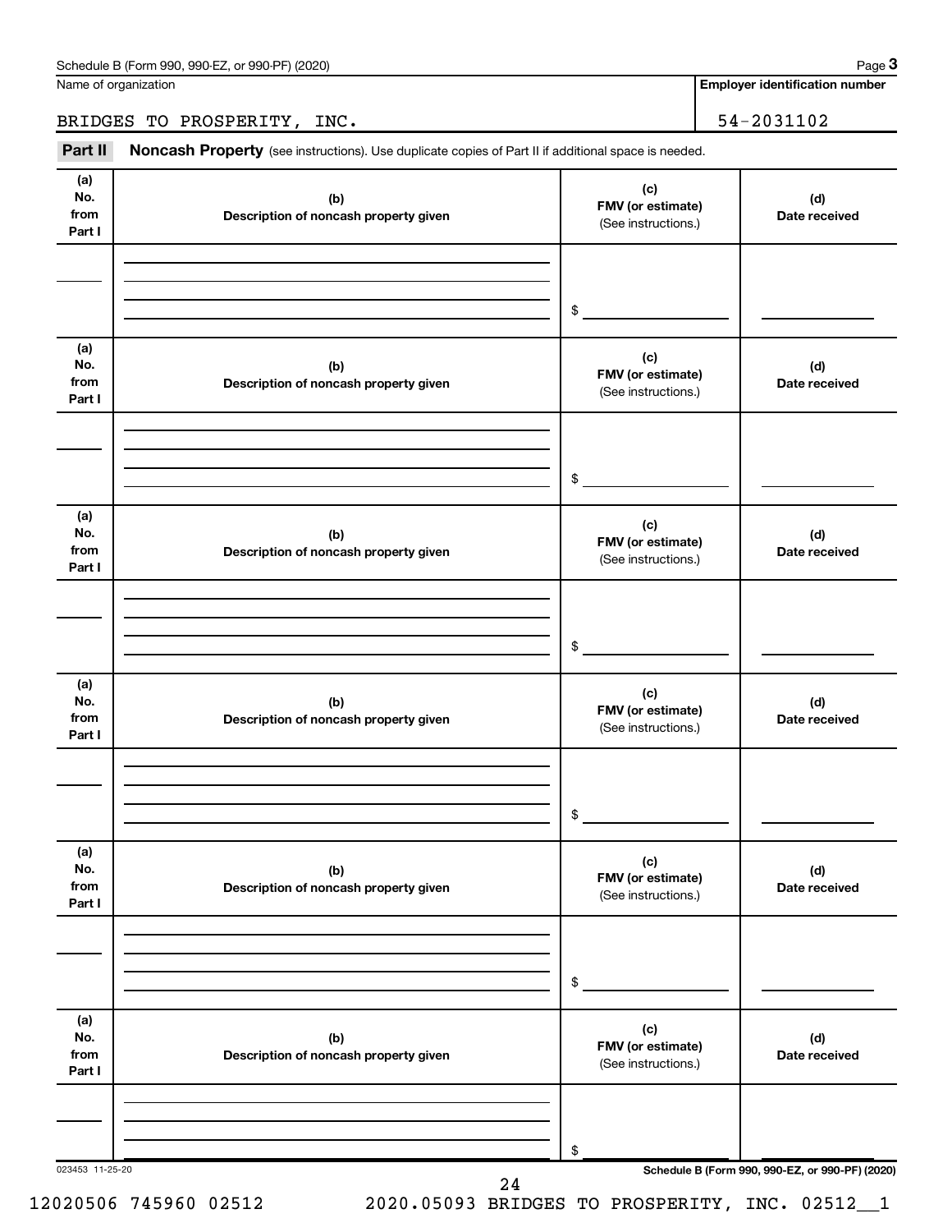Schedule B (Form 990, 990-EZ, or 990-PF) (2020) Page **3**

Name of organization

BRIDGES TO PROSPERITY, INC.

**Employer identification number**

54-2031102

**Part II** **Noncash Property** (see instructions). Use duplicate copies of Part II if additional space is needed.

| (a) No. from Part I | (b) Description of noncash property given | (c) FMV (or estimate) (See instructions.) | (d) Date received |
|---|---|---|---|
| | | $ | |

| (a) No. from Part I | (b) Description of noncash property given | (c) FMV (or estimate) (See instructions.) | (d) Date received |
|---|---|---|---|
| | | $ | |

| (a) No. from Part I | (b) Description of noncash property given | (c) FMV (or estimate) (See instructions.) | (d) Date received |
|---|---|---|---|
| | | $ | |

| (a) No. from Part I | (b) Description of noncash property given | (c) FMV (or estimate) (See instructions.) | (d) Date received |
|---|---|---|---|
| | | $ | |

| (a) No. from Part I | (b) Description of noncash property given | (c) FMV (or estimate) (See instructions.) | (d) Date received |
|---|---|---|---|
| | | $ | |

| (a) No. from Part I | (b) Description of noncash property given | (c) FMV (or estimate) (See instructions.) | (d) Date received |
|---|---|---|---|
| | | $ | |

023453 11-25-20 **Schedule B (Form 990, 990-EZ, or 990-PF) (2020)**

12020506 745960 02512 2020.05093 BRIDGES TO PROSPERITY, INC. 02512__1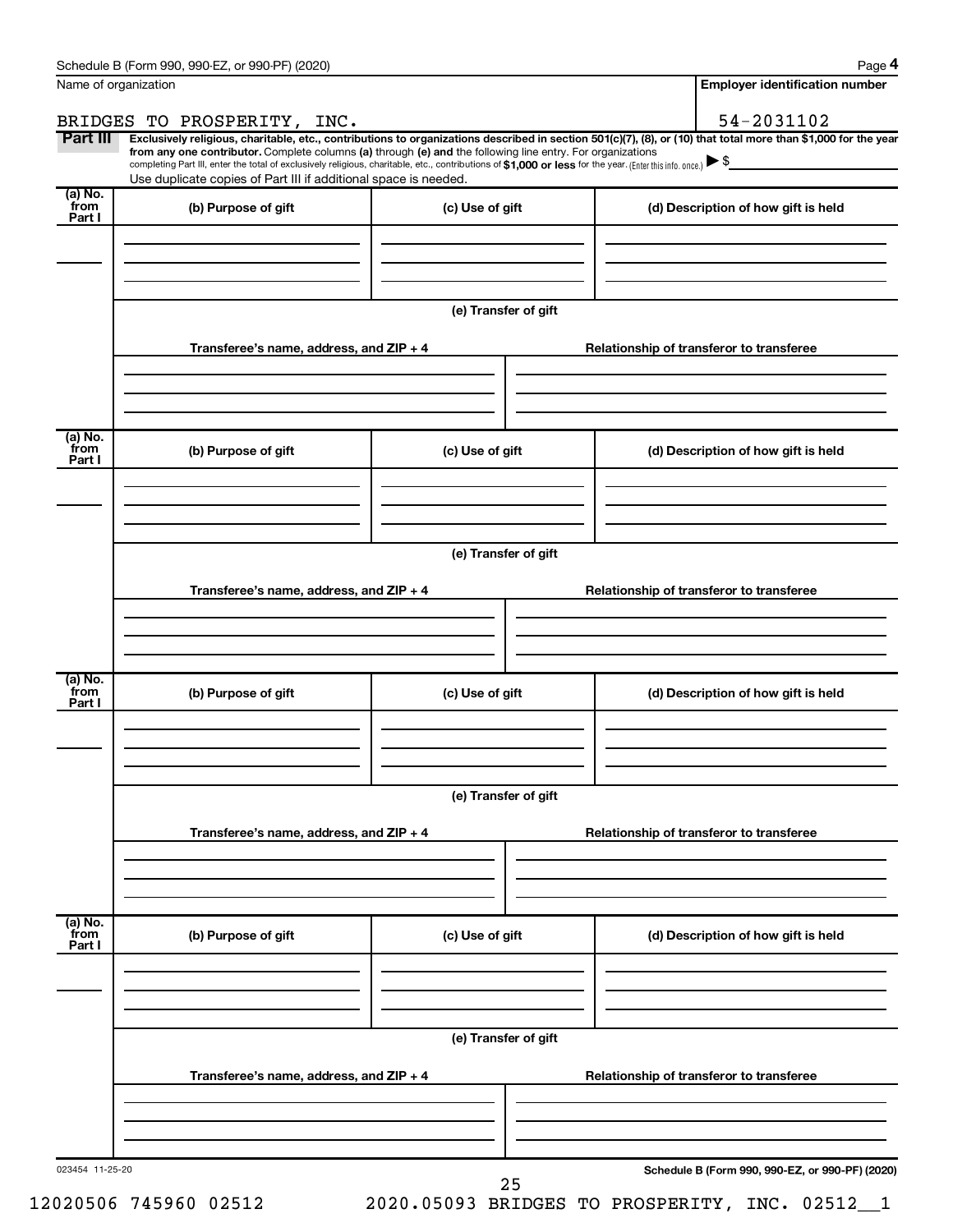Schedule B (Form 990, 990-EZ, or 990-PF) (2020) Page **4**

Name of organization: BRIDGES TO PROSPERITY, INC.

**Employer identification number**: 54-2031102

**Part III** **Exclusively religious, charitable, etc., contributions to organizations described in section 501(c)(7), (8), or (10) that total more than $1,000 for the year from any one contributor.** Complete columns **(a)** through **(e)** and the following line entry. For organizations completing Part III, enter the total of exclusively religious, charitable, etc., contributions of **$1,000 or less** for the year. (Enter this info. once.) ▶ $

Use duplicate copies of Part III if additional space is needed.

| (a) No. from Part I | (b) Purpose of gift | (c) Use of gift | (d) Description of how gift is held |
|---|---|---|---|
| | | | |

(e) Transfer of gift

| Transferee's name, address, and ZIP + 4 | Relationship of transferor to transferee |
|---|---|
| | |

| (a) No. from Part I | (b) Purpose of gift | (c) Use of gift | (d) Description of how gift is held |
|---|---|---|---|
| | | | |

(e) Transfer of gift

| Transferee's name, address, and ZIP + 4 | Relationship of transferor to transferee |
|---|---|
| | |

| (a) No. from Part I | (b) Purpose of gift | (c) Use of gift | (d) Description of how gift is held |
|---|---|---|---|
| | | | |

(e) Transfer of gift

| Transferee's name, address, and ZIP + 4 | Relationship of transferor to transferee |
|---|---|
| | |

| (a) No. from Part I | (b) Purpose of gift | (c) Use of gift | (d) Description of how gift is held |
|---|---|---|---|
| | | | |

(e) Transfer of gift

| Transferee's name, address, and ZIP + 4 | Relationship of transferor to transferee |
|---|---|
| | |

023454 11-25-20 **Schedule B (Form 990, 990-EZ, or 990-PF) (2020)**

12020506 745960 02512 2020.05093 BRIDGES TO PROSPERITY, INC. 02512__1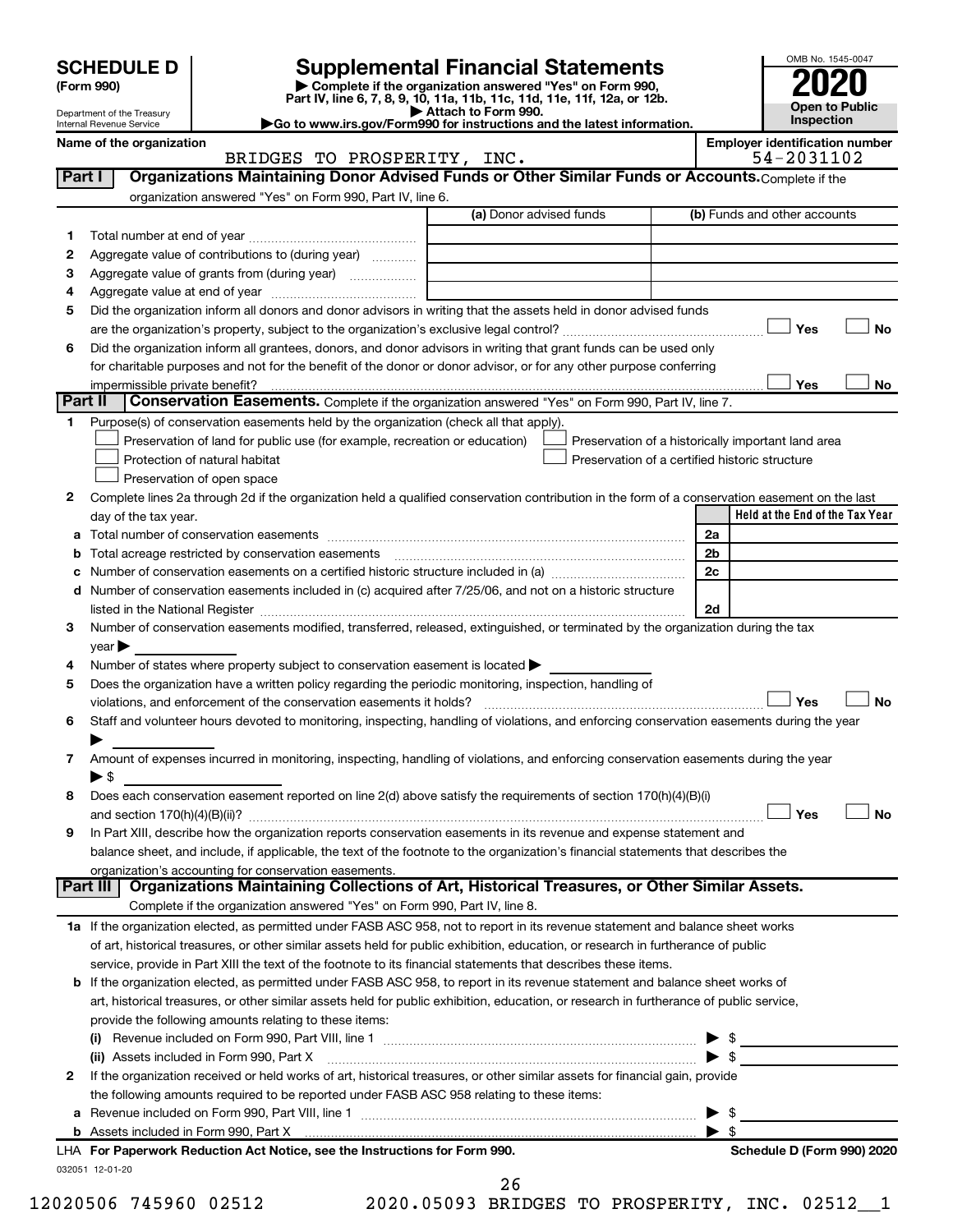# SCHEDULE D (Form 990)

Department of the Treasury
Internal Revenue Service

## Supplemental Financial Statements

▶ Complete if the organization answered "Yes" on Form 990, Part IV, line 6, 7, 8, 9, 10, 11a, 11b, 11c, 11d, 11e, 11f, 12a, or 12b.
▶ Attach to Form 990.
▶Go to www.irs.gov/Form990 for instructions and the latest information.

OMB No. 1545-0047

**2020**

**Open to Public Inspection**

**Name of the organization:** BRIDGES TO PROSPERITY, INC.

**Employer identification number:** 54-2031102

### Part I Organizations Maintaining Donor Advised Funds or Other Similar Funds or Accounts. Complete if the organization answered "Yes" on Form 990, Part IV, line 6.

| | | (a) Donor advised funds | (b) Funds and other accounts |
|---|---|---|---|
| 1 | Total number at end of year | | |
| 2 | Aggregate value of contributions to (during year) | | |
| 3 | Aggregate value of grants from (during year) | | |
| 4 | Aggregate value at end of year | | |

5 Did the organization inform all donors and donor advisors in writing that the assets held in donor advised funds are the organization's property, subject to the organization's exclusive legal control? ☐ Yes ☐ No

6 Did the organization inform all grantees, donors, and donor advisors in writing that grant funds can be used only for charitable purposes and not for the benefit of the donor or donor advisor, or for any other purpose conferring impermissible private benefit? ☐ Yes ☐ No

### Part II Conservation Easements. Complete if the organization answered "Yes" on Form 990, Part IV, line 7.

1 Purpose(s) of conservation easements held by the organization (check all that apply).

☐ Preservation of land for public use (for example, recreation or education) ☐ Preservation of a historically important land area
☐ Protection of natural habitat ☐ Preservation of a certified historic structure
☐ Preservation of open space

2 Complete lines 2a through 2d if the organization held a qualified conservation contribution in the form of a conservation easement on the last day of the tax year.

| | | | Held at the End of the Tax Year |
|---|---|---|---|
| a | Total number of conservation easements | 2a | |
| b | Total acreage restricted by conservation easements | 2b | |
| c | Number of conservation easements on a certified historic structure included in (a) | 2c | |
| d | Number of conservation easements included in (c) acquired after 7/25/06, and not on a historic structure listed in the National Register | 2d | |

3 Number of conservation easements modified, transferred, released, extinguished, or terminated by the organization during the tax year ▶

4 Number of states where property subject to conservation easement is located ▶

5 Does the organization have a written policy regarding the periodic monitoring, inspection, handling of violations, and enforcement of the conservation easements it holds? ☐ Yes ☐ No

6 Staff and volunteer hours devoted to monitoring, inspecting, handling of violations, and enforcing conservation easements during the year ▶

7 Amount of expenses incurred in monitoring, inspecting, handling of violations, and enforcing conservation easements during the year ▶ $

8 Does each conservation easement reported on line 2(d) above satisfy the requirements of section 170(h)(4)(B)(i) and section 170(h)(4)(B)(ii)? ☐ Yes ☐ No

9 In Part XIII, describe how the organization reports conservation easements in its revenue and expense statement and balance sheet, and include, if applicable, the text of the footnote to the organization's financial statements that describes the organization's accounting for conservation easements.

### Part III Organizations Maintaining Collections of Art, Historical Treasures, or Other Similar Assets.

Complete if the organization answered "Yes" on Form 990, Part IV, line 8.

1a If the organization elected, as permitted under FASB ASC 958, not to report in its revenue statement and balance sheet works of art, historical treasures, or other similar assets held for public exhibition, education, or research in furtherance of public service, provide in Part XIII the text of the footnote to its financial statements that describes these items.

b If the organization elected, as permitted under FASB ASC 958, to report in its revenue statement and balance sheet works of art, historical treasures, or other similar assets held for public exhibition, education, or research in furtherance of public service, provide the following amounts relating to these items:

(i) Revenue included on Form 990, Part VIII, line 1 ▶ $

(ii) Assets included in Form 990, Part X ▶ $

2 If the organization received or held works of art, historical treasures, or other similar assets for financial gain, provide the following amounts required to be reported under FASB ASC 958 relating to these items:

a Revenue included on Form 990, Part VIII, line 1 ▶ $

b Assets included in Form 990, Part X ▶ $

LHA For Paperwork Reduction Act Notice, see the Instructions for Form 990. Schedule D (Form 990) 2020

032051 12-01-20

12020506 745960 02512 2020.05093 BRIDGES TO PROSPERITY, INC. 02512__1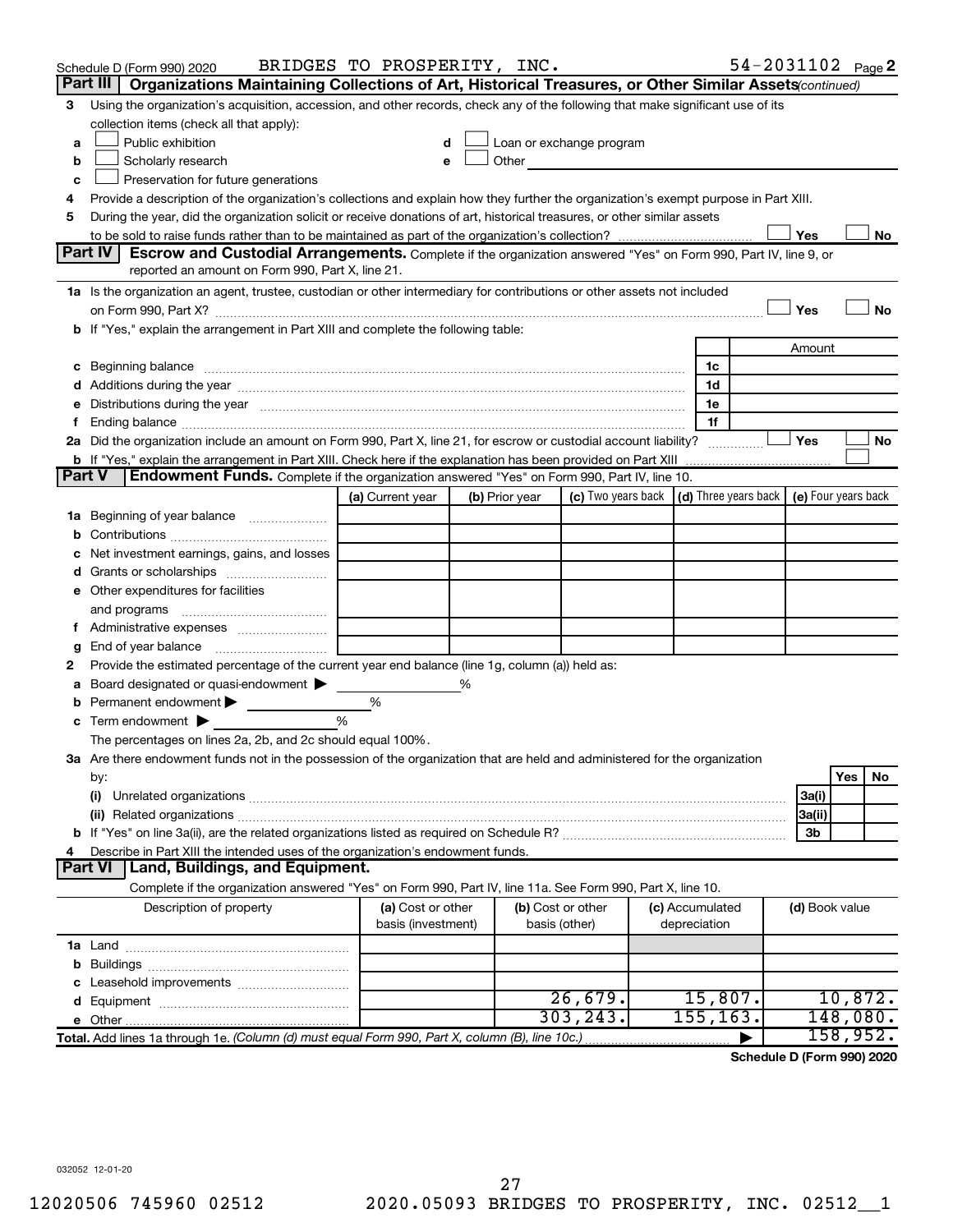Schedule D (Form 990) 2020 BRIDGES TO PROSPERITY, INC. 54-2031102 Page 2

**Part III** | **Organizations Maintaining Collections of Art, Historical Treasures, or Other Similar Assets** *(continued)*

3 Using the organization's acquisition, accession, and other records, check any of the following that make significant use of its collection items (check all that apply):

a ☐ Public exhibition
b ☐ Scholarly research
c ☐ Preservation for future generations
d ☐ Loan or exchange program
e ☐ Other

4 Provide a description of the organization's collections and explain how they further the organization's exempt purpose in Part XIII.

5 During the year, did the organization solicit or receive donations of art, historical treasures, or other similar assets to be sold to raise funds rather than to be maintained as part of the organization's collection? ☐ Yes ☐ No

**Part IV** | **Escrow and Custodial Arrangements.** Complete if the organization answered "Yes" on Form 990, Part IV, line 9, or reported an amount on Form 990, Part X, line 21.

1a Is the organization an agent, trustee, custodian or other intermediary for contributions or other assets not included on Form 990, Part X? ☐ Yes ☐ No

b If "Yes," explain the arrangement in Part XIII and complete the following table:

| | | Amount |
|---|---|---|
| c Beginning balance | 1c | |
| d Additions during the year | 1d | |
| e Distributions during the year | 1e | |
| f Ending balance | 1f | |

2a Did the organization include an amount on Form 990, Part X, line 21, for escrow or custodial account liability? ☐ Yes ☐ No

b If "Yes," explain the arrangement in Part XIII. Check here if the explanation has been provided on Part XIII ☐

**Part V** | **Endowment Funds.** Complete if the organization answered "Yes" on Form 990, Part IV, line 10.

| | (a) Current year | (b) Prior year | (c) Two years back | (d) Three years back | (e) Four years back |
|---|---|---|---|---|---|
| 1a Beginning of year balance | | | | | |
| b Contributions | | | | | |
| c Net investment earnings, gains, and losses | | | | | |
| d Grants or scholarships | | | | | |
| e Other expenditures for facilities and programs | | | | | |
| f Administrative expenses | | | | | |
| g End of year balance | | | | | |

2 Provide the estimated percentage of the current year end balance (line 1g, column (a)) held as:

a Board designated or quasi-endowment ▶ %
b Permanent endowment ▶ %
c Term endowment ▶ %

The percentages on lines 2a, 2b, and 2c should equal 100%.

3a Are there endowment funds not in the possession of the organization that are held and administered for the organization by:

| | | Yes | No |
|---|---|---|---|
| (i) Unrelated organizations | 3a(i) | | |
| (ii) Related organizations | 3a(ii) | | |
| b If "Yes" on line 3a(ii), are the related organizations listed as required on Schedule R? | 3b | | |

4 Describe in Part XIII the intended uses of the organization's endowment funds.

**Part VI** | **Land, Buildings, and Equipment.**

Complete if the organization answered "Yes" on Form 990, Part IV, line 11a. See Form 990, Part X, line 10.

| Description of property | (a) Cost or other basis (investment) | (b) Cost or other basis (other) | (c) Accumulated depreciation | (d) Book value |
|---|---|---|---|---|
| 1a Land | | | | |
| b Buildings | | | | |
| c Leasehold improvements | | | | |
| d Equipment | | 26,679. | 15,807. | 10,872. |
| e Other | | 303,243. | 155,163. | 148,080. |
| **Total.** Add lines 1a through 1e. *(Column (d) must equal Form 990, Part X, column (B), line 10c.)* | | | ▶ | 158,952. |

**Schedule D (Form 990) 2020**

032052 12-01-20

12020506 745960 02512 2020.05093 BRIDGES TO PROSPERITY, INC. 02512__1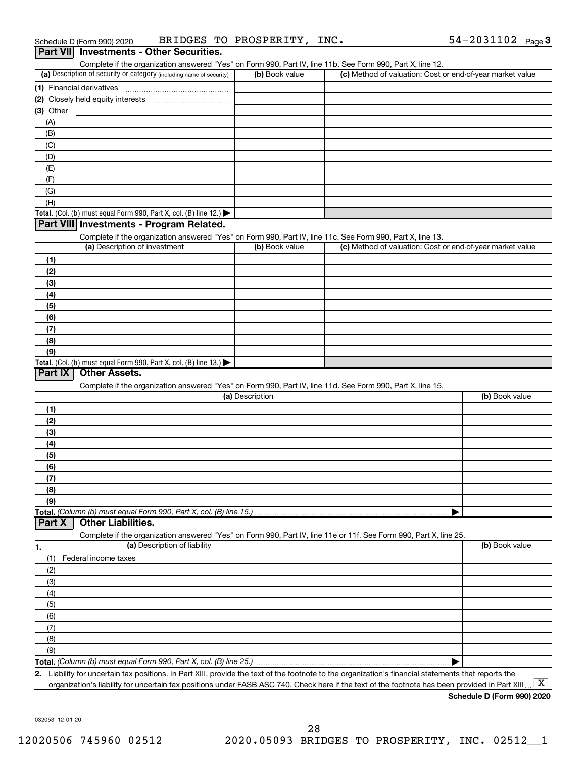Schedule D (Form 990) 2020 BRIDGES TO PROSPERITY, INC. 54-2031102 Page 3

## Part VII Investments - Other Securities.

Complete if the organization answered "Yes" on Form 990, Part IV, line 11b. See Form 990, Part X, line 12.

| (a) Description of security or category (including name of security) | (b) Book value | (c) Method of valuation: Cost or end-of-year market value |
|---|---|---|
| (1) Financial derivatives | | |
| (2) Closely held equity interests | | |
| (3) Other | | |
| (A) | | |
| (B) | | |
| (C) | | |
| (D) | | |
| (E) | | |
| (F) | | |
| (G) | | |
| (H) | | |
| **Total.** (Col. (b) must equal Form 990, Part X, col. (B) line 12.) ▶ | | |

## Part VIII Investments - Program Related.

Complete if the organization answered "Yes" on Form 990, Part IV, line 11c. See Form 990, Part X, line 13.

| (a) Description of investment | (b) Book value | (c) Method of valuation: Cost or end-of-year market value |
|---|---|---|
| (1) | | |
| (2) | | |
| (3) | | |
| (4) | | |
| (5) | | |
| (6) | | |
| (7) | | |
| (8) | | |
| (9) | | |
| **Total.** (Col. (b) must equal Form 990, Part X, col. (B) line 13.) ▶ | | |

## Part IX Other Assets.

Complete if the organization answered "Yes" on Form 990, Part IV, line 11d. See Form 990, Part X, line 15.

| (a) Description | (b) Book value |
|---|---|
| (1) | |
| (2) | |
| (3) | |
| (4) | |
| (5) | |
| (6) | |
| (7) | |
| (8) | |
| (9) | |
| **Total.** *(Column (b) must equal Form 990, Part X, col. (B) line 15.)* ▶ | |

## Part X Other Liabilities.

Complete if the organization answered "Yes" on Form 990, Part IV, line 11e or 11f. See Form 990, Part X, line 25.

| 1. (a) Description of liability | (b) Book value |
|---|---|
| (1) Federal income taxes | |
| (2) | |
| (3) | |
| (4) | |
| (5) | |
| (6) | |
| (7) | |
| (8) | |
| (9) | |
| **Total.** *(Column (b) must equal Form 990, Part X, col. (B) line 25.)* ▶ | |

**2.** Liability for uncertain tax positions. In Part XIII, provide the text of the footnote to the organization's financial statements that reports the organization's liability for uncertain tax positions under FASB ASC 740. Check here if the text of the footnote has been provided in Part XIII ... [X]

**Schedule D (Form 990) 2020**

032053 12-01-20

12020506 745960 02512 2020.05093 BRIDGES TO PROSPERITY, INC. 02512__1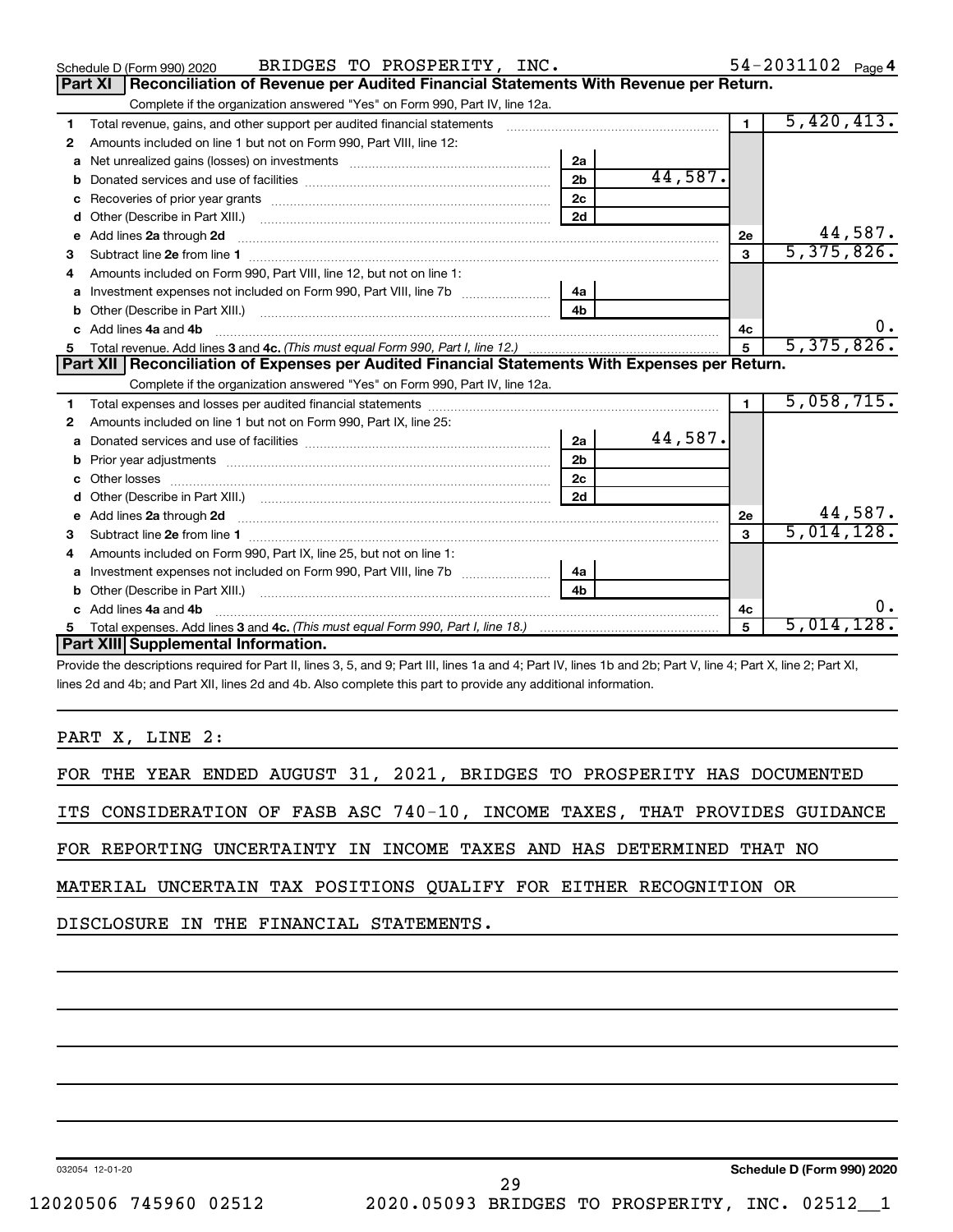Schedule D (Form 990) 2020 BRIDGES TO PROSPERITY, INC. 54-2031102 Page 4

## Part XI Reconciliation of Revenue per Audited Financial Statements With Revenue per Return.

Complete if the organization answered "Yes" on Form 990, Part IV, line 12a.

| | | | | | |
|---|---|---|---|---|---|
| 1 | Total revenue, gains, and other support per audited financial statements | | | 1 | 5,420,413. |
| 2 | Amounts included on line 1 but not on Form 990, Part VIII, line 12: | | | | |
| a | Net unrealized gains (losses) on investments | 2a | | | |
| b | Donated services and use of facilities | 2b | 44,587. | | |
| c | Recoveries of prior year grants | 2c | | | |
| d | Other (Describe in Part XIII.) | 2d | | | |
| e | Add lines 2a through 2d | | | 2e | 44,587. |
| 3 | Subtract line 2e from line 1 | | | 3 | 5,375,826. |
| 4 | Amounts included on Form 990, Part VIII, line 12, but not on line 1: | | | | |
| a | Investment expenses not included on Form 990, Part VIII, line 7b | 4a | | | |
| b | Other (Describe in Part XIII.) | 4b | | | |
| c | Add lines 4a and 4b | | | 4c | 0. |
| 5 | Total revenue. Add lines 3 and 4c. *(This must equal Form 990, Part I, line 12.)* | | | 5 | 5,375,826. |

## Part XII Reconciliation of Expenses per Audited Financial Statements With Expenses per Return.

Complete if the organization answered "Yes" on Form 990, Part IV, line 12a.

| | | | | | |
|---|---|---|---|---|---|
| 1 | Total expenses and losses per audited financial statements | | | 1 | 5,058,715. |
| 2 | Amounts included on line 1 but not on Form 990, Part IX, line 25: | | | | |
| a | Donated services and use of facilities | 2a | 44,587. | | |
| b | Prior year adjustments | 2b | | | |
| c | Other losses | 2c | | | |
| d | Other (Describe in Part XIII.) | 2d | | | |
| e | Add lines 2a through 2d | | | 2e | 44,587. |
| 3 | Subtract line 2e from line 1 | | | 3 | 5,014,128. |
| 4 | Amounts included on Form 990, Part IX, line 25, but not on line 1: | | | | |
| a | Investment expenses not included on Form 990, Part VIII, line 7b | 4a | | | |
| b | Other (Describe in Part XIII.) | 4b | | | |
| c | Add lines 4a and 4b | | | 4c | 0. |
| 5 | Total expenses. Add lines 3 and 4c. *(This must equal Form 990, Part I, line 18.)* | | | 5 | 5,014,128. |

## Part XIII Supplemental Information.

Provide the descriptions required for Part II, lines 3, 5, and 9; Part III, lines 1a and 4; Part IV, lines 1b and 2b; Part V, line 4; Part X, line 2; Part XI, lines 2d and 4b; and Part XII, lines 2d and 4b. Also complete this part to provide any additional information.

PART X, LINE 2:

FOR THE YEAR ENDED AUGUST 31, 2021, BRIDGES TO PROSPERITY HAS DOCUMENTED ITS CONSIDERATION OF FASB ASC 740-10, INCOME TAXES, THAT PROVIDES GUIDANCE FOR REPORTING UNCERTAINTY IN INCOME TAXES AND HAS DETERMINED THAT NO MATERIAL UNCERTAIN TAX POSITIONS QUALIFY FOR EITHER RECOGNITION OR DISCLOSURE IN THE FINANCIAL STATEMENTS.

032054 12-01-20 Schedule D (Form 990) 2020

12020506 745960 02512 2020.05093 BRIDGES TO PROSPERITY, INC. 02512__1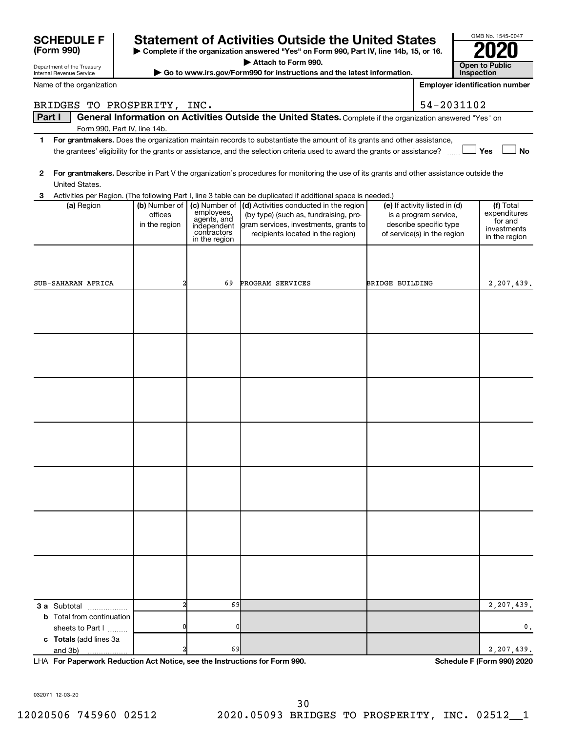# SCHEDULE F (Form 990)

Department of the Treasury
Internal Revenue Service

## Statement of Activities Outside the United States

▶ Complete if the organization answered "Yes" on Form 990, Part IV, line 14b, 15, or 16.
▶ Attach to Form 990.
▶ Go to www.irs.gov/Form990 for instructions and the latest information.

OMB No. 1545-0047

**2020**

**Open to Public Inspection**

Name of the organization: BRIDGES TO PROSPERITY, INC.

Employer identification number: 54-2031102

**Part I General Information on Activities Outside the United States.** Complete if the organization answered "Yes" on Form 990, Part IV, line 14b.

1 **For grantmakers.** Does the organization maintain records to substantiate the amount of its grants and other assistance, the grantees' eligibility for the grants or assistance, and the selection criteria used to award the grants or assistance? ☐ Yes ☐ No

2 **For grantmakers.** Describe in Part V the organization's procedures for monitoring the use of its grants and other assistance outside the United States.

3 Activities per Region. (The following Part I, line 3 table can be duplicated if additional space is needed.)

| (a) Region | (b) Number of offices in the region | (c) Number of employees, agents, and independent contractors in the region | (d) Activities conducted in the region (by type) (such as, fundraising, program services, investments, grants to recipients located in the region) | (e) If activity listed in (d) is a program service, describe specific type of service(s) in the region | (f) Total expenditures for and investments in the region |
|---|---|---|---|---|---|
| SUB-SAHARAN AFRICA | 2 | 69 | PROGRAM SERVICES | BRIDGE BUILDING | 2,207,439. |
| | | | | | |
| | | | | | |
| | | | | | |
| | | | | | |
| | | | | | |
| | | | | | |
| | | | | | |
| **3 a** Subtotal | 2 | 69 | | | 2,207,439. |
| **b** Total from continuation sheets to Part I | 0 | 0 | | | 0. |
| **c Totals** (add lines 3a and 3b) | 2 | 69 | | | 2,207,439. |

LHA **For Paperwork Reduction Act Notice, see the Instructions for Form 990.** **Schedule F (Form 990) 2020**

032071 12-03-20

12020506 745960 02512 2020.05093 BRIDGES TO PROSPERITY, INC. 02512__1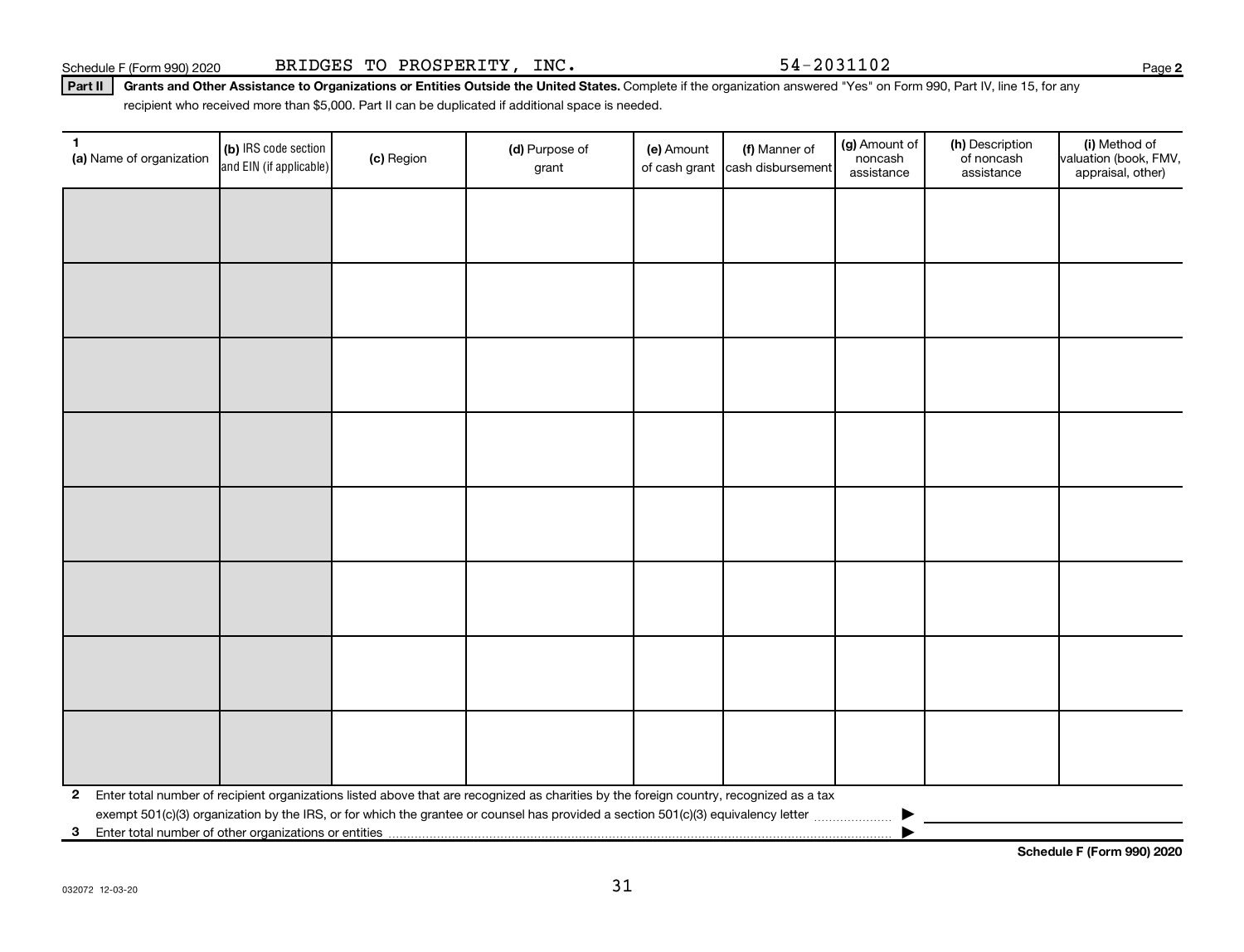Schedule F (Form 990) 2020 BRIDGES TO PROSPERITY, INC. 54-2031102 Page **2**

**Part II** **Grants and Other Assistance to Organizations or Entities Outside the United States.** Complete if the organization answered "Yes" on Form 990, Part IV, line 15, for any recipient who received more than $5,000. Part II can be duplicated if additional space is needed.

| 1 (a) Name of organization | (b) IRS code section and EIN (if applicable) | (c) Region | (d) Purpose of grant | (e) Amount of cash grant | (f) Manner of cash disbursement | (g) Amount of noncash assistance | (h) Description of noncash assistance | (i) Method of valuation (book, FMV, appraisal, other) |
|---|---|---|---|---|---|---|---|---|
| | | | | | | | | |
| | | | | | | | | |
| | | | | | | | | |
| | | | | | | | | |
| | | | | | | | | |
| | | | | | | | | |
| | | | | | | | | |
| | | | | | | | | |

**2** Enter total number of recipient organizations listed above that are recognized as charities by the foreign country, recognized as a tax exempt 501(c)(3) organization by the IRS, or for which the grantee or counsel has provided a section 501(c)(3) equivalency letter ▶

**3** Enter total number of other organizations or entities ▶

**Schedule F (Form 990) 2020**

032072 12-03-20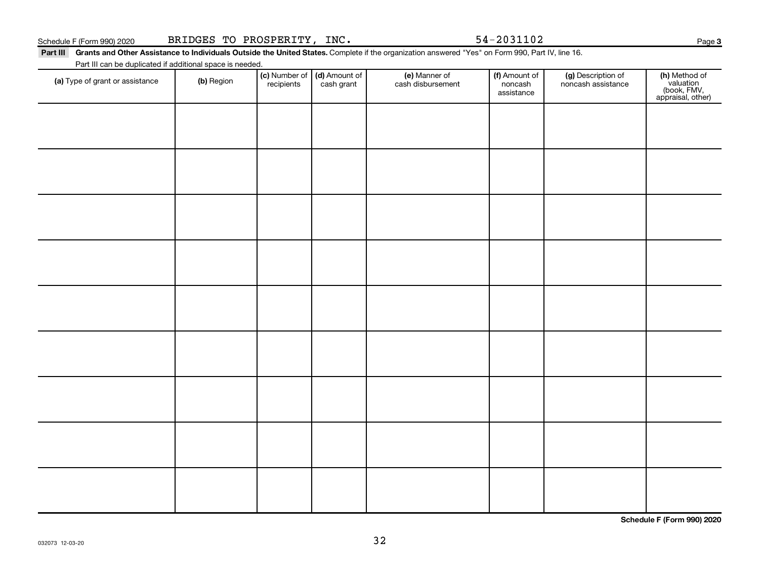Schedule F (Form 990) 2020 BRIDGES TO PROSPERITY, INC. 54-2031102 Page 3

**Part III Grants and Other Assistance to Individuals Outside the United States.** Complete if the organization answered "Yes" on Form 990, Part IV, line 16.

Part III can be duplicated if additional space is needed.

| (a) Type of grant or assistance | (b) Region | (c) Number of recipients | (d) Amount of cash grant | (e) Manner of cash disbursement | (f) Amount of noncash assistance | (g) Description of noncash assistance | (h) Method of valuation (book, FMV, appraisal, other) |
|---|---|---|---|---|---|---|---|
| | | | | | | | |
| | | | | | | | |
| | | | | | | | |
| | | | | | | | |
| | | | | | | | |
| | | | | | | | |
| | | | | | | | |
| | | | | | | | |
| | | | | | | | |

**Schedule F (Form 990) 2020**

032073 12-03-20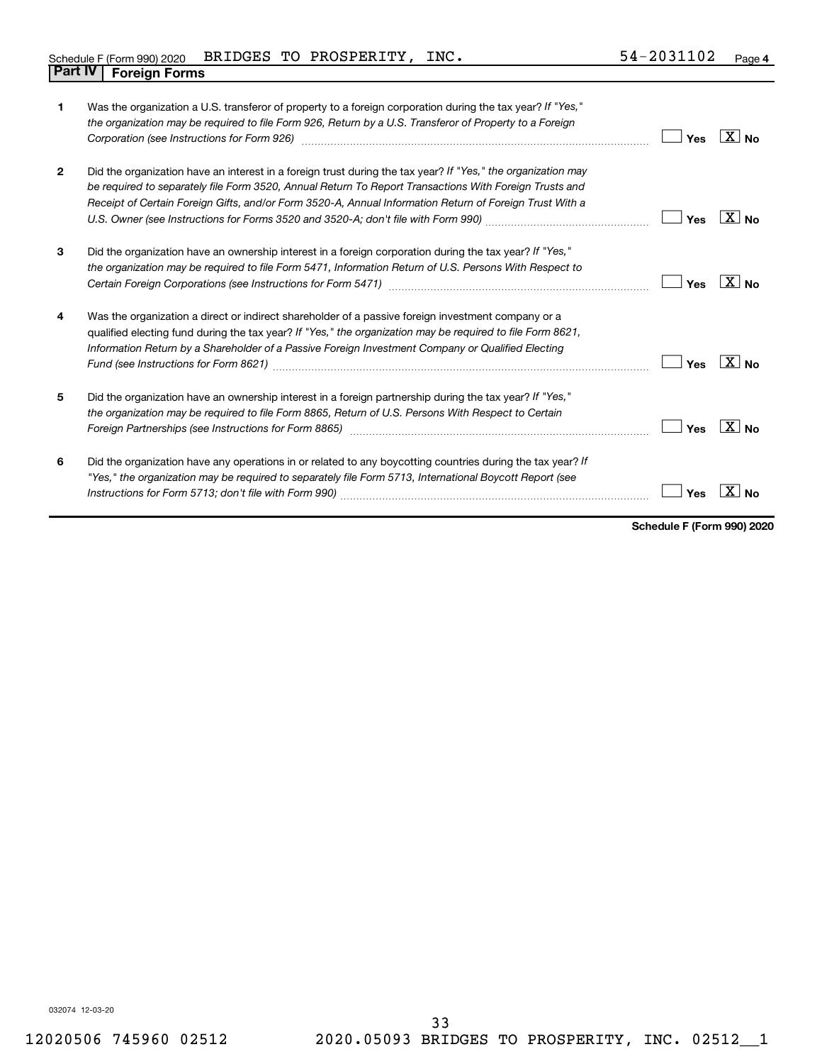Schedule F (Form 990) 2020 BRIDGES TO PROSPERITY, INC. 54-2031102 Page 4

## Part IV Foreign Forms

| | | | |
|---|---|---|---|
| 1 | Was the organization a U.S. transferor of property to a foreign corporation during the tax year? *If "Yes," the organization may be required to file Form 926, Return by a U.S. Transferor of Property to a Foreign Corporation (see Instructions for Form 926)* | Yes | [X] No |
| 2 | Did the organization have an interest in a foreign trust during the tax year? *If "Yes," the organization may be required to separately file Form 3520, Annual Return To Report Transactions With Foreign Trusts and Receipt of Certain Foreign Gifts, and/or Form 3520-A, Annual Information Return of Foreign Trust With a U.S. Owner (see Instructions for Forms 3520 and 3520-A; don't file with Form 990)* | Yes | [X] No |
| 3 | Did the organization have an ownership interest in a foreign corporation during the tax year? *If "Yes," the organization may be required to file Form 5471, Information Return of U.S. Persons With Respect to Certain Foreign Corporations (see Instructions for Form 5471)* | Yes | [X] No |
| 4 | Was the organization a direct or indirect shareholder of a passive foreign investment company or a qualified electing fund during the tax year? *If "Yes," the organization may be required to file Form 8621, Information Return by a Shareholder of a Passive Foreign Investment Company or Qualified Electing Fund (see Instructions for Form 8621)* | Yes | [X] No |
| 5 | Did the organization have an ownership interest in a foreign partnership during the tax year? *If "Yes," the organization may be required to file Form 8865, Return of U.S. Persons With Respect to Certain Foreign Partnerships (see Instructions for Form 8865)* | Yes | [X] No |
| 6 | Did the organization have any operations in or related to any boycotting countries during the tax year? *If "Yes," the organization may be required to separately file Form 5713, International Boycott Report (see Instructions for Form 5713; don't file with Form 990)* | Yes | [X] No |

**Schedule F (Form 990) 2020**

032074 12-03-20

12020506 745960 02512 2020.05093 BRIDGES TO PROSPERITY, INC. 02512__1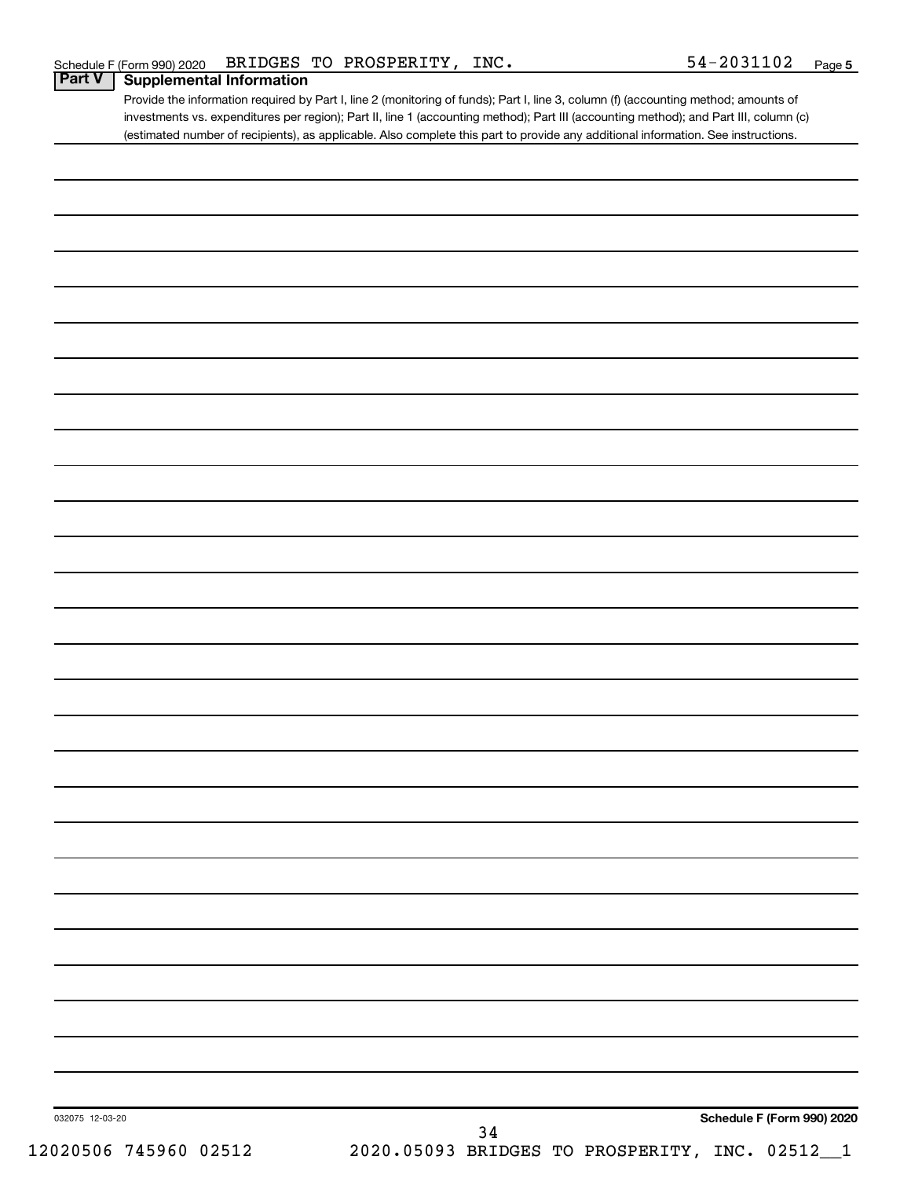Schedule F (Form 990) 2020 BRIDGES TO PROSPERITY, INC. 54-2031102 Page 5

## Part V Supplemental Information

Provide the information required by Part I, line 2 (monitoring of funds); Part I, line 3, column (f) (accounting method; amounts of investments vs. expenditures per region); Part II, line 1 (accounting method); Part III (accounting method); and Part III, column (c) (estimated number of recipients), as applicable. Also complete this part to provide any additional information. See instructions.

032075 12-03-20

**Schedule F (Form 990) 2020**

12020506 745960 02512 2020.05093 BRIDGES TO PROSPERITY, INC. 02512__1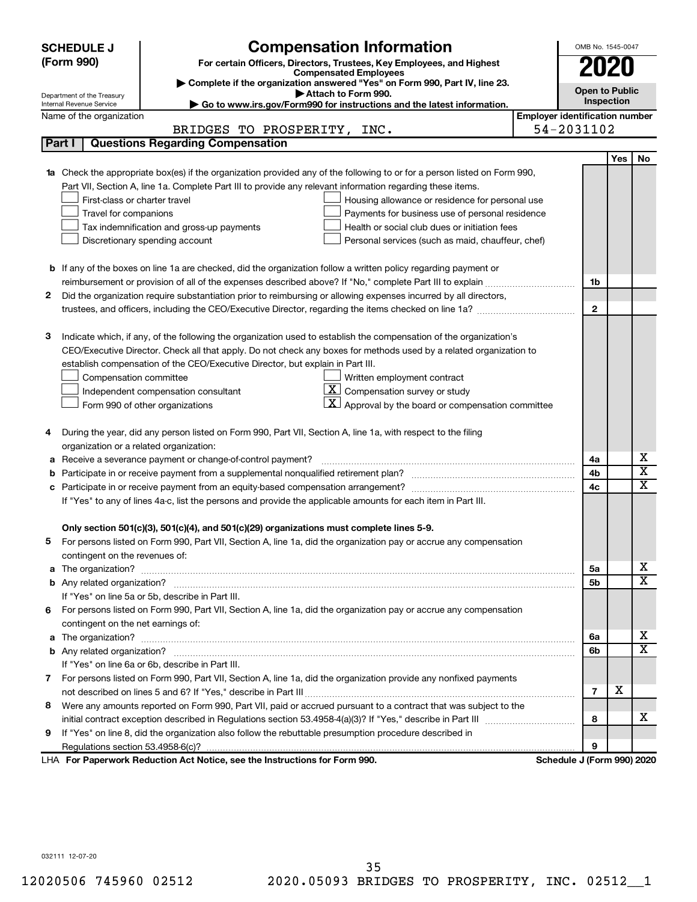**SCHEDULE J (Form 990)**

Department of the Treasury
Internal Revenue Service

# Compensation Information

**For certain Officers, Directors, Trustees, Key Employees, and Highest Compensated Employees**

▶ Complete if the organization answered "Yes" on Form 990, Part IV, line 23.
▶ Attach to Form 990.
▶ Go to www.irs.gov/Form990 for instructions and the latest information.

OMB No. 1545-0047

**2020**

**Open to Public Inspection**

Name of the organization: BRIDGES TO PROSPERITY, INC.

Employer identification number: 54-2031102

## Part I | Questions Regarding Compensation

| | | | Yes | No |
|---|---|---|---|---|
| **1a** | Check the appropriate box(es) if the organization provided any of the following to or for a person listed on Form 990, Part VII, Section A, line 1a. Complete Part III to provide any relevant information regarding these items.<br>☐ First-class or charter travel ☐ Housing allowance or residence for personal use<br>☐ Travel for companions ☐ Payments for business use of personal residence<br>☐ Tax indemnification and gross-up payments ☐ Health or social club dues or initiation fees<br>☐ Discretionary spending account ☐ Personal services (such as maid, chauffeur, chef) | | | |
| **b** | If any of the boxes on line 1a are checked, did the organization follow a written policy regarding payment or reimbursement or provision of all of the expenses described above? If "No," complete Part III to explain | 1b | | |
| **2** | Did the organization require substantiation prior to reimbursing or allowing expenses incurred by all directors, trustees, and officers, including the CEO/Executive Director, regarding the items checked on line 1a? | 2 | | |
| **3** | Indicate which, if any, of the following the organization used to establish the compensation of the organization's CEO/Executive Director. Check all that apply. Do not check any boxes for methods used by a related organization to establish compensation of the CEO/Executive Director, but explain in Part III.<br>☐ Compensation committee ☐ Written employment contract<br>☐ Independent compensation consultant ☒ Compensation survey or study<br>☐ Form 990 of other organizations ☒ Approval by the board or compensation committee | | | |
| **4** | During the year, did any person listed on Form 990, Part VII, Section A, line 1a, with respect to the filing organization or a related organization: | | | |
| **a** | Receive a severance payment or change-of-control payment? | 4a | | X |
| **b** | Participate in or receive payment from a supplemental nonqualified retirement plan? | 4b | | X |
| **c** | Participate in or receive payment from an equity-based compensation arrangement? | 4c | | X |
| | If "Yes" to any of lines 4a-c, list the persons and provide the applicable amounts for each item in Part III. | | | |
| | **Only section 501(c)(3), 501(c)(4), and 501(c)(29) organizations must complete lines 5-9.** | | | |
| **5** | For persons listed on Form 990, Part VII, Section A, line 1a, did the organization pay or accrue any compensation contingent on the revenues of: | | | |
| **a** | The organization? | 5a | | X |
| **b** | Any related organization? | 5b | | X |
| | If "Yes" on line 5a or 5b, describe in Part III. | | | |
| **6** | For persons listed on Form 990, Part VII, Section A, line 1a, did the organization pay or accrue any compensation contingent on the net earnings of: | | | |
| **a** | The organization? | 6a | | X |
| **b** | Any related organization? | 6b | | X |
| | If "Yes" on line 6a or 6b, describe in Part III. | | | |
| **7** | For persons listed on Form 990, Part VII, Section A, line 1a, did the organization provide any nonfixed payments not described on lines 5 and 6? If "Yes," describe in Part III | 7 | X | |
| **8** | Were any amounts reported on Form 990, Part VII, paid or accrued pursuant to a contract that was subject to the initial contract exception described in Regulations section 53.4958-4(a)(3)? If "Yes," describe in Part III | 8 | | X |
| **9** | If "Yes" on line 8, did the organization also follow the rebuttable presumption procedure described in Regulations section 53.4958-6(c)? | 9 | | |

LHA **For Paperwork Reduction Act Notice, see the Instructions for Form 990.** **Schedule J (Form 990) 2020**

032111 12-07-20

12020506 745960 02512 2020.05093 BRIDGES TO PROSPERITY, INC. 02512__1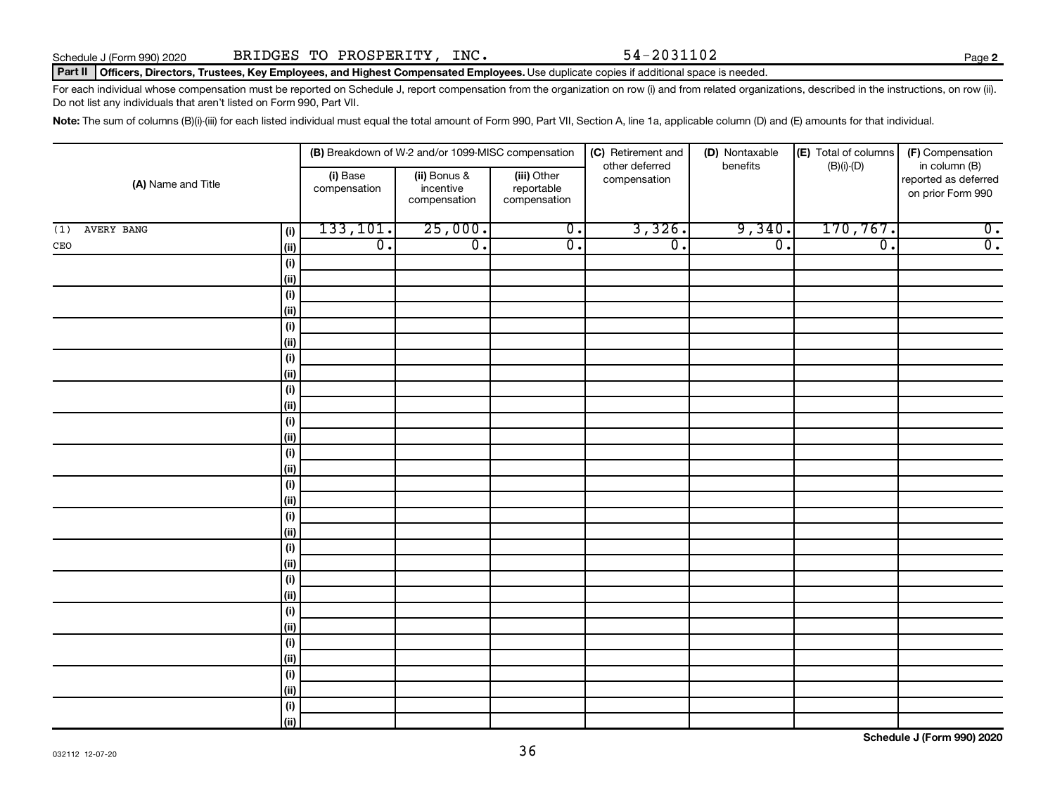Schedule J (Form 990) 2020 BRIDGES TO PROSPERITY, INC. 54-2031102

## Part II Officers, Directors, Trustees, Key Employees, and Highest Compensated Employees. Use duplicate copies if additional space is needed.

For each individual whose compensation must be reported on Schedule J, report compensation from the organization on row (i) and from related organizations, described in the instructions, on row (ii). Do not list any individuals that aren't listed on Form 990, Part VII.

**Note:** The sum of columns (B)(i)-(iii) for each listed individual must equal the total amount of Form 990, Part VII, Section A, line 1a, applicable column (D) and (E) amounts for that individual.

| (A) Name and Title | | (B) Breakdown of W-2 and/or 1099-MISC compensation | | | (C) Retirement and other deferred compensation | (D) Nontaxable benefits | (E) Total of columns (B)(i)-(D) | (F) Compensation in column (B) reported as deferred on prior Form 990 |
|---|---|---|---|---|---|---|---|---|
| | | (i) Base compensation | (ii) Bonus & incentive compensation | (iii) Other reportable compensation | | | | |
| (1) AVERY BANG | (i) | 133,101. | 25,000. | 0. | 3,326. | 9,340. | 170,767. | 0. |
| CEO | (ii) | 0. | 0. | 0. | 0. | 0. | 0. | 0. |
| | (i) | | | | | | | |
| | (ii) | | | | | | | |
| | (i) | | | | | | | |
| | (ii) | | | | | | | |
| | (i) | | | | | | | |
| | (ii) | | | | | | | |
| | (i) | | | | | | | |
| | (ii) | | | | | | | |
| | (i) | | | | | | | |
| | (ii) | | | | | | | |
| | (i) | | | | | | | |
| | (ii) | | | | | | | |
| | (i) | | | | | | | |
| | (ii) | | | | | | | |
| | (i) | | | | | | | |
| | (ii) | | | | | | | |
| | (i) | | | | | | | |
| | (ii) | | | | | | | |
| | (i) | | | | | | | |
| | (ii) | | | | | | | |
| | (i) | | | | | | | |
| | (ii) | | | | | | | |
| | (i) | | | | | | | |
| | (ii) | | | | | | | |
| | (i) | | | | | | | |
| | (ii) | | | | | | | |
| | (i) | | | | | | | |
| | (ii) | | | | | | | |
| | (i) | | | | | | | |
| | (ii) | | | | | | | |

032112 12-07-20

Schedule J (Form 990) 2020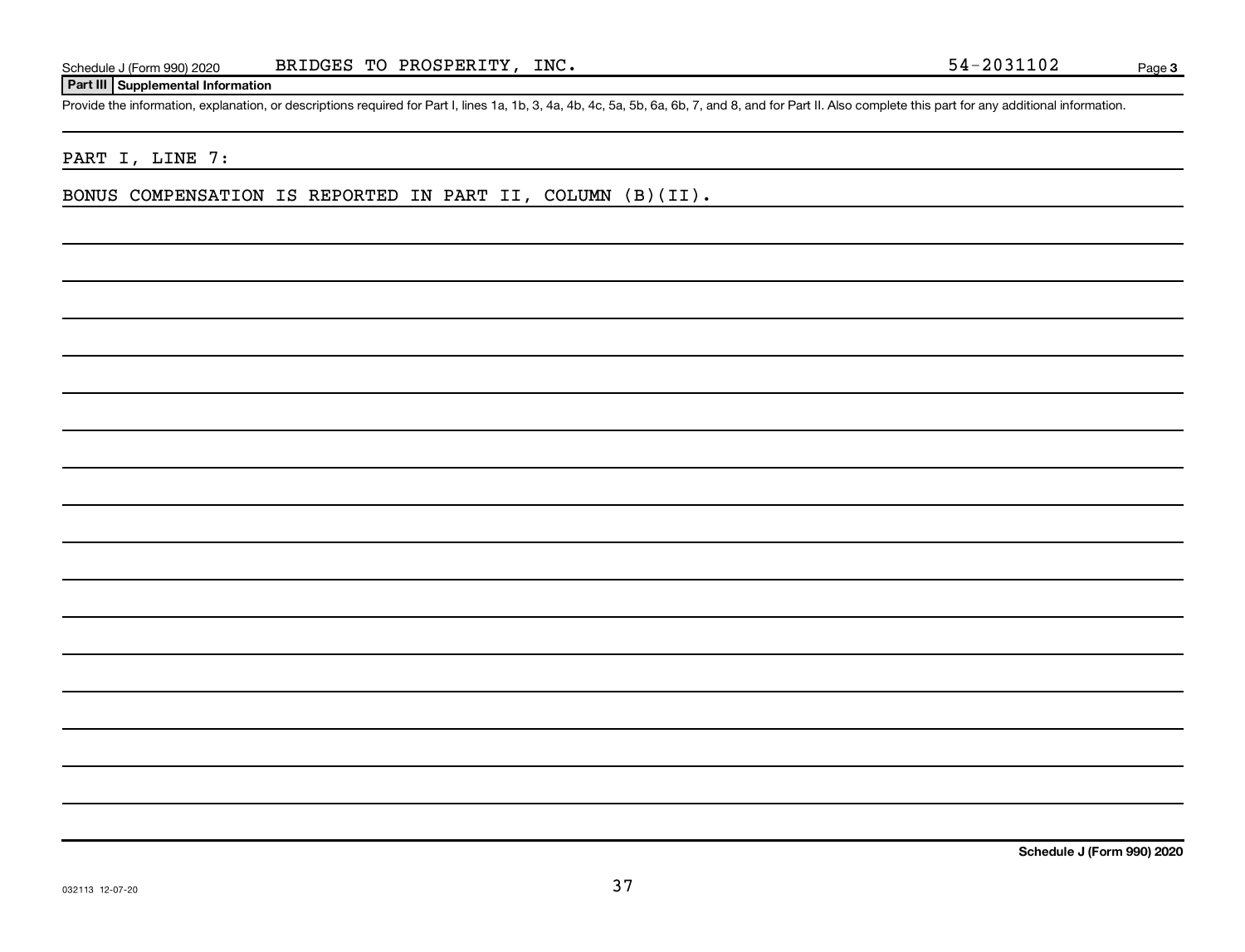Schedule J (Form 990) 2020 BRIDGES TO PROSPERITY, INC. 54-2031102 Page 3

**Part III Supplemental Information**

Provide the information, explanation, or descriptions required for Part I, lines 1a, 1b, 3, 4a, 4b, 4c, 5a, 5b, 6a, 6b, 7, and 8, and for Part II. Also complete this part for any additional information.

PART I, LINE 7:

BONUS COMPENSATION IS REPORTED IN PART II, COLUMN (B)(II).

**Schedule J (Form 990) 2020**

032113 12-07-20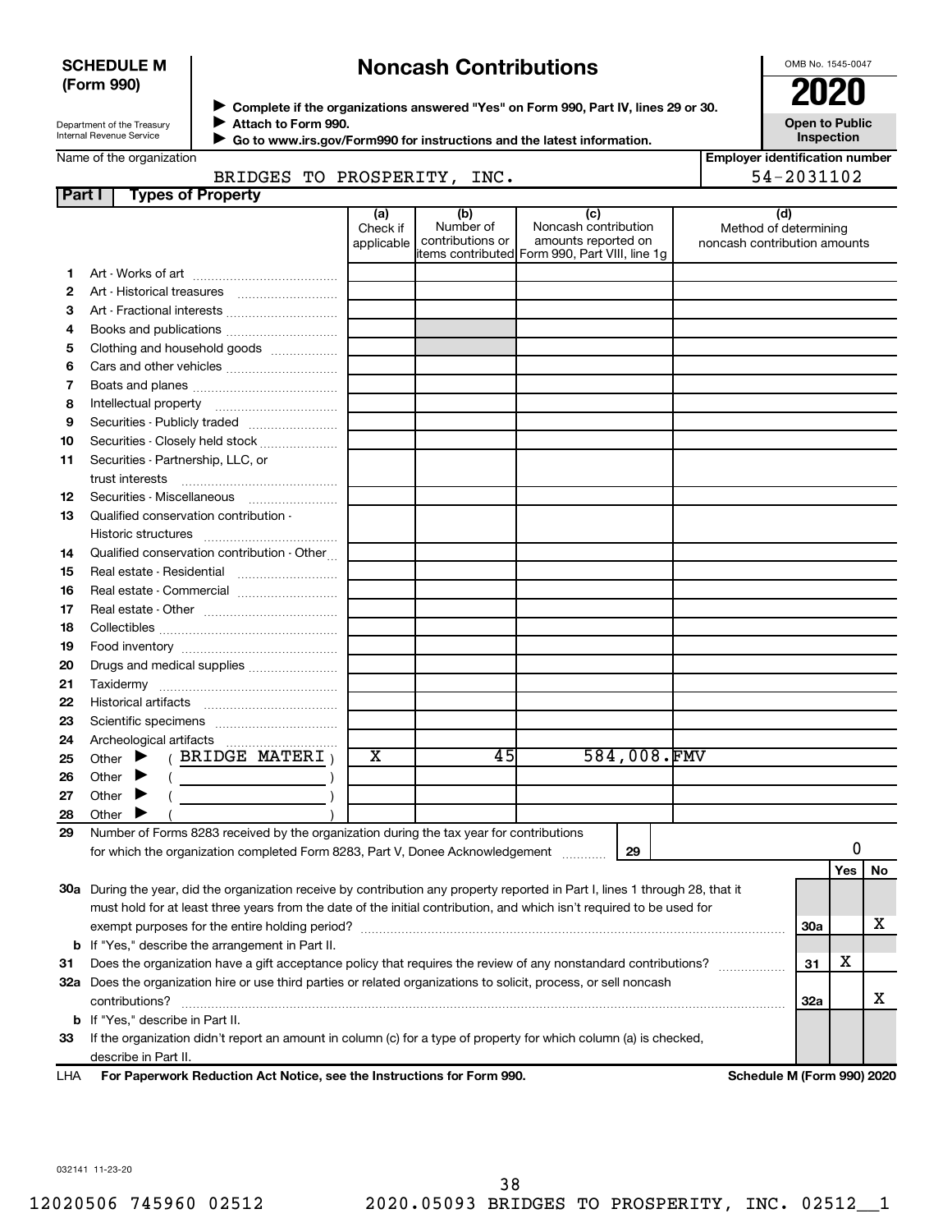**SCHEDULE M (Form 990)**

Department of the Treasury
Internal Revenue Service

# Noncash Contributions

▶ Complete if the organizations answered "Yes" on Form 990, Part IV, lines 29 or 30.
▶ Attach to Form 990.
▶ Go to www.irs.gov/Form990 for instructions and the latest information.

OMB No. 1545-0047

**2020**

**Open to Public Inspection**

Name of the organization: BRIDGES TO PROSPERITY, INC.

Employer identification number: 54-2031102

## Part I Types of Property

| | | (a) Check if applicable | (b) Number of contributions or items contributed | (c) Noncash contribution amounts reported on Form 990, Part VIII, line 1g | (d) Method of determining noncash contribution amounts |
|---|---|---|---|---|---|
| 1 | Art - Works of art | | | | |
| 2 | Art - Historical treasures | | | | |
| 3 | Art - Fractional interests | | | | |
| 4 | Books and publications | | | | |
| 5 | Clothing and household goods | | | | |
| 6 | Cars and other vehicles | | | | |
| 7 | Boats and planes | | | | |
| 8 | Intellectual property | | | | |
| 9 | Securities - Publicly traded | | | | |
| 10 | Securities - Closely held stock | | | | |
| 11 | Securities - Partnership, LLC, or trust interests | | | | |
| 12 | Securities - Miscellaneous | | | | |
| 13 | Qualified conservation contribution - Historic structures | | | | |
| 14 | Qualified conservation contribution - Other | | | | |
| 15 | Real estate - Residential | | | | |
| 16 | Real estate - Commercial | | | | |
| 17 | Real estate - Other | | | | |
| 18 | Collectibles | | | | |
| 19 | Food inventory | | | | |
| 20 | Drugs and medical supplies | | | | |
| 21 | Taxidermy | | | | |
| 22 | Historical artifacts | | | | |
| 23 | Scientific specimens | | | | |
| 24 | Archeological artifacts | | | | |
| 25 | Other ▶ ( BRIDGE MATERI ) | X | 45 | 584,008. | FMV |
| 26 | Other ▶ ( ) | | | | |
| 27 | Other ▶ ( ) | | | | |
| 28 | Other ▶ ( ) | | | | |

29 Number of Forms 8283 received by the organization during the tax year for contributions for which the organization completed Form 8283, Part V, Donee Acknowledgement ..... **29** 0

| | | | Yes | No |
|---|---|---|---|---|
| 30a | During the year, did the organization receive by contribution any property reported in Part I, lines 1 through 28, that it must hold for at least three years from the date of the initial contribution, and which isn't required to be used for exempt purposes for the entire holding period? | 30a | | X |
| b | If "Yes," describe the arrangement in Part II. | | | |
| 31 | Does the organization have a gift acceptance policy that requires the review of any nonstandard contributions? | 31 | X | |
| 32a | Does the organization hire or use third parties or related organizations to solicit, process, or sell noncash contributions? | 32a | | X |
| b | If "Yes," describe in Part II. | | | |
| 33 | If the organization didn't report an amount in column (c) for a type of property for which column (a) is checked, describe in Part II. | | | |

LHA **For Paperwork Reduction Act Notice, see the Instructions for Form 990.** **Schedule M (Form 990) 2020**

032141 11-23-20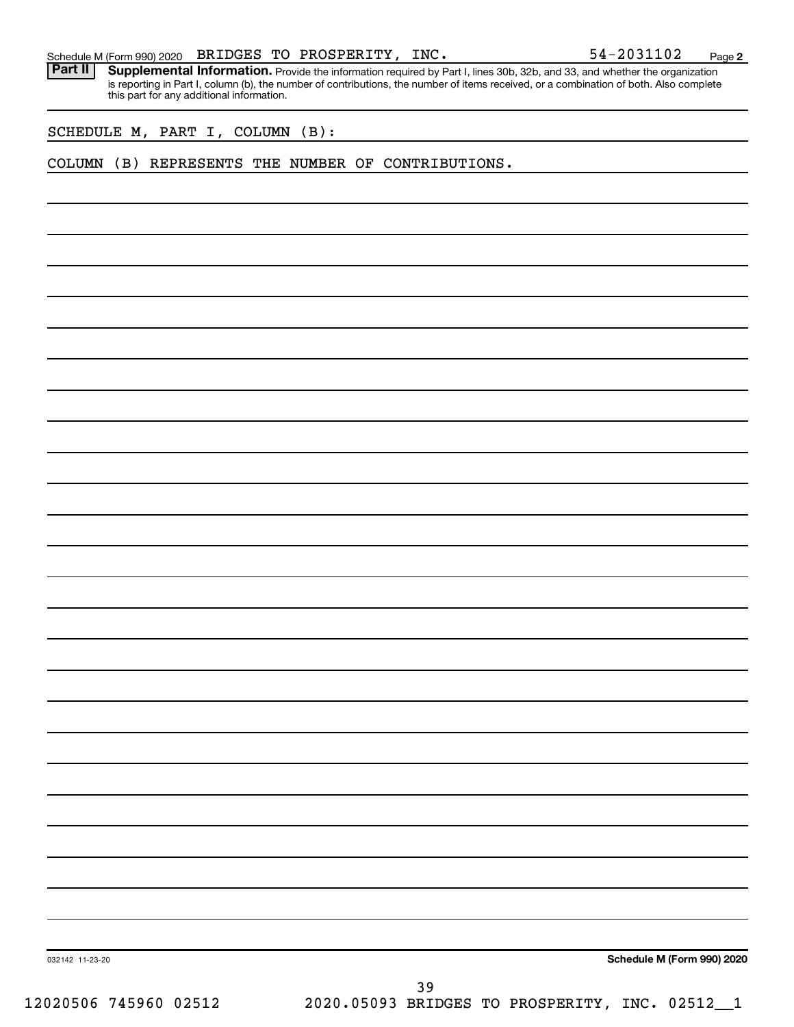Schedule M (Form 990) 2020 BRIDGES TO PROSPERITY, INC. 54-2031102 Page **2**

**Part II** **Supplemental Information.** Provide the information required by Part I, lines 30b, 32b, and 33, and whether the organization is reporting in Part I, column (b), the number of contributions, the number of items received, or a combination of both. Also complete this part for any additional information.

SCHEDULE M, PART I, COLUMN (B):

COLUMN (B) REPRESENTS THE NUMBER OF CONTRIBUTIONS.

032142 11-23-20

**Schedule M (Form 990) 2020**

12020506 745960 02512 2020.05093 BRIDGES TO PROSPERITY, INC. 02512__1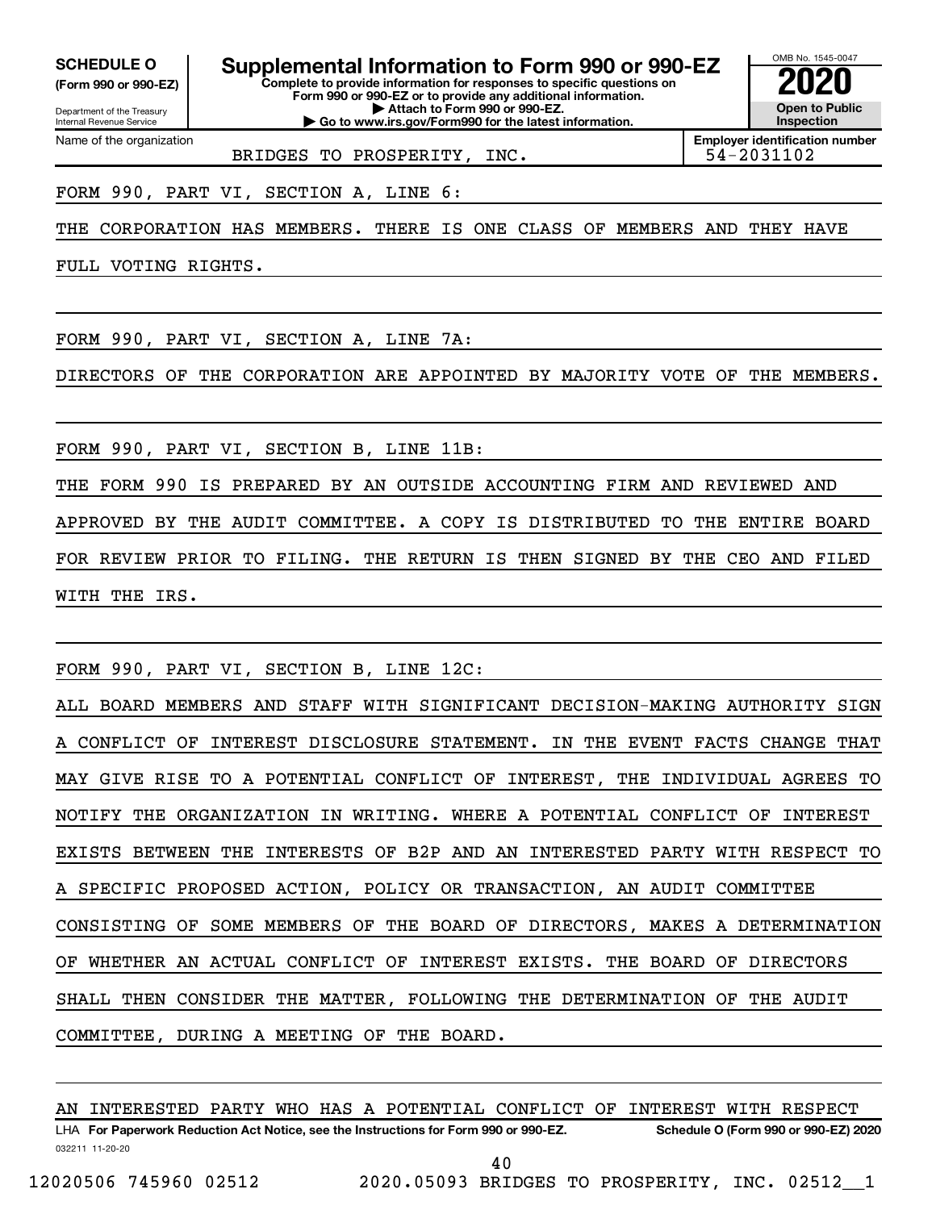**SCHEDULE O** **(Form 990 or 990-EZ)**

Department of the Treasury
Internal Revenue Service

# Supplemental Information to Form 990 or 990-EZ

**Complete to provide information for responses to specific questions on Form 990 or 990-EZ or to provide any additional information.**
**▶ Attach to Form 990 or 990-EZ.**
**▶ Go to www.irs.gov/Form990 for the latest information.**

OMB No. 1545-0047
**2020**
**Open to Public Inspection**

Name of the organization: BRIDGES TO PROSPERITY, INC.
**Employer identification number:** 54-2031102

FORM 990, PART VI, SECTION A, LINE 6:

THE CORPORATION HAS MEMBERS. THERE IS ONE CLASS OF MEMBERS AND THEY HAVE FULL VOTING RIGHTS.

FORM 990, PART VI, SECTION A, LINE 7A:

DIRECTORS OF THE CORPORATION ARE APPOINTED BY MAJORITY VOTE OF THE MEMBERS.

FORM 990, PART VI, SECTION B, LINE 11B:

THE FORM 990 IS PREPARED BY AN OUTSIDE ACCOUNTING FIRM AND REVIEWED AND APPROVED BY THE AUDIT COMMITTEE. A COPY IS DISTRIBUTED TO THE ENTIRE BOARD FOR REVIEW PRIOR TO FILING. THE RETURN IS THEN SIGNED BY THE CEO AND FILED WITH THE IRS.

FORM 990, PART VI, SECTION B, LINE 12C:

ALL BOARD MEMBERS AND STAFF WITH SIGNIFICANT DECISION-MAKING AUTHORITY SIGN A CONFLICT OF INTEREST DISCLOSURE STATEMENT. IN THE EVENT FACTS CHANGE THAT MAY GIVE RISE TO A POTENTIAL CONFLICT OF INTEREST, THE INDIVIDUAL AGREES TO NOTIFY THE ORGANIZATION IN WRITING. WHERE A POTENTIAL CONFLICT OF INTEREST EXISTS BETWEEN THE INTERESTS OF B2P AND AN INTERESTED PARTY WITH RESPECT TO A SPECIFIC PROPOSED ACTION, POLICY OR TRANSACTION, AN AUDIT COMMITTEE CONSISTING OF SOME MEMBERS OF THE BOARD OF DIRECTORS, MAKES A DETERMINATION OF WHETHER AN ACTUAL CONFLICT OF INTEREST EXISTS. THE BOARD OF DIRECTORS SHALL THEN CONSIDER THE MATTER, FOLLOWING THE DETERMINATION OF THE AUDIT COMMITTEE, DURING A MEETING OF THE BOARD.

AN INTERESTED PARTY WHO HAS A POTENTIAL CONFLICT OF INTEREST WITH RESPECT

LHA **For Paperwork Reduction Act Notice, see the Instructions for Form 990 or 990-EZ.** **Schedule O (Form 990 or 990-EZ) 2020**

032211 11-20-20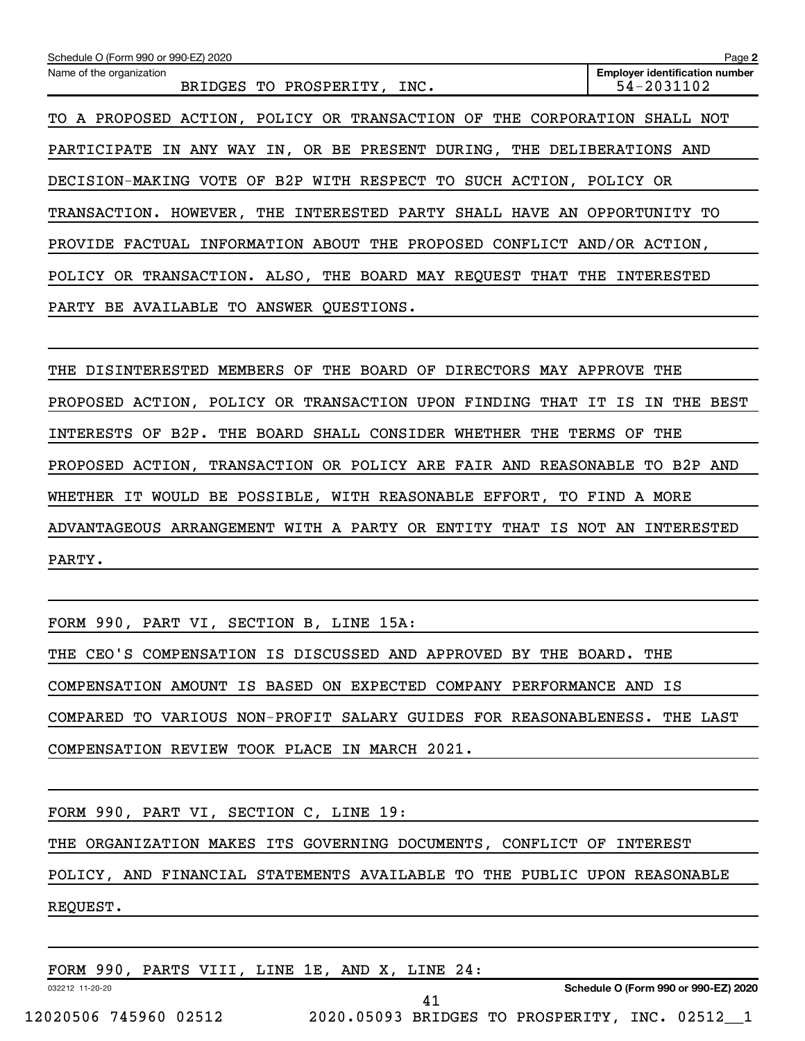Schedule O (Form 990 or 990-EZ) 2020

Name of the organization: BRIDGES TO PROSPERITY, INC.

Employer identification number: 54-2031102

TO A PROPOSED ACTION, POLICY OR TRANSACTION OF THE CORPORATION SHALL NOT PARTICIPATE IN ANY WAY IN, OR BE PRESENT DURING, THE DELIBERATIONS AND DECISION-MAKING VOTE OF B2P WITH RESPECT TO SUCH ACTION, POLICY OR TRANSACTION. HOWEVER, THE INTERESTED PARTY SHALL HAVE AN OPPORTUNITY TO PROVIDE FACTUAL INFORMATION ABOUT THE PROPOSED CONFLICT AND/OR ACTION, POLICY OR TRANSACTION. ALSO, THE BOARD MAY REQUEST THAT THE INTERESTED PARTY BE AVAILABLE TO ANSWER QUESTIONS.

THE DISINTERESTED MEMBERS OF THE BOARD OF DIRECTORS MAY APPROVE THE PROPOSED ACTION, POLICY OR TRANSACTION UPON FINDING THAT IT IS IN THE BEST INTERESTS OF B2P. THE BOARD SHALL CONSIDER WHETHER THE TERMS OF THE PROPOSED ACTION, TRANSACTION OR POLICY ARE FAIR AND REASONABLE TO B2P AND WHETHER IT WOULD BE POSSIBLE, WITH REASONABLE EFFORT, TO FIND A MORE ADVANTAGEOUS ARRANGEMENT WITH A PARTY OR ENTITY THAT IS NOT AN INTERESTED PARTY.

FORM 990, PART VI, SECTION B, LINE 15A:

THE CEO'S COMPENSATION IS DISCUSSED AND APPROVED BY THE BOARD. THE COMPENSATION AMOUNT IS BASED ON EXPECTED COMPANY PERFORMANCE AND IS COMPARED TO VARIOUS NON-PROFIT SALARY GUIDES FOR REASONABLENESS. THE LAST COMPENSATION REVIEW TOOK PLACE IN MARCH 2021.

FORM 990, PART VI, SECTION C, LINE 19:

THE ORGANIZATION MAKES ITS GOVERNING DOCUMENTS, CONFLICT OF INTEREST POLICY, AND FINANCIAL STATEMENTS AVAILABLE TO THE PUBLIC UPON REASONABLE REQUEST.

FORM 990, PARTS VIII, LINE 1E, AND X, LINE 24: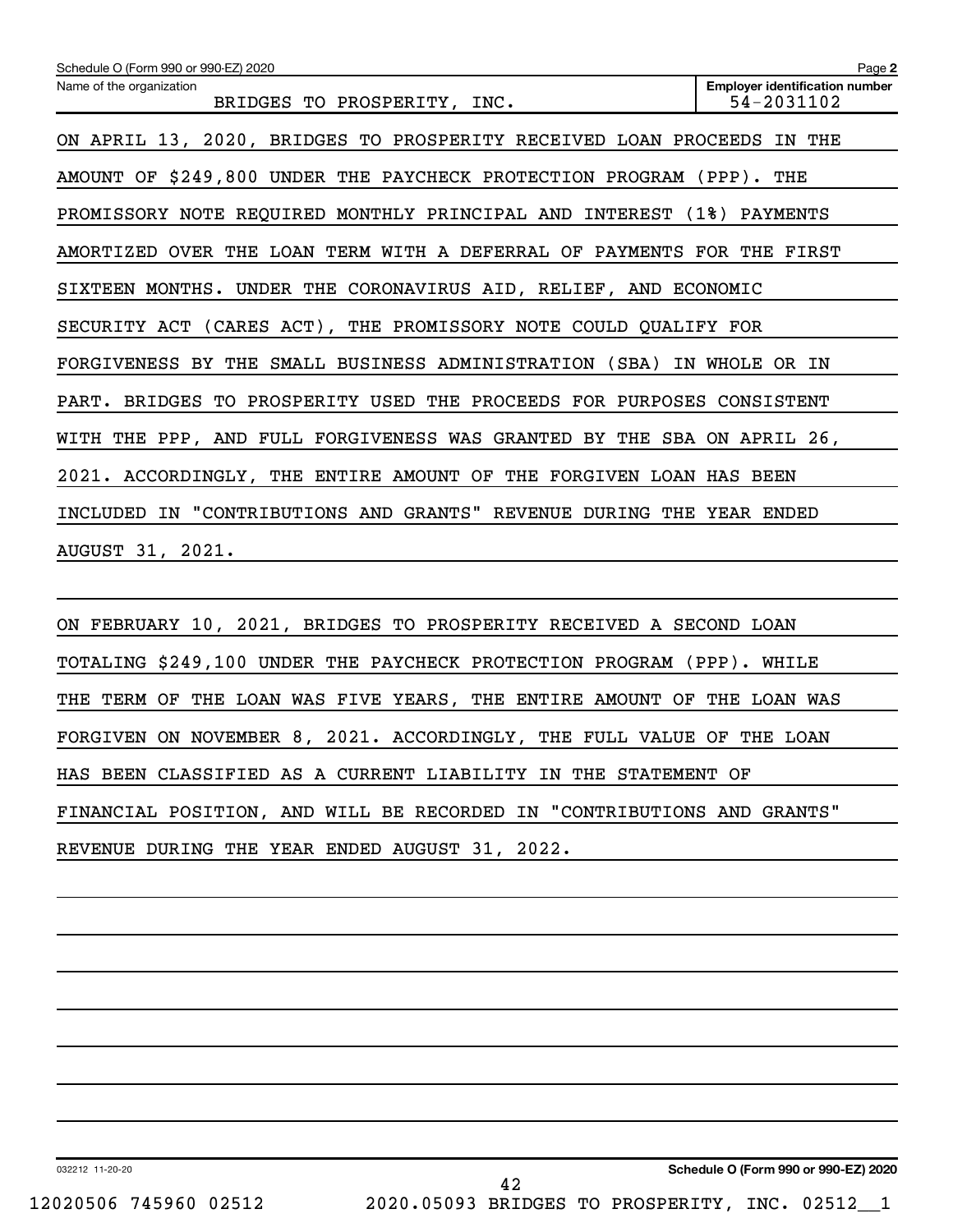Name of the organization: BRIDGES TO PROSPERITY, INC.

Employer identification number: 54-2031102

ON APRIL 13, 2020, BRIDGES TO PROSPERITY RECEIVED LOAN PROCEEDS IN THE AMOUNT OF $249,800 UNDER THE PAYCHECK PROTECTION PROGRAM (PPP). THE PROMISSORY NOTE REQUIRED MONTHLY PRINCIPAL AND INTEREST (1%) PAYMENTS AMORTIZED OVER THE LOAN TERM WITH A DEFERRAL OF PAYMENTS FOR THE FIRST SIXTEEN MONTHS. UNDER THE CORONAVIRUS AID, RELIEF, AND ECONOMIC SECURITY ACT (CARES ACT), THE PROMISSORY NOTE COULD QUALIFY FOR FORGIVENESS BY THE SMALL BUSINESS ADMINISTRATION (SBA) IN WHOLE OR IN PART. BRIDGES TO PROSPERITY USED THE PROCEEDS FOR PURPOSES CONSISTENT WITH THE PPP, AND FULL FORGIVENESS WAS GRANTED BY THE SBA ON APRIL 26, 2021. ACCORDINGLY, THE ENTIRE AMOUNT OF THE FORGIVEN LOAN HAS BEEN INCLUDED IN "CONTRIBUTIONS AND GRANTS" REVENUE DURING THE YEAR ENDED AUGUST 31, 2021.

ON FEBRUARY 10, 2021, BRIDGES TO PROSPERITY RECEIVED A SECOND LOAN TOTALING $249,100 UNDER THE PAYCHECK PROTECTION PROGRAM (PPP). WHILE THE TERM OF THE LOAN WAS FIVE YEARS, THE ENTIRE AMOUNT OF THE LOAN WAS FORGIVEN ON NOVEMBER 8, 2021. ACCORDINGLY, THE FULL VALUE OF THE LOAN HAS BEEN CLASSIFIED AS A CURRENT LIABILITY IN THE STATEMENT OF FINANCIAL POSITION, AND WILL BE RECORDED IN "CONTRIBUTIONS AND GRANTS" REVENUE DURING THE YEAR ENDED AUGUST 31, 2022.